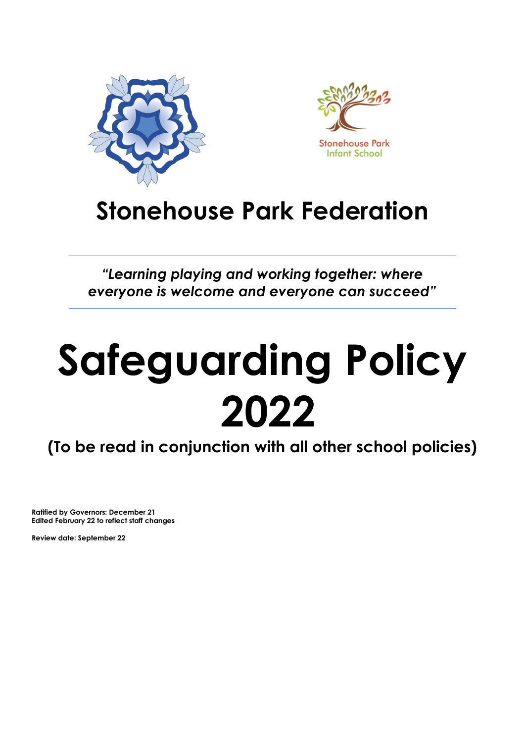Stonehouse Park
Infant School

# Stonehouse Park Federation

*"Learning playing and working together: where everyone is welcome and everyone can succeed"*

# Safeguarding Policy 2022

## (To be read in conjunction with all other school policies)

**Ratified by Governors: December 21**
**Edited February 22 to reflect staff changes**

**Review date: September 22**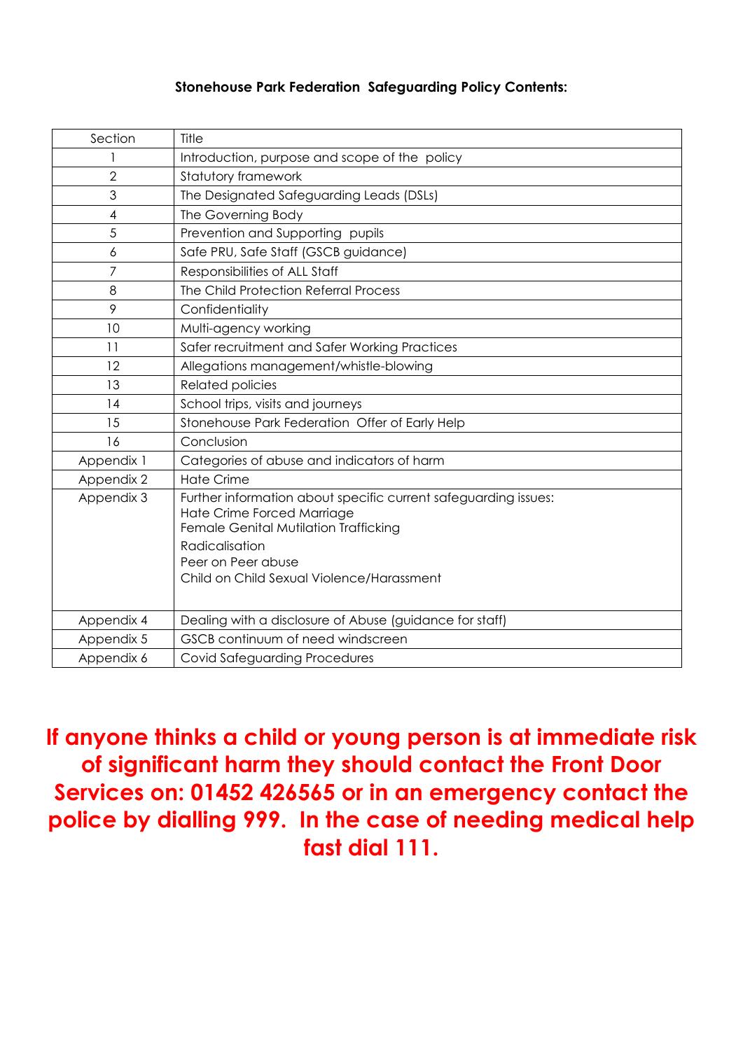**Stonehouse Park Federation Safeguarding Policy Contents:**

| Section | Title |
| --- | --- |
| 1 | Introduction, purpose and scope of the policy |
| 2 | Statutory framework |
| 3 | The Designated Safeguarding Leads (DSLs) |
| 4 | The Governing Body |
| 5 | Prevention and Supporting pupils |
| 6 | Safe PRU, Safe Staff (GSCB guidance) |
| 7 | Responsibilities of ALL Staff |
| 8 | The Child Protection Referral Process |
| 9 | Confidentiality |
| 10 | Multi-agency working |
| 11 | Safer recruitment and Safer Working Practices |
| 12 | Allegations management/whistle-blowing |
| 13 | Related policies |
| 14 | School trips, visits and journeys |
| 15 | Stonehouse Park Federation Offer of Early Help |
| 16 | Conclusion |
| Appendix 1 | Categories of abuse and indicators of harm |
| Appendix 2 | Hate Crime |
| Appendix 3 | Further information about specific current safeguarding issues:<br>Hate Crime Forced Marriage<br>Female Genital Mutilation Trafficking<br>Radicalisation<br>Peer on Peer abuse<br>Child on Child Sexual Violence/Harassment |
| Appendix 4 | Dealing with a disclosure of Abuse (guidance for staff) |
| Appendix 5 | GSCB continuum of need windscreen |
| Appendix 6 | Covid Safeguarding Procedures |

**If anyone thinks a child or young person is at immediate risk of significant harm they should contact the Front Door Services on: 01452 426565 or in an emergency contact the police by dialling 999. In the case of needing medical help fast dial 111.**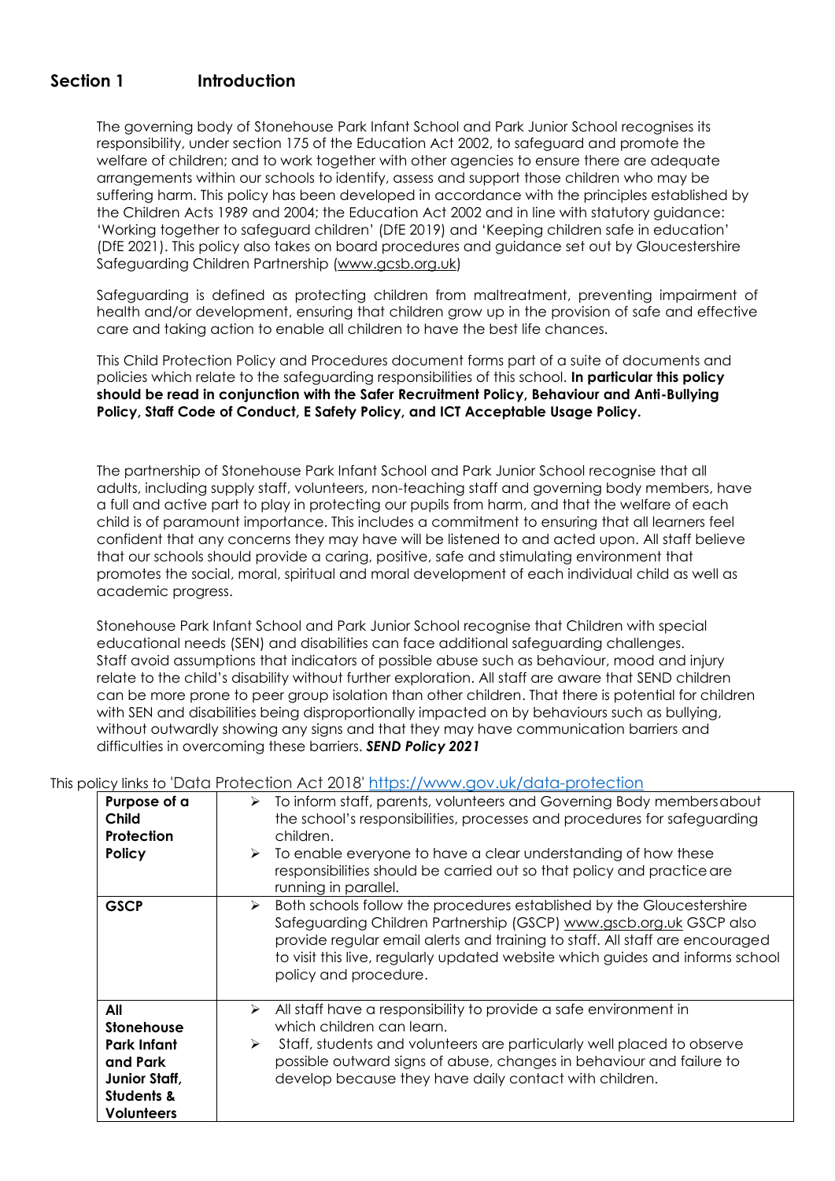## Section 1 Introduction

The governing body of Stonehouse Park Infant School and Park Junior School recognises its responsibility, under section 175 of the Education Act 2002, to safeguard and promote the welfare of children; and to work together with other agencies to ensure there are adequate arrangements within our schools to identify, assess and support those children who may be suffering harm. This policy has been developed in accordance with the principles established by the Children Acts 1989 and 2004; the Education Act 2002 and in line with statutory guidance: 'Working together to safeguard children' (DfE 2019) and 'Keeping children safe in education' (DfE 2021). This policy also takes on board procedures and guidance set out by Gloucestershire Safeguarding Children Partnership (www.gcsb.org.uk)

Safeguarding is defined as protecting children from maltreatment, preventing impairment of health and/or development, ensuring that children grow up in the provision of safe and effective care and taking action to enable all children to have the best life chances.

This Child Protection Policy and Procedures document forms part of a suite of documents and policies which relate to the safeguarding responsibilities of this school. **In particular this policy should be read in conjunction with the Safer Recruitment Policy, Behaviour and Anti-Bullying Policy, Staff Code of Conduct, E Safety Policy, and ICT Acceptable Usage Policy.**

The partnership of Stonehouse Park Infant School and Park Junior School recognise that all adults, including supply staff, volunteers, non-teaching staff and governing body members, have a full and active part to play in protecting our pupils from harm, and that the welfare of each child is of paramount importance. This includes a commitment to ensuring that all learners feel confident that any concerns they may have will be listened to and acted upon. All staff believe that our schools should provide a caring, positive, safe and stimulating environment that promotes the social, moral, spiritual and moral development of each individual child as well as academic progress.

Stonehouse Park Infant School and Park Junior School recognise that Children with special educational needs (SEN) and disabilities can face additional safeguarding challenges. Staff avoid assumptions that indicators of possible abuse such as behaviour, mood and injury relate to the child's disability without further exploration. All staff are aware that SEND children can be more prone to peer group isolation than other children. That there is potential for children with SEN and disabilities being disproportionally impacted on by behaviours such as bullying, without outwardly showing any signs and that they may have communication barriers and difficulties in overcoming these barriers. ***SEND Policy 2021***

This policy links to 'Data Protection Act 2018' https://www.gov.uk/data-protection

| | |
|---|---|
| **Purpose of a Child Protection Policy** | ➢ To inform staff, parents, volunteers and Governing Body members about the school's responsibilities, processes and procedures for safeguarding children.<br>➢ To enable everyone to have a clear understanding of how these responsibilities should be carried out so that policy and practice are running in parallel. |
| **GSCP** | ➢ Both schools follow the procedures established by the Gloucestershire Safeguarding Children Partnership (GSCP) www.gscb.org.uk GSCP also provide regular email alerts and training to staff. All staff are encouraged to visit this live, regularly updated website which guides and informs school policy and procedure. |
| **All Stonehouse Park Infant and Park Junior Staff, Students & Volunteers** | ➢ All staff have a responsibility to provide a safe environment in which children can learn.<br>➢ Staff, students and volunteers are particularly well placed to observe possible outward signs of abuse, changes in behaviour and failure to develop because they have daily contact with children. |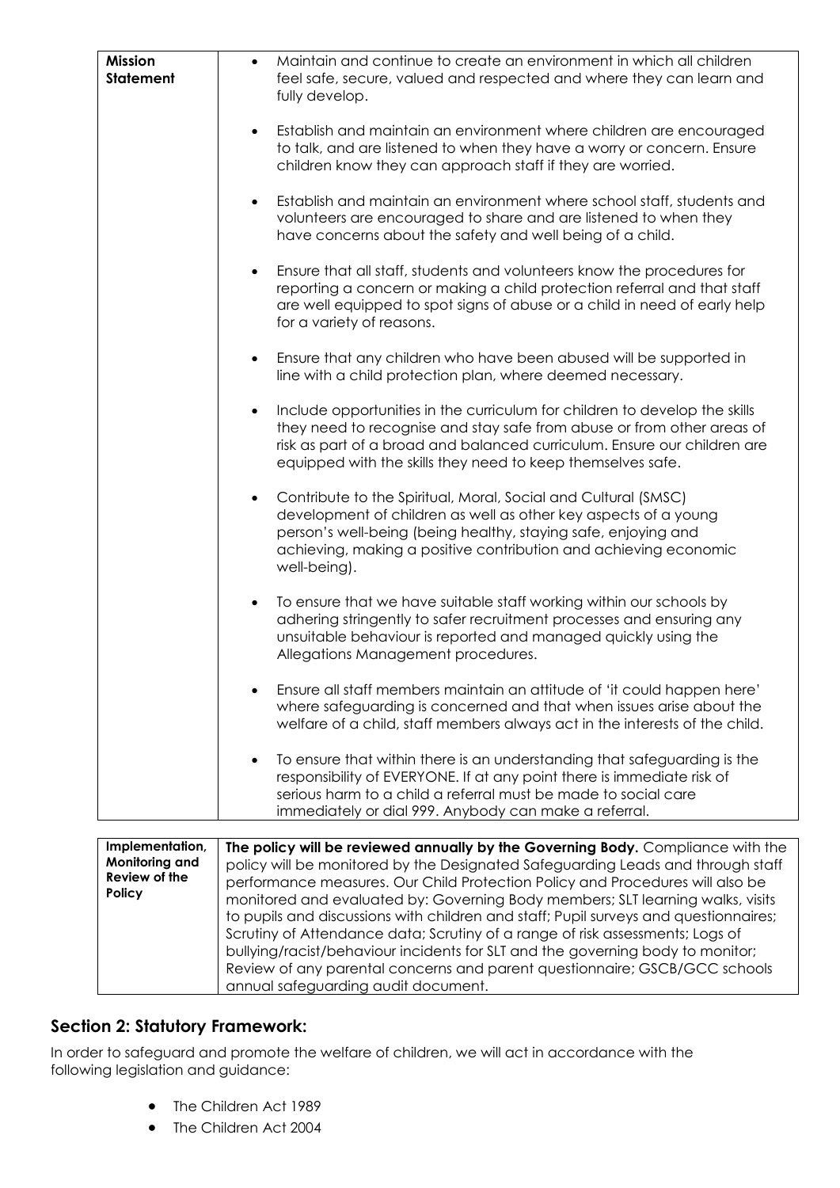| Mission Statement | • Maintain and continue to create an environment in which all children feel safe, secure, valued and respected and where they can learn and fully develop.<br><br>• Establish and maintain an environment where children are encouraged to talk, and are listened to when they have a worry or concern. Ensure children know they can approach staff if they are worried.<br><br>• Establish and maintain an environment where school staff, students and volunteers are encouraged to share and are listened to when they have concerns about the safety and well being of a child.<br><br>• Ensure that all staff, students and volunteers know the procedures for reporting a concern or making a child protection referral and that staff are well equipped to spot signs of abuse or a child in need of early help for a variety of reasons.<br><br>• Ensure that any children who have been abused will be supported in line with a child protection plan, where deemed necessary.<br><br>• Include opportunities in the curriculum for children to develop the skills they need to recognise and stay safe from abuse or from other areas of risk as part of a broad and balanced curriculum. Ensure our children are equipped with the skills they need to keep themselves safe.<br><br>• Contribute to the Spiritual, Moral, Social and Cultural (SMSC) development of children as well as other key aspects of a young person's well-being (being healthy, staying safe, enjoying and achieving, making a positive contribution and achieving economic well-being).<br><br>• To ensure that we have suitable staff working within our schools by adhering stringently to safer recruitment processes and ensuring any unsuitable behaviour is reported and managed quickly using the Allegations Management procedures.<br><br>• Ensure all staff members maintain an attitude of 'it could happen here' where safeguarding is concerned and that when issues arise about the welfare of a child, staff members always act in the interests of the child.<br><br>• To ensure that within there is an understanding that safeguarding is the responsibility of EVERYONE. If at any point there is immediate risk of serious harm to a child a referral must be made to social care immediately or dial 999. Anybody can make a referral. |
|---|---|

| Implementation, Monitoring and Review of the Policy | **The policy will be reviewed annually by the Governing Body.** Compliance with the policy will be monitored by the Designated Safeguarding Leads and through staff performance measures. Our Child Protection Policy and Procedures will also be monitored and evaluated by: Governing Body members; SLT learning walks, visits to pupils and discussions with children and staff; Pupil surveys and questionnaires; Scrutiny of Attendance data; Scrutiny of a range of risk assessments; Logs of bullying/racist/behaviour incidents for SLT and the governing body to monitor; Review of any parental concerns and parent questionnaire; GSCB/GCC schools annual safeguarding audit document. |
|---|---|

## Section 2: Statutory Framework:

In order to safeguard and promote the welfare of children, we will act in accordance with the following legislation and guidance:

- The Children Act 1989
- The Children Act 2004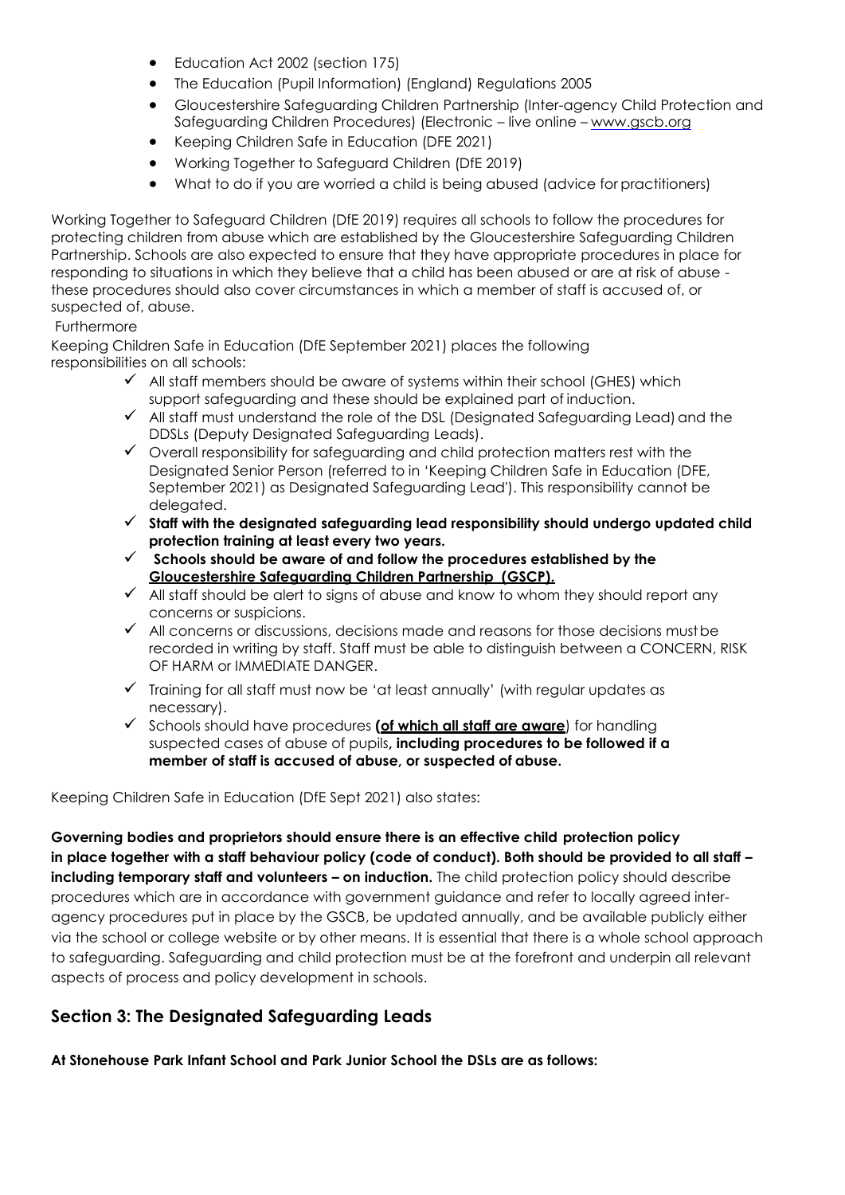- Education Act 2002 (section 175)
- The Education (Pupil Information) (England) Regulations 2005
- Gloucestershire Safeguarding Children Partnership (Inter-agency Child Protection and Safeguarding Children Procedures) (Electronic – live online – www.gscb.org
- Keeping Children Safe in Education (DFE 2021)
- Working Together to Safeguard Children (DfE 2019)
- What to do if you are worried a child is being abused (advice for practitioners)

Working Together to Safeguard Children (DfE 2019) requires all schools to follow the procedures for protecting children from abuse which are established by the Gloucestershire Safeguarding Children Partnership. Schools are also expected to ensure that they have appropriate procedures in place for responding to situations in which they believe that a child has been abused or are at risk of abuse - these procedures should also cover circumstances in which a member of staff is accused of, or suspected of, abuse.

Furthermore

Keeping Children Safe in Education (DfE September 2021) places the following responsibilities on all schools:

- ✓ All staff members should be aware of systems within their school (GHES) which support safeguarding and these should be explained part of induction.
- ✓ All staff must understand the role of the DSL (Designated Safeguarding Lead) and the DDSLs (Deputy Designated Safeguarding Leads).
- ✓ Overall responsibility for safeguarding and child protection matters rest with the Designated Senior Person (referred to in 'Keeping Children Safe in Education (DFE, September 2021) as Designated Safeguarding Lead'). This responsibility cannot be delegated.
- ✓ **Staff with the designated safeguarding lead responsibility should undergo updated child protection training at least every two years.**
- ✓ **Schools should be aware of and follow the procedures established by the Gloucestershire Safeguarding Children Partnership (GSCP).**
- ✓ All staff should be alert to signs of abuse and know to whom they should report any concerns or suspicions.
- ✓ All concerns or discussions, decisions made and reasons for those decisions must be recorded in writing by staff. Staff must be able to distinguish between a CONCERN, RISK OF HARM or IMMEDIATE DANGER.
- ✓ Training for all staff must now be 'at least annually' (with regular updates as necessary).
- ✓ Schools should have procedures **(of which all staff are aware)** for handling suspected cases of abuse of pupils**, including procedures to be followed if a member of staff is accused of abuse, or suspected of abuse.**

Keeping Children Safe in Education (DfE Sept 2021) also states:

**Governing bodies and proprietors should ensure there is an effective child protection policy in place together with a staff behaviour policy (code of conduct). Both should be provided to all staff – including temporary staff and volunteers – on induction.** The child protection policy should describe procedures which are in accordance with government guidance and refer to locally agreed inter-agency procedures put in place by the GSCB, be updated annually, and be available publicly either via the school or college website or by other means. It is essential that there is a whole school approach to safeguarding. Safeguarding and child protection must be at the forefront and underpin all relevant aspects of process and policy development in schools.

## Section 3: The Designated Safeguarding Leads

**At Stonehouse Park Infant School and Park Junior School the DSLs are as follows:**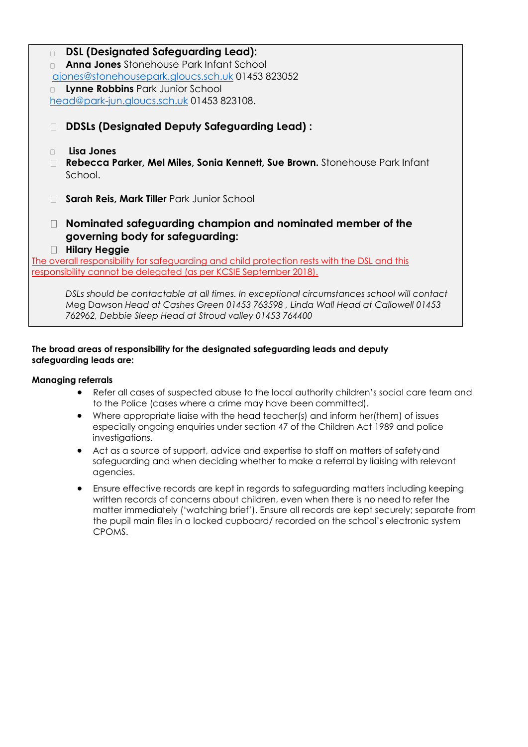- **DSL (Designated Safeguarding Lead):**
- **Anna Jones** Stonehouse Park Infant School
  ajones@stonehousepark.gloucs.sch.uk 01453 823052
- **Lynne Robbins** Park Junior School
  head@park-jun.gloucs.sch.uk 01453 823108.

- **DDSLs (Designated Deputy Safeguarding Lead) :**

- **Lisa Jones**
- **Rebecca Parker, Mel Miles, Sonia Kennett, Sue Brown.** Stonehouse Park Infant School.

- **Sarah Reis, Mark Tiller** Park Junior School

- **Nominated safeguarding champion and nominated member of the governing body for safeguarding:**
- **Hilary Heggie**

The overall responsibility for safeguarding and child protection rests with the DSL and this responsibility cannot be delegated (as per KCSIE September 2018).

*DSLs should be contactable at all times. In exceptional circumstances school will contact* Meg Dawson *Head at Cashes Green 01453 763598 , Linda Wall Head at Callowell 01453 762962, Debbie Sleep Head at Stroud valley 01453 764400*

**The broad areas of responsibility for the designated safeguarding leads and deputy safeguarding leads are:**

**Managing referrals**

- Refer all cases of suspected abuse to the local authority children's social care team and to the Police (cases where a crime may have been committed).
- Where appropriate liaise with the head teacher(s) and inform her(them) of issues especially ongoing enquiries under section 47 of the Children Act 1989 and police investigations.
- Act as a source of support, advice and expertise to staff on matters of safety and safeguarding and when deciding whether to make a referral by liaising with relevant agencies.
- Ensure effective records are kept in regards to safeguarding matters including keeping written records of concerns about children, even when there is no need to refer the matter immediately ('watching brief'). Ensure all records are kept securely; separate from the pupil main files in a locked cupboard/ recorded on the school's electronic system CPOMS.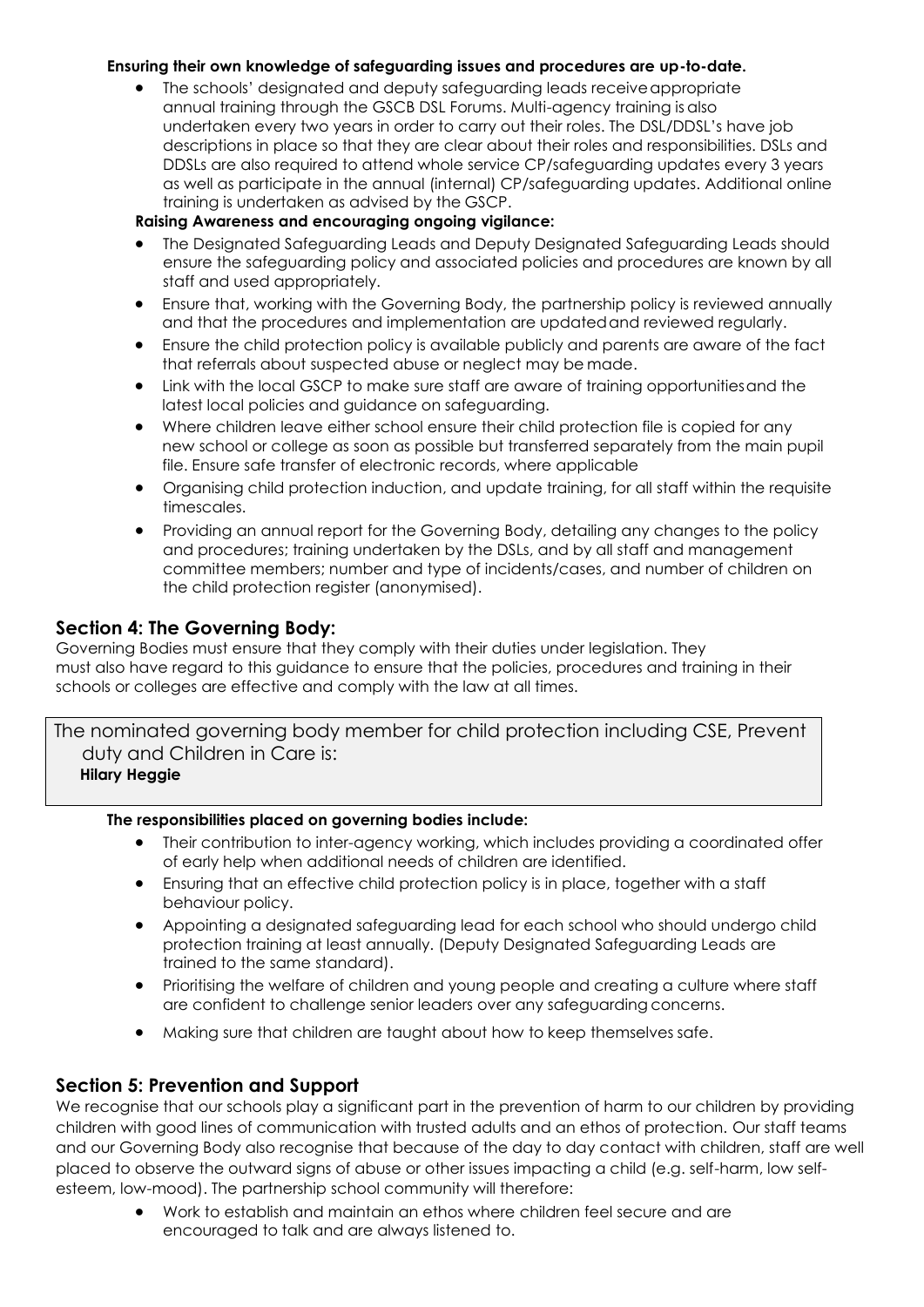**Ensuring their own knowledge of safeguarding issues and procedures are up-to-date.**

- The schools' designated and deputy safeguarding leads receive appropriate annual training through the GSCB DSL Forums. Multi-agency training is also undertaken every two years in order to carry out their roles. The DSL/DDSL's have job descriptions in place so that they are clear about their roles and responsibilities. DSLs and DDSLs are also required to attend whole service CP/safeguarding updates every 3 years as well as participate in the annual (internal) CP/safeguarding updates. Additional online training is undertaken as advised by the GSCP.

**Raising Awareness and encouraging ongoing vigilance:**

- The Designated Safeguarding Leads and Deputy Designated Safeguarding Leads should ensure the safeguarding policy and associated policies and procedures are known by all staff and used appropriately.
- Ensure that, working with the Governing Body, the partnership policy is reviewed annually and that the procedures and implementation are updated and reviewed regularly.
- Ensure the child protection policy is available publicly and parents are aware of the fact that referrals about suspected abuse or neglect may be made.
- Link with the local GSCP to make sure staff are aware of training opportunities and the latest local policies and guidance on safeguarding.
- Where children leave either school ensure their child protection file is copied for any new school or college as soon as possible but transferred separately from the main pupil file. Ensure safe transfer of electronic records, where applicable
- Organising child protection induction, and update training, for all staff within the requisite timescales.
- Providing an annual report for the Governing Body, detailing any changes to the policy and procedures; training undertaken by the DSLs, and by all staff and management committee members; number and type of incidents/cases, and number of children on the child protection register (anonymised).

## Section 4: The Governing Body:

Governing Bodies must ensure that they comply with their duties under legislation. They must also have regard to this guidance to ensure that the policies, procedures and training in their schools or colleges are effective and comply with the law at all times.

The nominated governing body member for child protection including CSE, Prevent duty and Children in Care is:
**Hilary Heggie**

**The responsibilities placed on governing bodies include:**

- Their contribution to inter-agency working, which includes providing a coordinated offer of early help when additional needs of children are identified.
- Ensuring that an effective child protection policy is in place, together with a staff behaviour policy.
- Appointing a designated safeguarding lead for each school who should undergo child protection training at least annually. (Deputy Designated Safeguarding Leads are trained to the same standard).
- Prioritising the welfare of children and young people and creating a culture where staff are confident to challenge senior leaders over any safeguarding concerns.
- Making sure that children are taught about how to keep themselves safe.

## Section 5: Prevention and Support

We recognise that our schools play a significant part in the prevention of harm to our children by providing children with good lines of communication with trusted adults and an ethos of protection. Our staff teams and our Governing Body also recognise that because of the day to day contact with children, staff are well placed to observe the outward signs of abuse or other issues impacting a child (e.g. self-harm, low self-esteem, low-mood). The partnership school community will therefore:

- Work to establish and maintain an ethos where children feel secure and are encouraged to talk and are always listened to.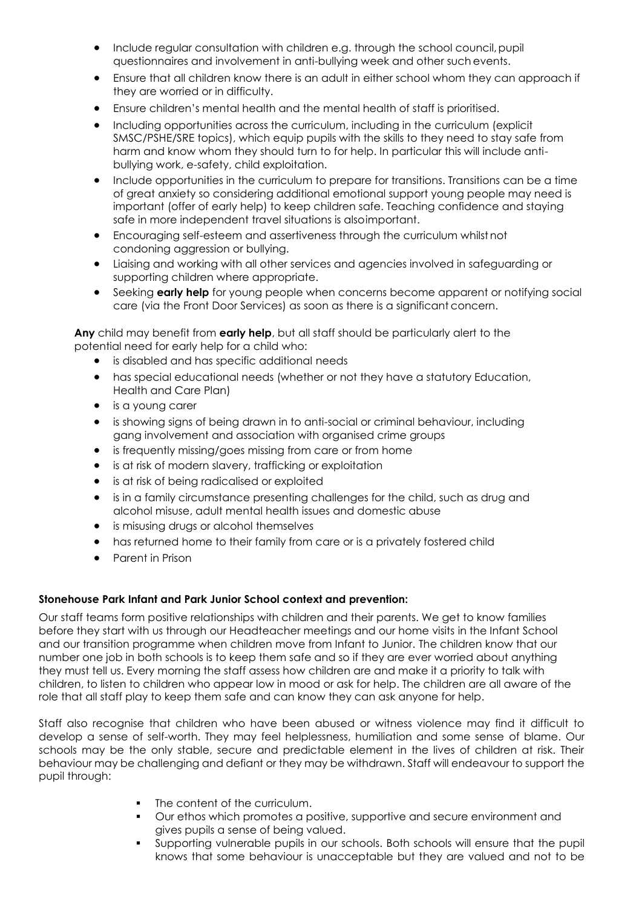- Include regular consultation with children e.g. through the school council, pupil questionnaires and involvement in anti-bullying week and other such events.
- Ensure that all children know there is an adult in either school whom they can approach if they are worried or in difficulty.
- Ensure children's mental health and the mental health of staff is prioritised.
- Including opportunities across the curriculum, including in the curriculum (explicit SMSC/PSHE/SRE topics), which equip pupils with the skills to they need to stay safe from harm and know whom they should turn to for help. In particular this will include anti-bullying work, e-safety, child exploitation.
- Include opportunities in the curriculum to prepare for transitions. Transitions can be a time of great anxiety so considering additional emotional support young people may need is important (offer of early help) to keep children safe. Teaching confidence and staying safe in more independent travel situations is alsoimportant.
- Encouraging self-esteem and assertiveness through the curriculum whilst not condoning aggression or bullying.
- Liaising and working with all other services and agencies involved in safeguarding or supporting children where appropriate.
- Seeking **early help** for young people when concerns become apparent or notifying social care (via the Front Door Services) as soon as there is a significant concern.

**Any** child may benefit from **early help**, but all staff should be particularly alert to the potential need for early help for a child who:

- is disabled and has specific additional needs
- has special educational needs (whether or not they have a statutory Education, Health and Care Plan)
- is a young carer
- is showing signs of being drawn in to anti-social or criminal behaviour, including gang involvement and association with organised crime groups
- is frequently missing/goes missing from care or from home
- is at risk of modern slavery, trafficking or exploitation
- is at risk of being radicalised or exploited
- is in a family circumstance presenting challenges for the child, such as drug and alcohol misuse, adult mental health issues and domestic abuse
- is misusing drugs or alcohol themselves
- has returned home to their family from care or is a privately fostered child
- Parent in Prison

**Stonehouse Park Infant and Park Junior School context and prevention:**

Our staff teams form positive relationships with children and their parents. We get to know families before they start with us through our Headteacher meetings and our home visits in the Infant School and our transition programme when children move from Infant to Junior. The children know that our number one job in both schools is to keep them safe and so if they are ever worried about anything they must tell us. Every morning the staff assess how children are and make it a priority to talk with children, to listen to children who appear low in mood or ask for help. The children are all aware of the role that all staff play to keep them safe and can know they can ask anyone for help.

Staff also recognise that children who have been abused or witness violence may find it difficult to develop a sense of self-worth. They may feel helplessness, humiliation and some sense of blame. Our schools may be the only stable, secure and predictable element in the lives of children at risk. Their behaviour may be challenging and defiant or they may be withdrawn. Staff will endeavour to support the pupil through:

- The content of the curriculum.
- Our ethos which promotes a positive, supportive and secure environment and gives pupils a sense of being valued.
- Supporting vulnerable pupils in our schools. Both schools will ensure that the pupil knows that some behaviour is unacceptable but they are valued and not to be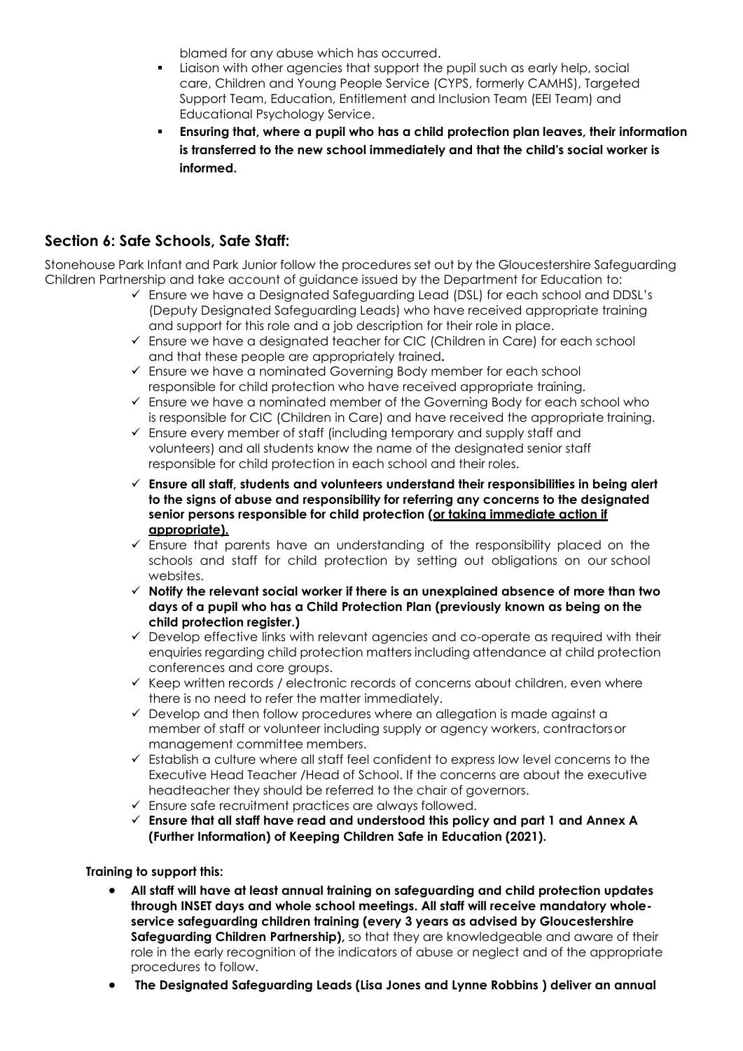blamed for any abuse which has occurred.

- Liaison with other agencies that support the pupil such as early help, social care, Children and Young People Service (CYPS, formerly CAMHS), Targeted Support Team, Education, Entitlement and Inclusion Team (EEI Team) and Educational Psychology Service.
- **Ensuring that, where a pupil who has a child protection plan leaves, their information is transferred to the new school immediately and that the child's social worker is informed.**

## Section 6: Safe Schools, Safe Staff:

Stonehouse Park Infant and Park Junior follow the procedures set out by the Gloucestershire Safeguarding Children Partnership and take account of guidance issued by the Department for Education to:

- ✓ Ensure we have a Designated Safeguarding Lead (DSL) for each school and DDSL's (Deputy Designated Safeguarding Leads) who have received appropriate training and support for this role and a job description for their role in place.
- ✓ Ensure we have a designated teacher for CIC (Children in Care) for each school and that these people are appropriately trained**.**
- ✓ Ensure we have a nominated Governing Body member for each school responsible for child protection who have received appropriate training.
- ✓ Ensure we have a nominated member of the Governing Body for each school who is responsible for CIC (Children in Care) and have received the appropriate training.
- ✓ Ensure every member of staff (including temporary and supply staff and volunteers) and all students know the name of the designated senior staff responsible for child protection in each school and their roles.
- ✓ **Ensure all staff, students and volunteers understand their responsibilities in being alert to the signs of abuse and responsibility for referring any concerns to the designated senior persons responsible for child protection (<u>or taking immediate action if appropriate).</u>**
- ✓ Ensure that parents have an understanding of the responsibility placed on the schools and staff for child protection by setting out obligations on our school websites.
- ✓ **Notify the relevant social worker if there is an unexplained absence of more than two days of a pupil who has a Child Protection Plan (previously known as being on the child protection register.)**
- ✓ Develop effective links with relevant agencies and co-operate as required with their enquiries regarding child protection matters including attendance at child protection conferences and core groups.
- ✓ Keep written records / electronic records of concerns about children, even where there is no need to refer the matter immediately.
- ✓ Develop and then follow procedures where an allegation is made against a member of staff or volunteer including supply or agency workers, contractors or management committee members.
- ✓ Establish a culture where all staff feel confident to express low level concerns to the Executive Head Teacher /Head of School. If the concerns are about the executive headteacher they should be referred to the chair of governors.
- ✓ Ensure safe recruitment practices are always followed.
- ✓ **Ensure that all staff have read and understood this policy and part 1 and Annex A (Further Information) of Keeping Children Safe in Education (2021).**

**Training to support this:**

- **All staff will have at least annual training on safeguarding and child protection updates through INSET days and whole school meetings. All staff will receive mandatory whole-service safeguarding children training (every 3 years as advised by Gloucestershire Safeguarding Children Partnership),** so that they are knowledgeable and aware of their role in the early recognition of the indicators of abuse or neglect and of the appropriate procedures to follow.
- **The Designated Safeguarding Leads (Lisa Jones and Lynne Robbins ) deliver an annual**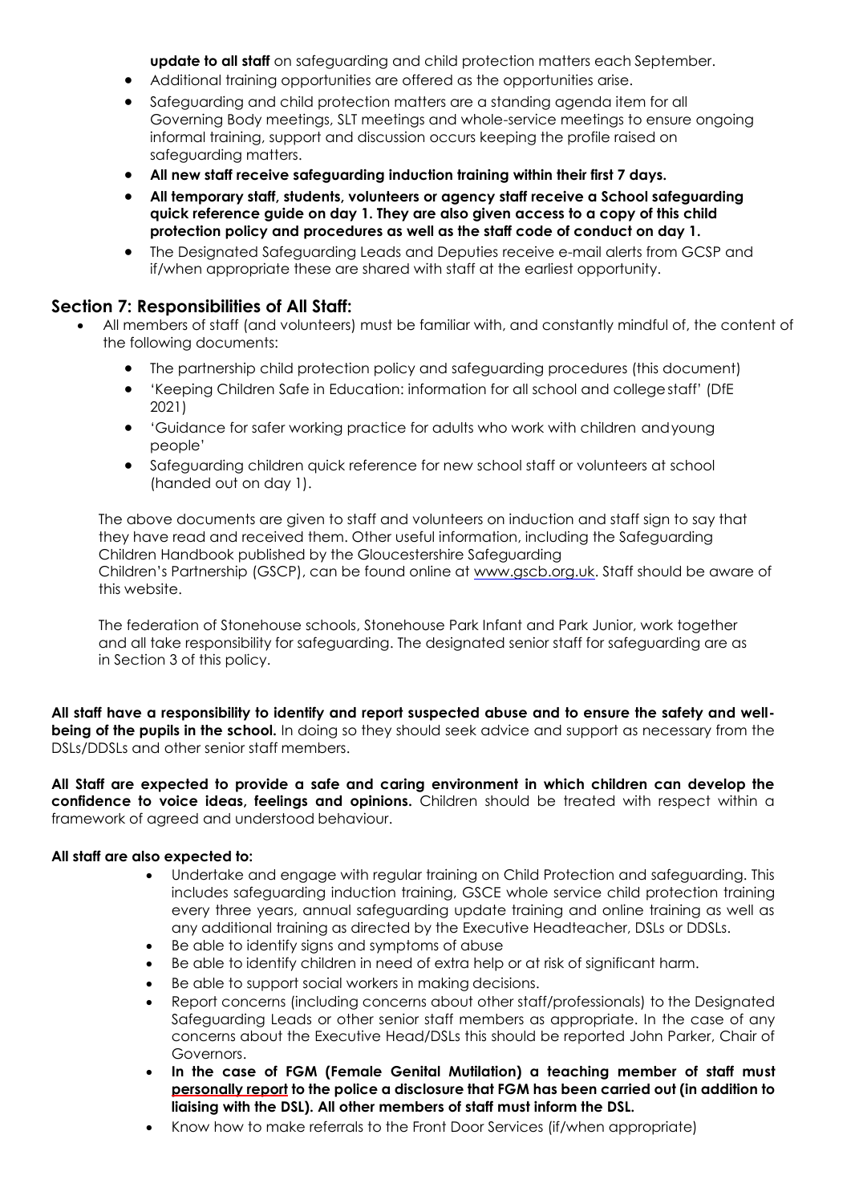**update to all staff** on safeguarding and child protection matters each September.

- Additional training opportunities are offered as the opportunities arise.
- Safeguarding and child protection matters are a standing agenda item for all Governing Body meetings, SLT meetings and whole-service meetings to ensure ongoing informal training, support and discussion occurs keeping the profile raised on safeguarding matters.
- **All new staff receive safeguarding induction training within their first 7 days.**
- **All temporary staff, students, volunteers or agency staff receive a School safeguarding quick reference guide on day 1. They are also given access to a copy of this child protection policy and procedures as well as the staff code of conduct on day 1.**
- The Designated Safeguarding Leads and Deputies receive e-mail alerts from GCSP and if/when appropriate these are shared with staff at the earliest opportunity.

## Section 7: Responsibilities of All Staff:

- All members of staff (and volunteers) must be familiar with, and constantly mindful of, the content of the following documents:
  - The partnership child protection policy and safeguarding procedures (this document)
  - 'Keeping Children Safe in Education: information for all school and college staff' (DfE 2021)
  - 'Guidance for safer working practice for adults who work with children and young people'
  - Safeguarding children quick reference for new school staff or volunteers at school (handed out on day 1).

  The above documents are given to staff and volunteers on induction and staff sign to say that they have read and received them. Other useful information, including the Safeguarding Children Handbook published by the Gloucestershire Safeguarding Children's Partnership (GSCP), can be found online at www.gscb.org.uk. Staff should be aware of this website.

  The federation of Stonehouse schools, Stonehouse Park Infant and Park Junior, work together and all take responsibility for safeguarding. The designated senior staff for safeguarding are as in Section 3 of this policy.

**All staff have a responsibility to identify and report suspected abuse and to ensure the safety and well-being of the pupils in the school.** In doing so they should seek advice and support as necessary from the DSLs/DDSLs and other senior staff members.

**All Staff are expected to provide a safe and caring environment in which children can develop the confidence to voice ideas, feelings and opinions.** Children should be treated with respect within a framework of agreed and understood behaviour.

**All staff are also expected to:**

- Undertake and engage with regular training on Child Protection and safeguarding. This includes safeguarding induction training, GSCE whole service child protection training every three years, annual safeguarding update training and online training as well as any additional training as directed by the Executive Headteacher, DSLs or DDSLs.
- Be able to identify signs and symptoms of abuse
- Be able to identify children in need of extra help or at risk of significant harm.
- Be able to support social workers in making decisions.
- Report concerns (including concerns about other staff/professionals) to the Designated Safeguarding Leads or other senior staff members as appropriate. In the case of any concerns about the Executive Head/DSLs this should be reported John Parker, Chair of Governors.
- **In the case of FGM (Female Genital Mutilation) a teaching member of staff must personally report to the police a disclosure that FGM has been carried out (in addition to liaising with the DSL). All other members of staff must inform the DSL.**
- Know how to make referrals to the Front Door Services (if/when appropriate)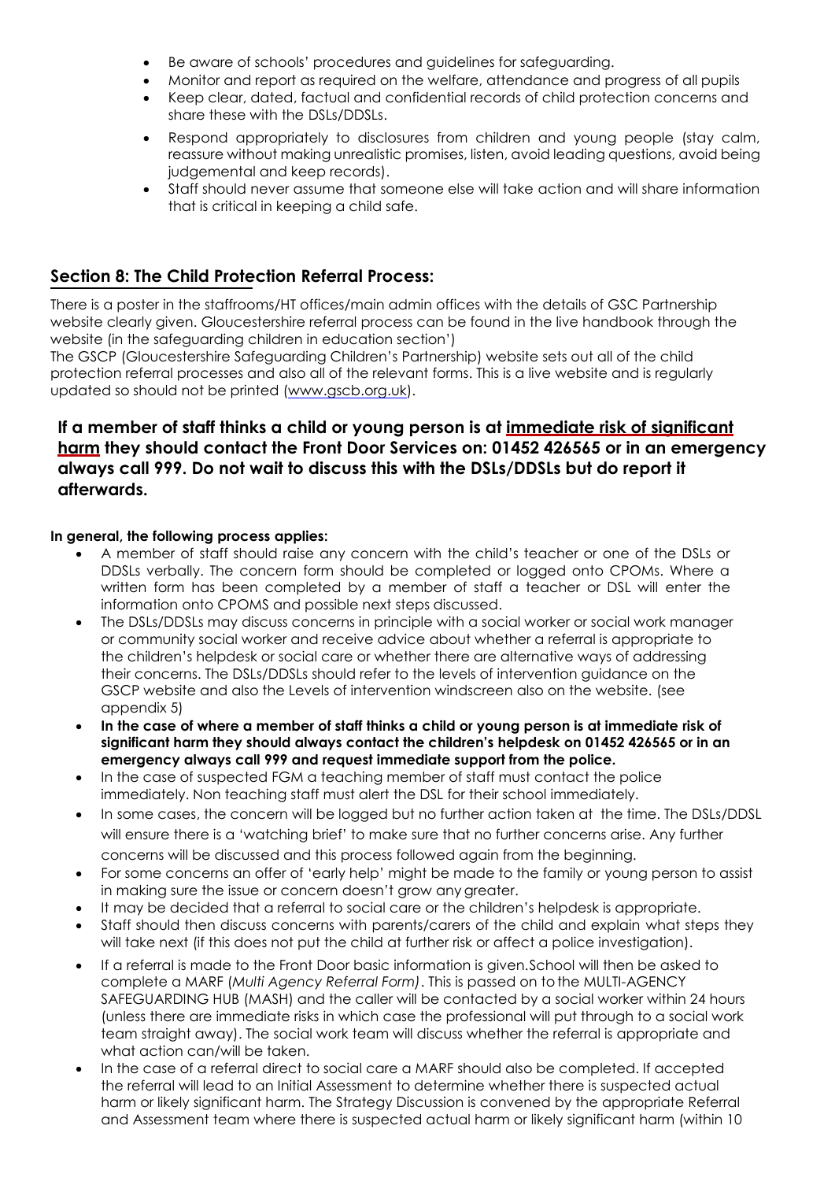- Be aware of schools' procedures and guidelines for safeguarding.
- Monitor and report as required on the welfare, attendance and progress of all pupils
- Keep clear, dated, factual and confidential records of child protection concerns and share these with the DSLs/DDSLs.
- Respond appropriately to disclosures from children and young people (stay calm, reassure without making unrealistic promises, listen, avoid leading questions, avoid being judgemental and keep records).
- Staff should never assume that someone else will take action and will share information that is critical in keeping a child safe.

## Section 8: The Child Protection Referral Process:

There is a poster in the staffrooms/HT offices/main admin offices with the details of GSC Partnership website clearly given. Gloucestershire referral process can be found in the live handbook through the website (in the safeguarding children in education section')

The GSCP (Gloucestershire Safeguarding Children's Partnership) website sets out all of the child protection referral processes and also all of the relevant forms. This is a live website and is regularly updated so should not be printed (www.gscb.org.uk).

### If a member of staff thinks a child or young person is at immediate risk of significant harm they should contact the Front Door Services on: 01452 426565 or in an emergency always call 999. Do not wait to discuss this with the DSLs/DDSLs but do report it afterwards.

**In general, the following process applies:**

- A member of staff should raise any concern with the child's teacher or one of the DSLs or DDSLs verbally. The concern form should be completed or logged onto CPOMs. Where a written form has been completed by a member of staff a teacher or DSL will enter the information onto CPOMS and possible next steps discussed.
- The DSLs/DDSLs may discuss concerns in principle with a social worker or social work manager or community social worker and receive advice about whether a referral is appropriate to the children's helpdesk or social care or whether there are alternative ways of addressing their concerns. The DSLs/DDSLs should refer to the levels of intervention guidance on the GSCP website and also the Levels of intervention windscreen also on the website. (see appendix 5)
- **In the case of where a member of staff thinks a child or young person is at immediate risk of significant harm they should always contact the children's helpdesk on 01452 426565 or in an emergency always call 999 and request immediate support from the police.**
- In the case of suspected FGM a teaching member of staff must contact the police immediately. Non teaching staff must alert the DSL for their school immediately.
- In some cases, the concern will be logged but no further action taken at the time. The DSLs/DDSL will ensure there is a 'watching brief' to make sure that no further concerns arise. Any further concerns will be discussed and this process followed again from the beginning.
- For some concerns an offer of 'early help' might be made to the family or young person to assist in making sure the issue or concern doesn't grow any greater.
- It may be decided that a referral to social care or the children's helpdesk is appropriate.
- Staff should then discuss concerns with parents/carers of the child and explain what steps they will take next (if this does not put the child at further risk or affect a police investigation).
- If a referral is made to the Front Door basic information is given.School will then be asked to complete a MARF (*Multi Agency Referral Form)*. This is passed on to the MULTI-AGENCY SAFEGUARDING HUB (MASH) and the caller will be contacted by a social worker within 24 hours (unless there are immediate risks in which case the professional will put through to a social work team straight away). The social work team will discuss whether the referral is appropriate and what action can/will be taken.
- In the case of a referral direct to social care a MARF should also be completed. If accepted the referral will lead to an Initial Assessment to determine whether there is suspected actual harm or likely significant harm. The Strategy Discussion is convened by the appropriate Referral and Assessment team where there is suspected actual harm or likely significant harm (within 10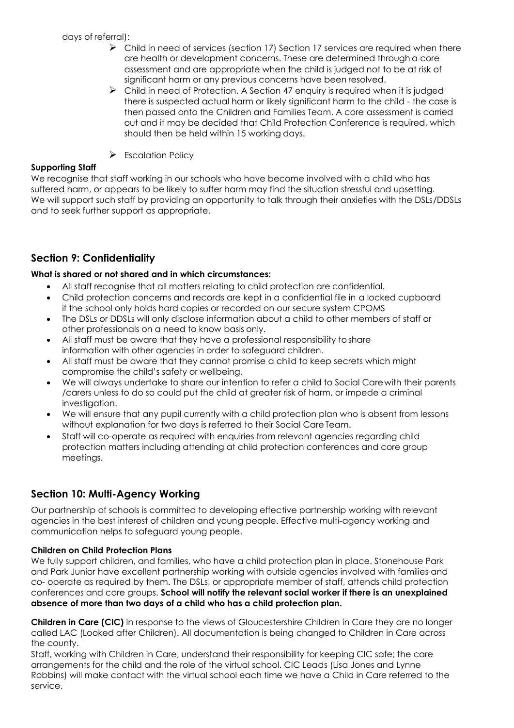days of referral):

- Child in need of services (section 17) Section 17 services are required when there are health or development concerns. These are determined through a core assessment and are appropriate when the child is judged not to be at risk of significant harm or any previous concerns have been resolved.
- Child in need of Protection. A Section 47 enquiry is required when it is judged there is suspected actual harm or likely significant harm to the child - the case is then passed onto the Children and Families Team. A core assessment is carried out and it may be decided that Child Protection Conference is required, which should then be held within 15 working days.
- Escalation Policy

**Supporting Staff**

We recognise that staff working in our schools who have become involved with a child who has suffered harm, or appears to be likely to suffer harm may find the situation stressful and upsetting. We will support such staff by providing an opportunity to talk through their anxieties with the DSLs/DDSLs and to seek further support as appropriate.

## Section 9: Confidentiality

**What is shared or not shared and in which circumstances:**

- All staff recognise that all matters relating to child protection are confidential.
- Child protection concerns and records are kept in a confidential file in a locked cupboard if the school only holds hard copies or recorded on our secure system CPOMS
- The DSLs or DDSLs will only disclose information about a child to other members of staff or other professionals on a need to know basis only.
- All staff must be aware that they have a professional responsibility to share information with other agencies in order to safeguard children.
- All staff must be aware that they cannot promise a child to keep secrets which might compromise the child's safety or wellbeing.
- We will always undertake to share our intention to refer a child to Social Care with their parents /carers unless to do so could put the child at greater risk of harm, or impede a criminal investigation.
- We will ensure that any pupil currently with a child protection plan who is absent from lessons without explanation for two days is referred to their Social Care Team.
- Staff will co-operate as required with enquiries from relevant agencies regarding child protection matters including attending at child protection conferences and core group meetings.

## Section 10: Multi-Agency Working

Our partnership of schools is committed to developing effective partnership working with relevant agencies in the best interest of children and young people. Effective multi-agency working and communication helps to safeguard young people.

**Children on Child Protection Plans**

We fully support children, and families, who have a child protection plan in place. Stonehouse Park and Park Junior have excellent partnership working with outside agencies involved with families and co- operate as required by them. The DSLs, or appropriate member of staff, attends child protection conferences and core groups. **School will notify the relevant social worker if there is an unexplained absence of more than two days of a child who has a child protection plan.**

**Children in Care (CIC)** in response to the views of Gloucestershire Children in Care they are no longer called LAC (Looked after Children). All documentation is being changed to Children in Care across the county.

Staff, working with Children in Care, understand their responsibility for keeping CIC safe; the care arrangements for the child and the role of the virtual school. CIC Leads (Lisa Jones and Lynne Robbins) will make contact with the virtual school each time we have a Child in Care referred to the service.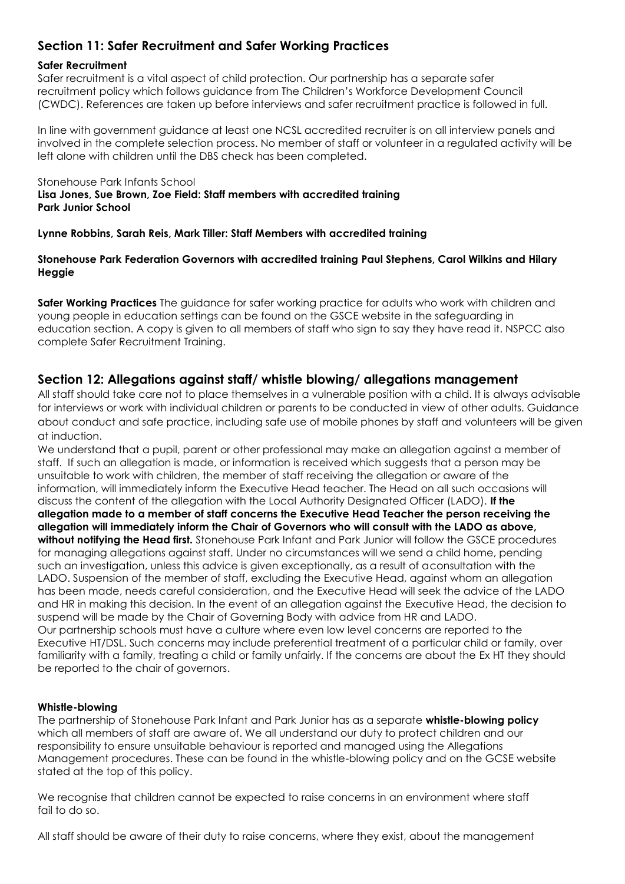## Section 11: Safer Recruitment and Safer Working Practices

**Safer Recruitment**
Safer recruitment is a vital aspect of child protection. Our partnership has a separate safer recruitment policy which follows guidance from The Children's Workforce Development Council (CWDC). References are taken up before interviews and safer recruitment practice is followed in full.

In line with government guidance at least one NCSL accredited recruiter is on all interview panels and involved in the complete selection process. No member of staff or volunteer in a regulated activity will be left alone with children until the DBS check has been completed.

Stonehouse Park Infants School
**Lisa Jones, Sue Brown, Zoe Field: Staff members with accredited training**
**Park Junior School**

**Lynne Robbins, Sarah Reis, Mark Tiller: Staff Members with accredited training**

**Stonehouse Park Federation Governors with accredited training Paul Stephens, Carol Wilkins and Hilary Heggie**

**Safer Working Practices** The guidance for safer working practice for adults who work with children and young people in education settings can be found on the GSCE website in the safeguarding in education section. A copy is given to all members of staff who sign to say they have read it. NSPCC also complete Safer Recruitment Training.

## Section 12: Allegations against staff/ whistle blowing/ allegations management

All staff should take care not to place themselves in a vulnerable position with a child. It is always advisable for interviews or work with individual children or parents to be conducted in view of other adults. Guidance about conduct and safe practice, including safe use of mobile phones by staff and volunteers will be given at induction.

We understand that a pupil, parent or other professional may make an allegation against a member of staff. If such an allegation is made, or information is received which suggests that a person may be unsuitable to work with children, the member of staff receiving the allegation or aware of the information, will immediately inform the Executive Head teacher. The Head on all such occasions will discuss the content of the allegation with the Local Authority Designated Officer (LADO). **If the allegation made to a member of staff concerns the Executive Head Teacher the person receiving the allegation will immediately inform the Chair of Governors who will consult with the LADO as above, without notifying the Head first.** Stonehouse Park Infant and Park Junior will follow the GSCE procedures for managing allegations against staff. Under no circumstances will we send a child home, pending such an investigation, unless this advice is given exceptionally, as a result of aconsultation with the LADO. Suspension of the member of staff, excluding the Executive Head, against whom an allegation has been made, needs careful consideration, and the Executive Head will seek the advice of the LADO and HR in making this decision. In the event of an allegation against the Executive Head, the decision to suspend will be made by the Chair of Governing Body with advice from HR and LADO.

Our partnership schools must have a culture where even low level concerns are reported to the Executive HT/DSL. Such concerns may include preferential treatment of a particular child or family, over familiarity with a family, treating a child or family unfairly. If the concerns are about the Ex HT they should be reported to the chair of governors.

**Whistle-blowing**
The partnership of Stonehouse Park Infant and Park Junior has as a separate **whistle-blowing policy** which all members of staff are aware of. We all understand our duty to protect children and our responsibility to ensure unsuitable behaviour is reported and managed using the Allegations Management procedures. These can be found in the whistle-blowing policy and on the GCSE website stated at the top of this policy.

We recognise that children cannot be expected to raise concerns in an environment where staff fail to do so.

All staff should be aware of their duty to raise concerns, where they exist, about the management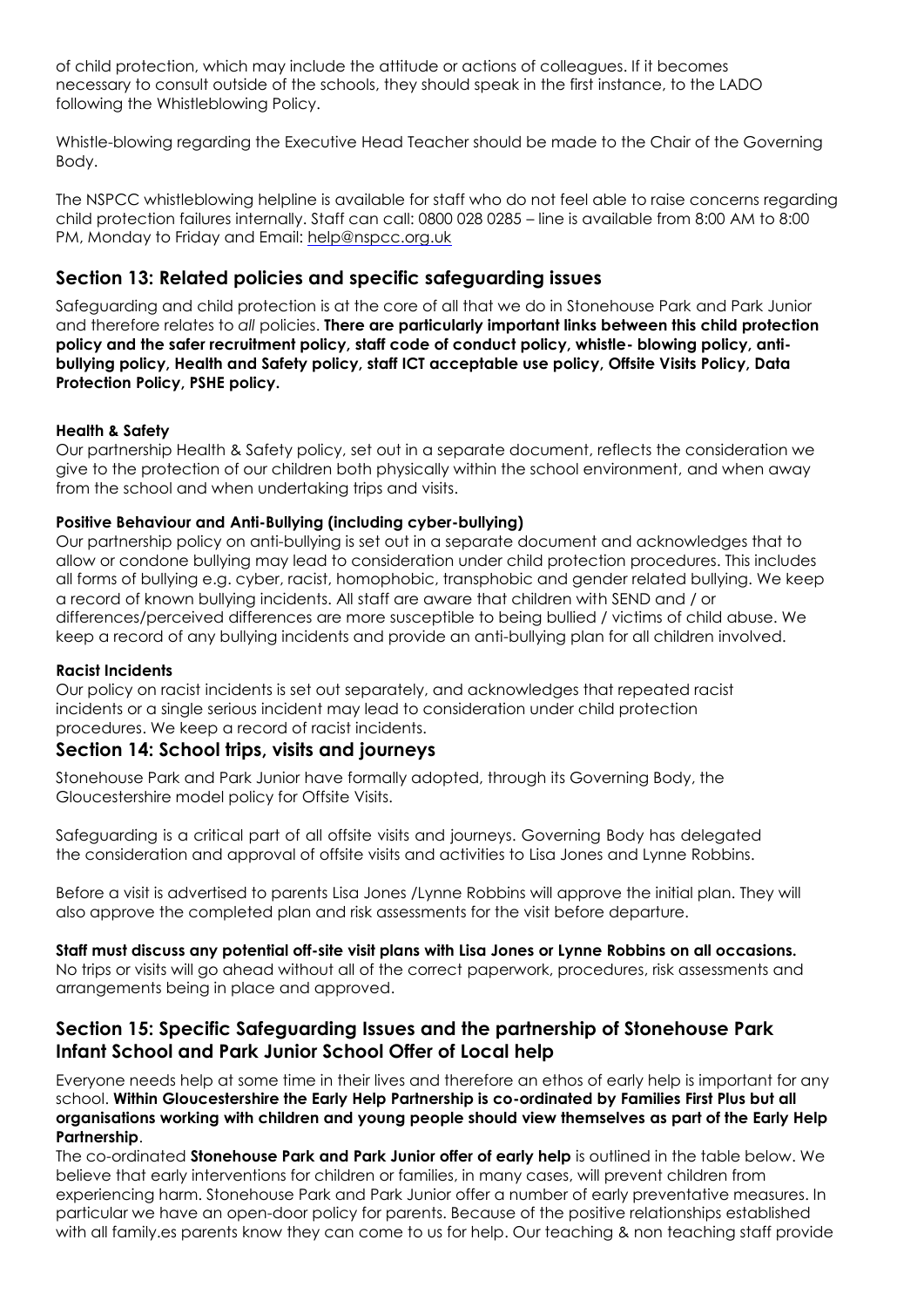of child protection, which may include the attitude or actions of colleagues. If it becomes necessary to consult outside of the schools, they should speak in the first instance, to the LADO following the Whistleblowing Policy.

Whistle-blowing regarding the Executive Head Teacher should be made to the Chair of the Governing Body.

The NSPCC whistleblowing helpline is available for staff who do not feel able to raise concerns regarding child protection failures internally. Staff can call: 0800 028 0285 – line is available from 8:00 AM to 8:00 PM, Monday to Friday and Email: help@nspcc.org.uk

## Section 13: Related policies and specific safeguarding issues

Safeguarding and child protection is at the core of all that we do in Stonehouse Park and Park Junior and therefore relates to *all* policies. **There are particularly important links between this child protection policy and the safer recruitment policy, staff code of conduct policy, whistle- blowing policy, anti-bullying policy, Health and Safety policy, staff ICT acceptable use policy, Offsite Visits Policy, Data Protection Policy, PSHE policy.**

**Health & Safety**
Our partnership Health & Safety policy, set out in a separate document, reflects the consideration we give to the protection of our children both physically within the school environment, and when away from the school and when undertaking trips and visits.

**Positive Behaviour and Anti-Bullying (including cyber-bullying)**
Our partnership policy on anti-bullying is set out in a separate document and acknowledges that to allow or condone bullying may lead to consideration under child protection procedures. This includes all forms of bullying e.g. cyber, racist, homophobic, transphobic and gender related bullying. We keep a record of known bullying incidents. All staff are aware that children with SEND and / or differences/perceived differences are more susceptible to being bullied / victims of child abuse. We keep a record of any bullying incidents and provide an anti-bullying plan for all children involved.

**Racist Incidents**
Our policy on racist incidents is set out separately, and acknowledges that repeated racist incidents or a single serious incident may lead to consideration under child protection procedures. We keep a record of racist incidents.

## Section 14: School trips, visits and journeys

Stonehouse Park and Park Junior have formally adopted, through its Governing Body, the Gloucestershire model policy for Offsite Visits.

Safeguarding is a critical part of all offsite visits and journeys. Governing Body has delegated the consideration and approval of offsite visits and activities to Lisa Jones and Lynne Robbins.

Before a visit is advertised to parents Lisa Jones /Lynne Robbins will approve the initial plan. They will also approve the completed plan and risk assessments for the visit before departure.

**Staff must discuss any potential off-site visit plans with Lisa Jones or Lynne Robbins on all occasions.** No trips or visits will go ahead without all of the correct paperwork, procedures, risk assessments and arrangements being in place and approved.

## Section 15: Specific Safeguarding Issues and the partnership of Stonehouse Park Infant School and Park Junior School Offer of Local help

Everyone needs help at some time in their lives and therefore an ethos of early help is important for any school. **Within Gloucestershire the Early Help Partnership is co-ordinated by Families First Plus but all organisations working with children and young people should view themselves as part of the Early Help Partnership**.

The co-ordinated **Stonehouse Park and Park Junior offer of early help** is outlined in the table below. We believe that early interventions for children or families, in many cases, will prevent children from experiencing harm. Stonehouse Park and Park Junior offer a number of early preventative measures. In particular we have an open-door policy for parents. Because of the positive relationships established with all family.es parents know they can come to us for help. Our teaching & non teaching staff provide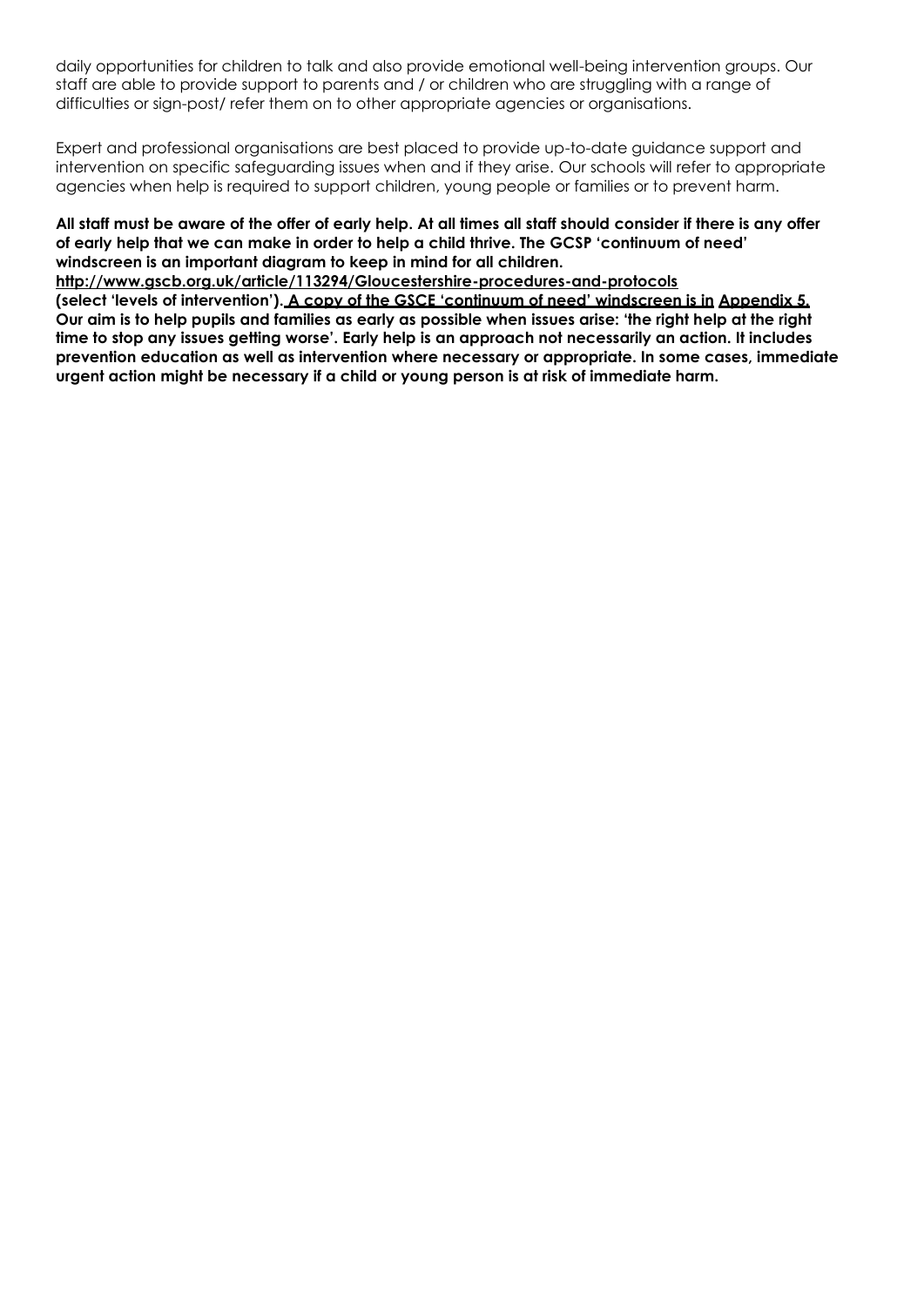daily opportunities for children to talk and also provide emotional well-being intervention groups. Our staff are able to provide support to parents and / or children who are struggling with a range of difficulties or sign-post/ refer them on to other appropriate agencies or organisations.

Expert and professional organisations are best placed to provide up-to-date guidance support and intervention on specific safeguarding issues when and if they arise. Our schools will refer to appropriate agencies when help is required to support children, young people or families or to prevent harm.

**All staff must be aware of the offer of early help. At all times all staff should consider if there is any offer of early help that we can make in order to help a child thrive. The GCSP 'continuum of need' windscreen is an important diagram to keep in mind for all children. http://www.gscb.org.uk/article/113294/Gloucestershire-procedures-and-protocols (select 'levels of intervention'). A copy of the GSCE 'continuum of need' windscreen is in Appendix 5. Our aim is to help pupils and families as early as possible when issues arise: 'the right help at the right time to stop any issues getting worse'. Early help is an approach not necessarily an action. It includes prevention education as well as intervention where necessary or appropriate. In some cases, immediate urgent action might be necessary if a child or young person is at risk of immediate harm.**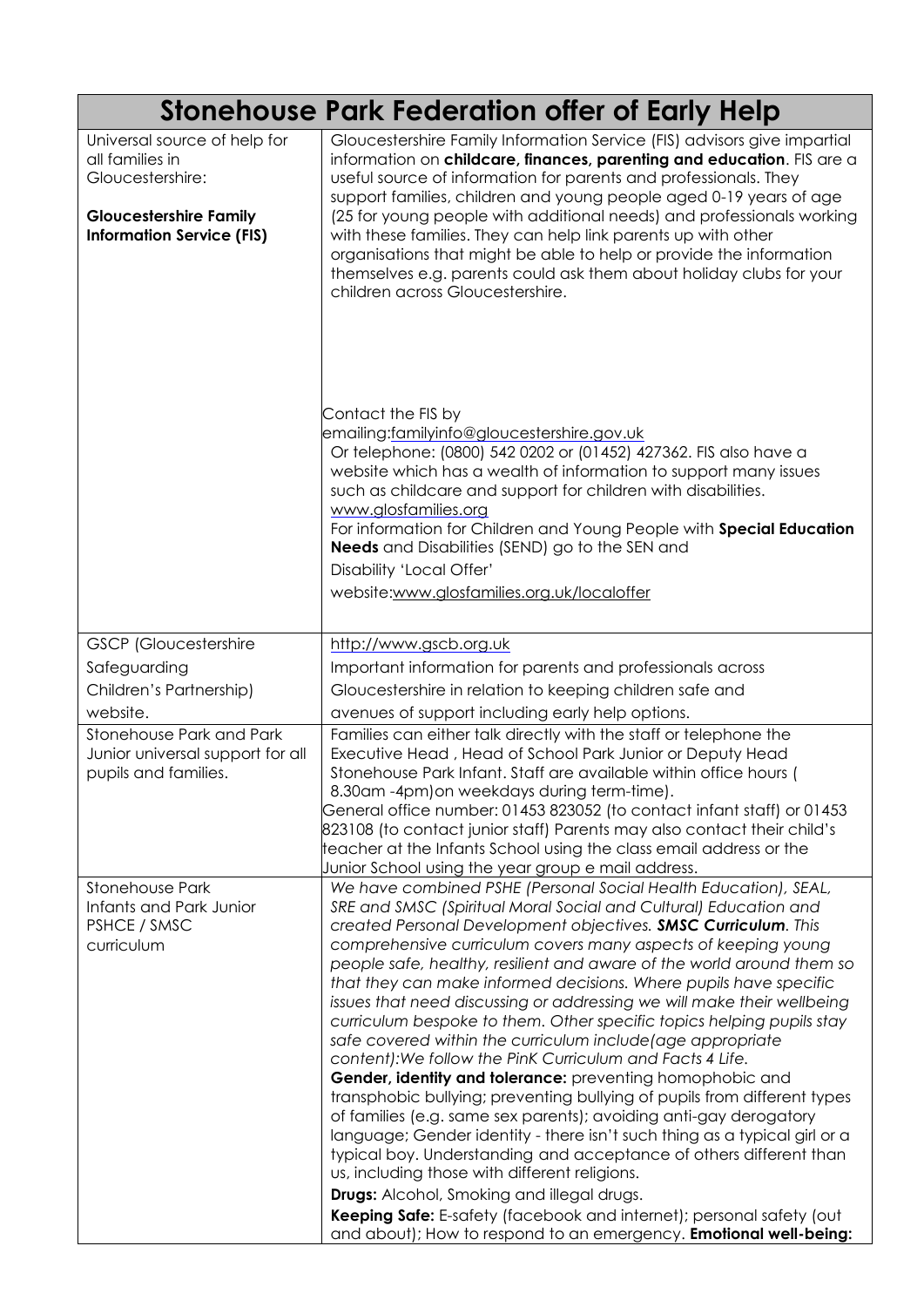| Stonehouse Park Federation offer of Early Help | |
|---|---|
| Universal source of help for all families in Gloucestershire: <br><br> **Gloucestershire Family Information Service (FIS)** | Gloucestershire Family Information Service (FIS) advisors give impartial information on **childcare, finances, parenting and education**. FIS are a useful source of information for parents and professionals. They support families, children and young people aged 0-19 years of age (25 for young people with additional needs) and professionals working with these families. They can help link parents up with other organisations that might be able to help or provide the information themselves e.g. parents could ask them about holiday clubs for your children across Gloucestershire. <br><br> Contact the FIS by emailing:familyinfo@gloucestershire.gov.uk <br> Or telephone: (0800) 542 0202 or (01452) 427362. FIS also have a website which has a wealth of information to support many issues such as childcare and support for children with disabilities. www.glosfamilies.org <br> For information for Children and Young People with **Special Education Needs** and Disabilities (SEND) go to the SEN and Disability 'Local Offer' website:www.glosfamilies.org.uk/localoffer |
| GSCP (Gloucestershire Safeguarding Children's Partnership) website. | http://www.gscb.org.uk <br> Important information for parents and professionals across Gloucestershire in relation to keeping children safe and avenues of support including early help options. |
| Stonehouse Park and Park Junior universal support for all pupils and families. | Families can either talk directly with the staff or telephone the Executive Head , Head of School Park Junior or Deputy Head Stonehouse Park Infant. Staff are available within office hours ( 8.30am -4pm)on weekdays during term-time). <br> General office number: 01453 823052 (to contact infant staff) or 01453 823108 (to contact junior staff) Parents may also contact their child's teacher at the Infants School using the class email address or the Junior School using the year group e mail address. |
| Stonehouse Park Infants and Park Junior PSHCE / SMSC curriculum | *We have combined PSHE (Personal Social Health Education), SEAL, SRE and SMSC (Spiritual Moral Social and Cultural) Education and created Personal Development objectives.* ***SMSC Curriculum****. This comprehensive curriculum covers many aspects of keeping young people safe, healthy, resilient and aware of the world around them so that they can make informed decisions. Where pupils have specific issues that need discussing or addressing we will make their wellbeing curriculum bespoke to them. Other specific topics helping pupils stay safe covered within the curriculum include(age appropriate content):We follow the PinK Curriculum and Facts 4 Life.* <br> **Gender, identity and tolerance:** preventing homophobic and transphobic bullying; preventing bullying of pupils from different types of families (e.g. same sex parents); avoiding anti-gay derogatory language; Gender identity - there isn't such thing as a typical girl or a typical boy. Understanding and acceptance of others different than us, including those with different religions. <br> **Drugs:** Alcohol, Smoking and illegal drugs. <br> **Keeping Safe:** E-safety (facebook and internet); personal safety (out and about); How to respond to an emergency. **Emotional well-being:** |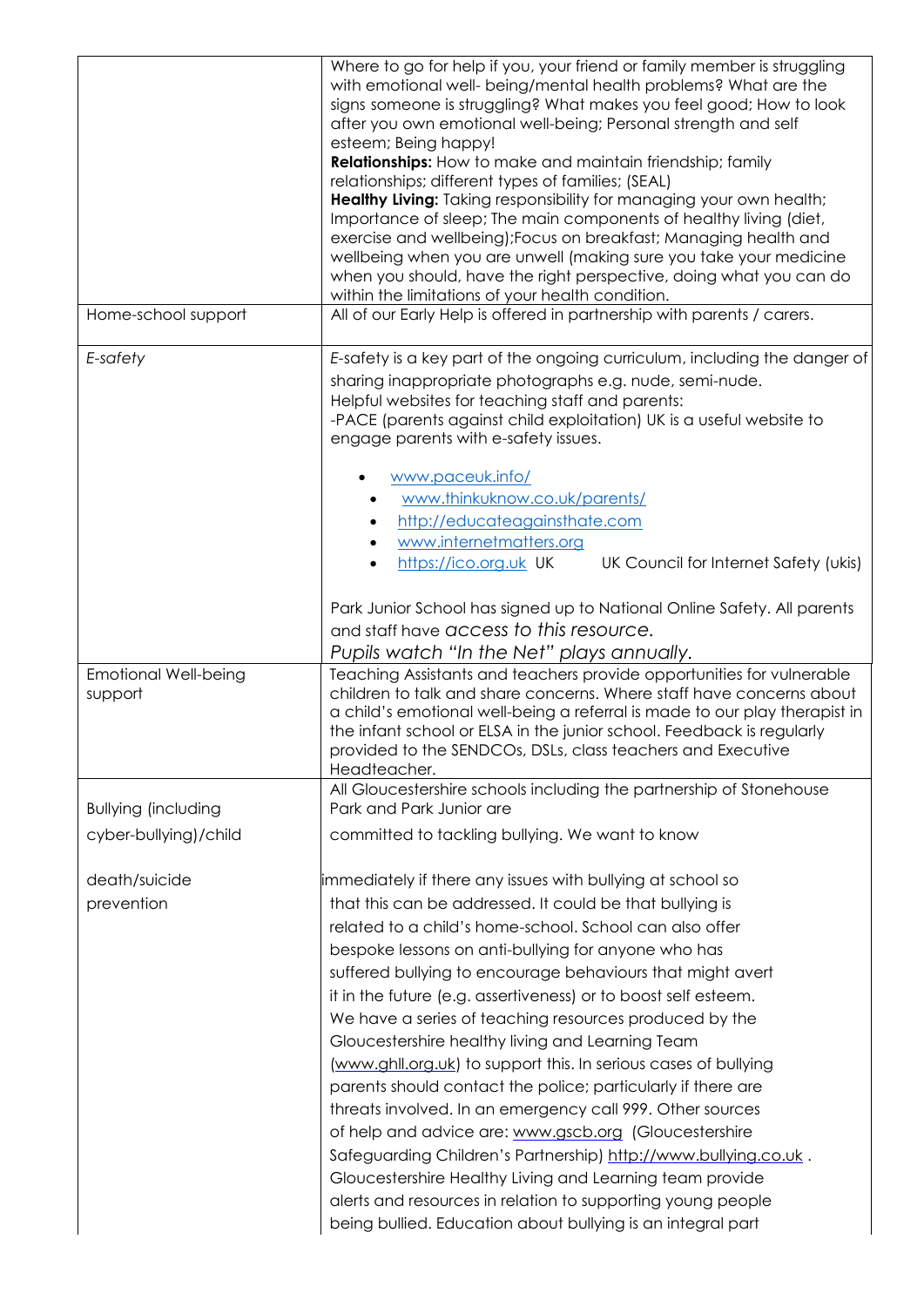| | |
|---|---|
| | Where to go for help if you, your friend or family member is struggling with emotional well- being/mental health problems? What are the signs someone is struggling? What makes you feel good; How to look after you own emotional well-being; Personal strength and self esteem; Being happy!<br>**Relationships:** How to make and maintain friendship; family relationships; different types of families; (SEAL)<br>**Healthy Living:** Taking responsibility for managing your own health; Importance of sleep; The main components of healthy living (diet, exercise and wellbeing);Focus on breakfast; Managing health and wellbeing when you are unwell (making sure you take your medicine when you should, have the right perspective, doing what you can do within the limitations of your health condition. |
| Home-school support | All of our Early Help is offered in partnership with parents / carers. |
| *E-safety* | *E*-safety is a key part of the ongoing curriculum, including the danger of sharing inappropriate photographs e.g. nude, semi-nude.<br>Helpful websites for teaching staff and parents:<br>-PACE (parents against child exploitation) UK is a useful website to engage parents with e-safety issues.<br>• www.paceuk.info/<br>• www.thinkuknow.co.uk/parents/<br>• http://educateagainsthate.com<br>• www.internetmatters.org<br>• https://ico.org.uk UK UK Council for Internet Safety (ukis)<br><br>Park Junior School has signed up to National Online Safety. All parents and staff have *access to this resource.*<br>*Pupils watch "In the Net" plays annually.* |
| Emotional Well-being support | Teaching Assistants and teachers provide opportunities for vulnerable children to talk and share concerns. Where staff have concerns about a child's emotional well-being a referral is made to our play therapist in the infant school or ELSA in the junior school. Feedback is regularly provided to the SENDCOs, DSLs, class teachers and Executive Headteacher. |
| Bullying (including cyber-bullying)/child death/suicide prevention | All Gloucestershire schools including the partnership of Stonehouse Park and Park Junior are committed to tackling bullying. We want to know immediately if there any issues with bullying at school so that this can be addressed. It could be that bullying is related to a child's home-school. School can also offer bespoke lessons on anti-bullying for anyone who has suffered bullying to encourage behaviours that might avert it in the future (e.g. assertiveness) or to boost self esteem. We have a series of teaching resources produced by the Gloucestershire healthy living and Learning Team (www.ghll.org.uk) to support this. In serious cases of bullying parents should contact the police; particularly if there are threats involved. In an emergency call 999. Other sources of help and advice are: www.gscb.org (Gloucestershire Safeguarding Children's Partnership) http://www.bullying.co.uk . Gloucestershire Healthy Living and Learning team provide alerts and resources in relation to supporting young people being bullied. Education about bullying is an integral part |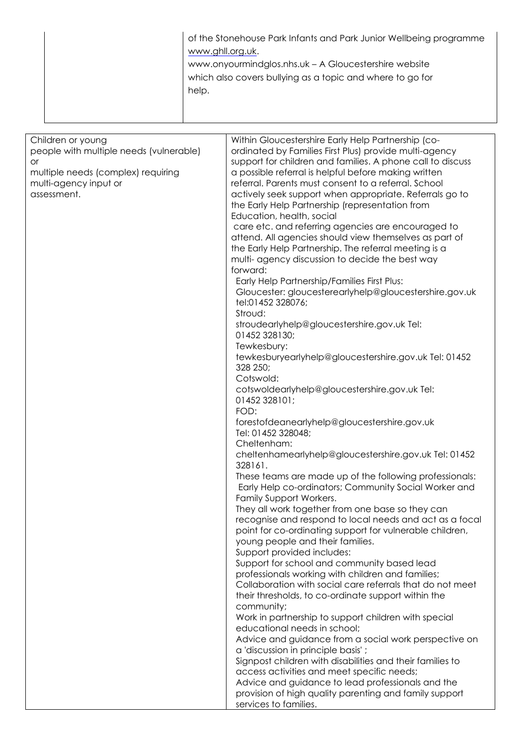| | |
|---|---|
| | of the Stonehouse Park Infants and Park Junior Wellbeing programme www.ghll.org.uk.<br>www.onyourmindglos.nhs.uk – A Gloucestershire website which also covers bullying as a topic and where to go for help. |

| | |
|---|---|
| Children or young people with multiple needs (vulnerable) or multiple needs (complex) requiring multi-agency input or assessment. | Within Gloucestershire Early Help Partnership (co-ordinated by Families First Plus) provide multi-agency support for children and families. A phone call to discuss a possible referral is helpful before making written referral. Parents must consent to a referral. School actively seek support when appropriate. Referrals go to the Early Help Partnership (representation from Education, health, social care etc. and referring agencies are encouraged to attend. All agencies should view themselves as part of the Early Help Partnership. The referral meeting is a multi- agency discussion to decide the best way forward:<br>Early Help Partnership/Families First Plus:<br>Gloucester: gloucesterearlyhelp@gloucestershire.gov.uk tel:01452 328076;<br>Stroud: stroudearlyhelp@gloucestershire.gov.uk Tel: 01452 328130;<br>Tewkesbury: tewkesburyearlyhelp@gloucestershire.gov.uk Tel: 01452 328 250;<br>Cotswold: cotswoldearlyhelp@gloucestershire.gov.uk Tel: 01452 328101;<br>FOD: forestofdeanearlyhelp@gloucestershire.gov.uk Tel: 01452 328048;<br>Cheltenham: cheltenhamearlyhelp@gloucestershire.gov.uk Tel: 01452 328161.<br>These teams are made up of the following professionals: Early Help co-ordinators; Community Social Worker and Family Support Workers.<br>They all work together from one base so they can recognise and respond to local needs and act as a focal point for co-ordinating support for vulnerable children, young people and their families.<br>Support provided includes:<br>Support for school and community based lead professionals working with children and families;<br>Collaboration with social care referrals that do not meet their thresholds, to co-ordinate support within the community;<br>Work in partnership to support children with special educational needs in school;<br>Advice and guidance from a social work perspective on a 'discussion in principle basis' ;<br>Signpost children with disabilities and their families to access activities and meet specific needs;<br>Advice and guidance to lead professionals and the provision of high quality parenting and family support services to families. |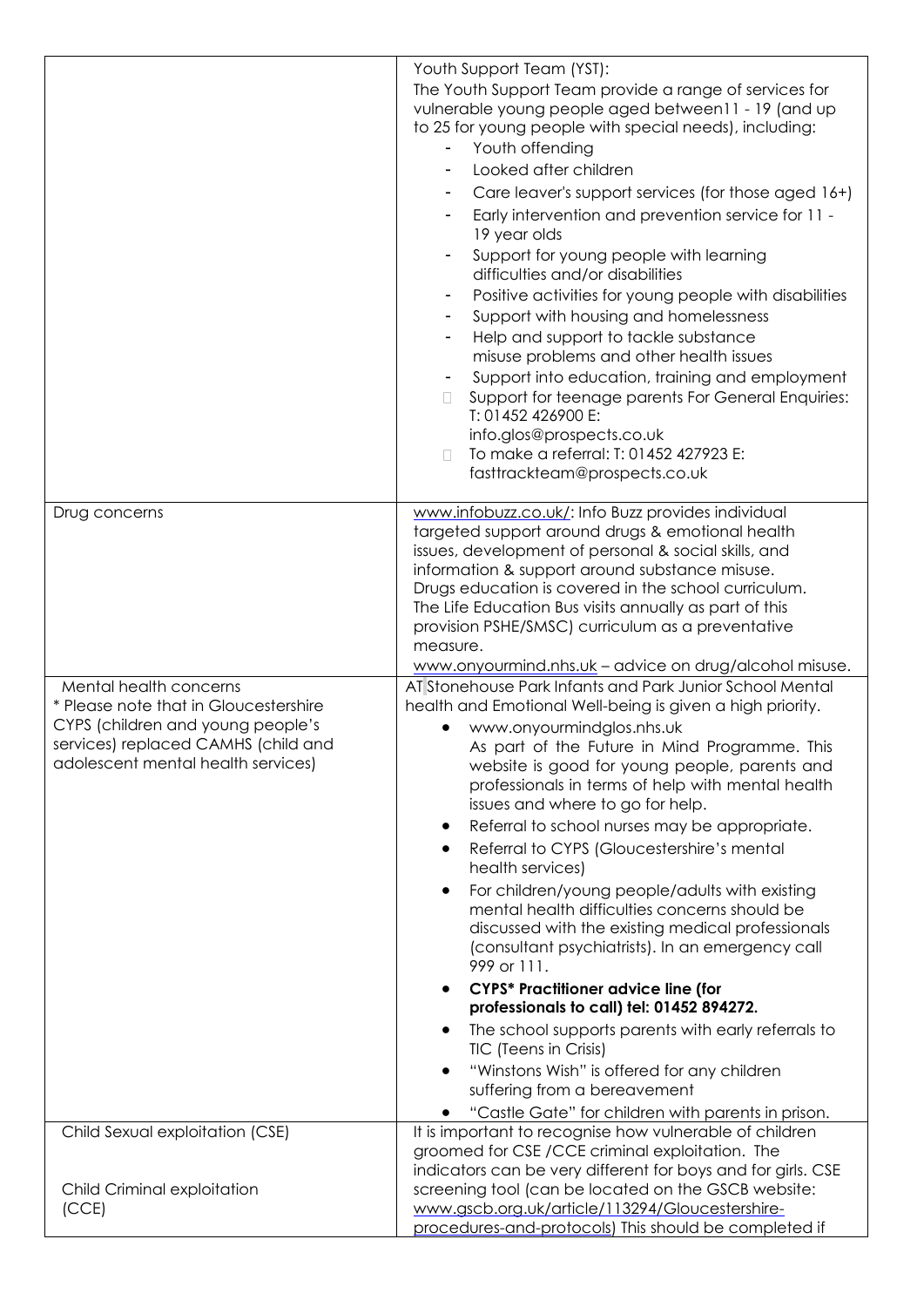| | |
|---|---|
| | Youth Support Team (YST):<br>The Youth Support Team provide a range of services for vulnerable young people aged between11 - 19 (and up to 25 for young people with special needs), including:<br>- Youth offending<br>- Looked after children<br>- Care leaver's support services (for those aged 16+)<br>- Early intervention and prevention service for 11 - 19 year olds<br>- Support for young people with learning difficulties and/or disabilities<br>- Positive activities for young people with disabilities<br>- Support with housing and homelessness<br>- Help and support to tackle substance misuse problems and other health issues<br>- Support into education, training and employment<br>- Support for teenage parents For General Enquiries: T: 01452 426900 E: info.glos@prospects.co.uk<br>- To make a referral: T: 01452 427923 E: fasttrackteam@prospects.co.uk |
| Drug concerns | www.infobuzz.co.uk/: Info Buzz provides individual targeted support around drugs & emotional health issues, development of personal & social skills, and information & support around substance misuse. Drugs education is covered in the school curriculum. The Life Education Bus visits annually as part of this provision PSHE/SMSC) curriculum as a preventative measure.<br>www.onyourmind.nhs.uk – advice on drug/alcohol misuse. |
| Mental health concerns<br>* Please note that in Gloucestershire CYPS (children and young people's services) replaced CAMHS (child and adolescent mental health services) | AT Stonehouse Park Infants and Park Junior School Mental health and Emotional Well-being is given a high priority.<br>• www.onyourmindglos.nhs.uk As part of the Future in Mind Programme. This website is good for young people, parents and professionals in terms of help with mental health issues and where to go for help.<br>• Referral to school nurses may be appropriate.<br>• Referral to CYPS (Gloucestershire's mental health services)<br>• For children/young people/adults with existing mental health difficulties concerns should be discussed with the existing medical professionals (consultant psychiatrists). In an emergency call 999 or 111.<br>• **CYPS* Practitioner advice line (for professionals to call) tel: 01452 894272.**<br>• The school supports parents with early referrals to TIC (Teens in Crisis)<br>• "Winstons Wish" is offered for any children suffering from a bereavement<br>• "Castle Gate" for children with parents in prison. |
| Child Sexual exploitation (CSE)<br><br>Child Criminal exploitation (CCE) | It is important to recognise how vulnerable of children groomed for CSE /CCE criminal exploitation. The indicators can be very different for boys and for girls. CSE screening tool (can be located on the GSCB website: www.gscb.org.uk/article/113294/Gloucestershire-procedures-and-protocols) This should be completed if |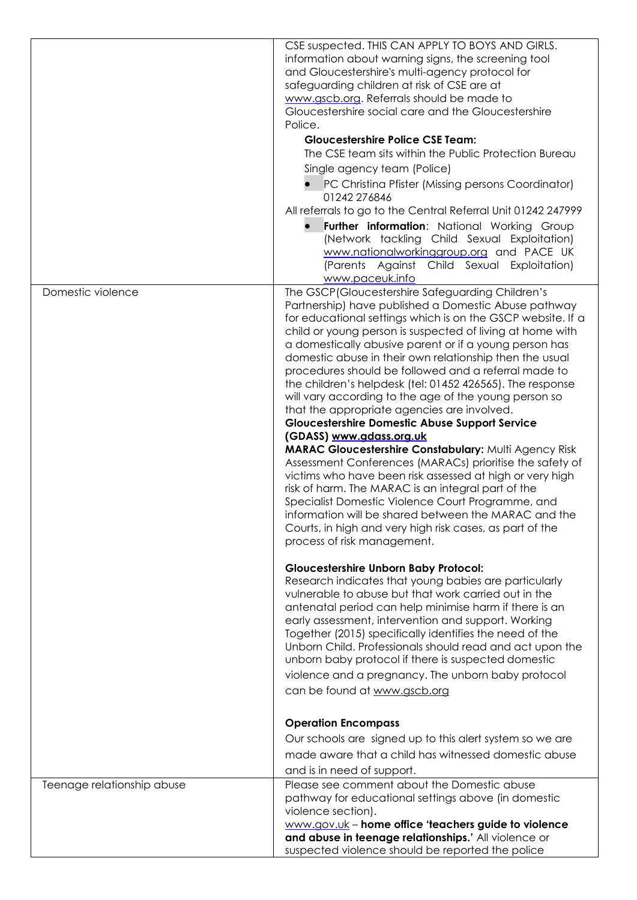| | |
|---|---|
| | CSE suspected. THIS CAN APPLY TO BOYS AND GIRLS. information about warning signs, the screening tool and Gloucestershire's multi-agency protocol for safeguarding children at risk of CSE are at www.gscb.org. Referrals should be made to Gloucestershire social care and the Gloucestershire Police.<br>**Gloucestershire Police CSE Team:**<br>The CSE team sits within the Public Protection Bureau<br>Single agency team (Police)<br>• PC Christina Pfister (Missing persons Coordinator) 01242 276846<br>All referrals to go to the Central Referral Unit 01242 247999<br>• **Further information**: National Working Group (Network tackling Child Sexual Exploitation) www.nationalworkinggroup.org and PACE UK (Parents Against Child Sexual Exploitation) www.paceuk.info |
| Domestic violence | The GSCP(Gloucestershire Safeguarding Children's Partnership) have published a Domestic Abuse pathway for educational settings which is on the GSCP website. If a child or young person is suspected of living at home with a domestically abusive parent or if a young person has domestic abuse in their own relationship then the usual procedures should be followed and a referral made to the children's helpdesk (tel: 01452 426565). The response will vary according to the age of the young person so that the appropriate agencies are involved.<br>**Gloucestershire Domestic Abuse Support Service (GDASS) www.gdass.org.uk**<br>**MARAC Gloucestershire Constabulary:** Multi Agency Risk Assessment Conferences (MARACs) prioritise the safety of victims who have been risk assessed at high or very high risk of harm. The MARAC is an integral part of the Specialist Domestic Violence Court Programme, and information will be shared between the MARAC and the Courts, in high and very high risk cases, as part of the process of risk management.<br><br>**Gloucestershire Unborn Baby Protocol:**<br>Research indicates that young babies are particularly vulnerable to abuse but that work carried out in the antenatal period can help minimise harm if there is an early assessment, intervention and support. Working Together (2015) specifically identifies the need of the Unborn Child. Professionals should read and act upon the unborn baby protocol if there is suspected domestic violence and a pregnancy. The unborn baby protocol can be found at www.gscb.org<br><br>**Operation Encompass**<br>Our schools are signed up to this alert system so we are made aware that a child has witnessed domestic abuse and is in need of support. |
| Teenage relationship abuse | Please see comment about the Domestic abuse pathway for educational settings above (in domestic violence section).<br>www.gov.uk – **home office 'teachers guide to violence and abuse in teenage relationships.'** All violence or suspected violence should be reported the police |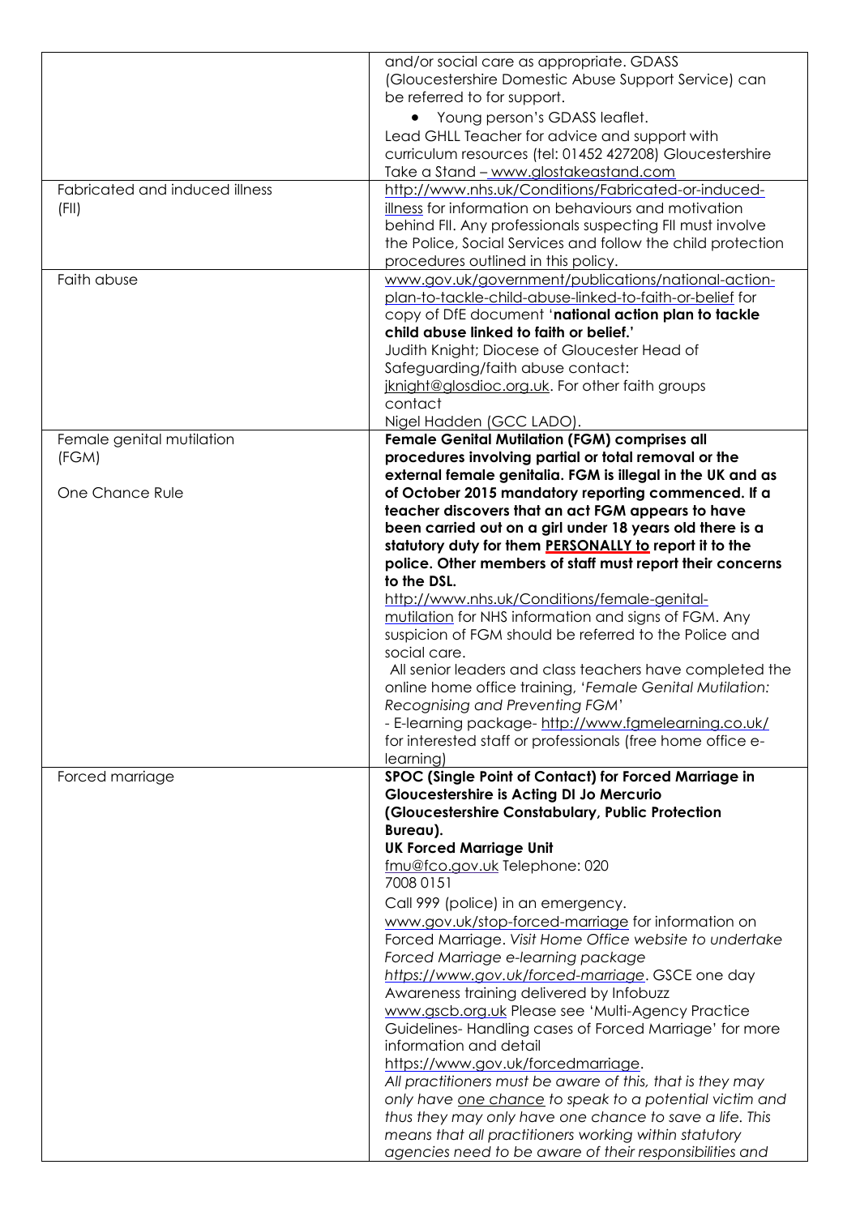| | |
|---|---|
| | and/or social care as appropriate. GDASS (Gloucestershire Domestic Abuse Support Service) can be referred to for support.<br>• Young person's GDASS leaflet.<br>Lead GHLL Teacher for advice and support with curriculum resources (tel: 01452 427208) Gloucestershire Take a Stand – www.glostakeastand.com |
| Fabricated and induced illness (FII) | http://www.nhs.uk/Conditions/Fabricated-or-induced-illness for information on behaviours and motivation behind FII. Any professionals suspecting FII must involve the Police, Social Services and follow the child protection procedures outlined in this policy. |
| Faith abuse | www.gov.uk/government/publications/national-action-plan-to-tackle-child-abuse-linked-to-faith-or-belief for copy of DfE document '**national action plan to tackle child abuse linked to faith or belief.**'<br>Judith Knight; Diocese of Gloucester Head of Safeguarding/faith abuse contact: jknight@glosdioc.org.uk. For other faith groups contact<br>Nigel Hadden (GCC LADO). |
| Female genital mutilation (FGM)<br><br>One Chance Rule | **Female Genital Mutilation (FGM) comprises all procedures involving partial or total removal or the external female genitalia. FGM is illegal in the UK and as of October 2015 mandatory reporting commenced. If a teacher discovers that an act FGM appears to have been carried out on a girl under 18 years old there is a statutory duty for them PERSONALLY to report it to the police. Other members of staff must report their concerns to the DSL.**<br>http://www.nhs.uk/Conditions/female-genital-mutilation for NHS information and signs of FGM. Any suspicion of FGM should be referred to the Police and social care.<br>All senior leaders and class teachers have completed the online home office training, '*Female Genital Mutilation: Recognising and Preventing FGM*'<br>- E-learning package- http://www.fgmelearning.co.uk/ for interested staff or professionals (free home office e-learning) |
| Forced marriage | **SPOC (Single Point of Contact) for Forced Marriage in Gloucestershire is Acting DI Jo Mercurio (Gloucestershire Constabulary, Public Protection Bureau).**<br>**UK Forced Marriage Unit**<br>fmu@fco.gov.uk Telephone: 020 7008 0151<br>Call 999 (police) in an emergency.<br>www.gov.uk/stop-forced-marriage for information on Forced Marriage. *Visit Home Office website to undertake Forced Marriage e-learning package https://www.gov.uk/forced-marriage*. GSCE one day Awareness training delivered by Infobuzz www.gscb.org.uk Please see 'Multi-Agency Practice Guidelines- Handling cases of Forced Marriage' for more information and detail https://www.gov.uk/forcedmarriage.<br>*All practitioners must be aware of this, that is they may only have one chance to speak to a potential victim and thus they may only have one chance to save a life. This means that all practitioners working within statutory agencies need to be aware of their responsibilities and* |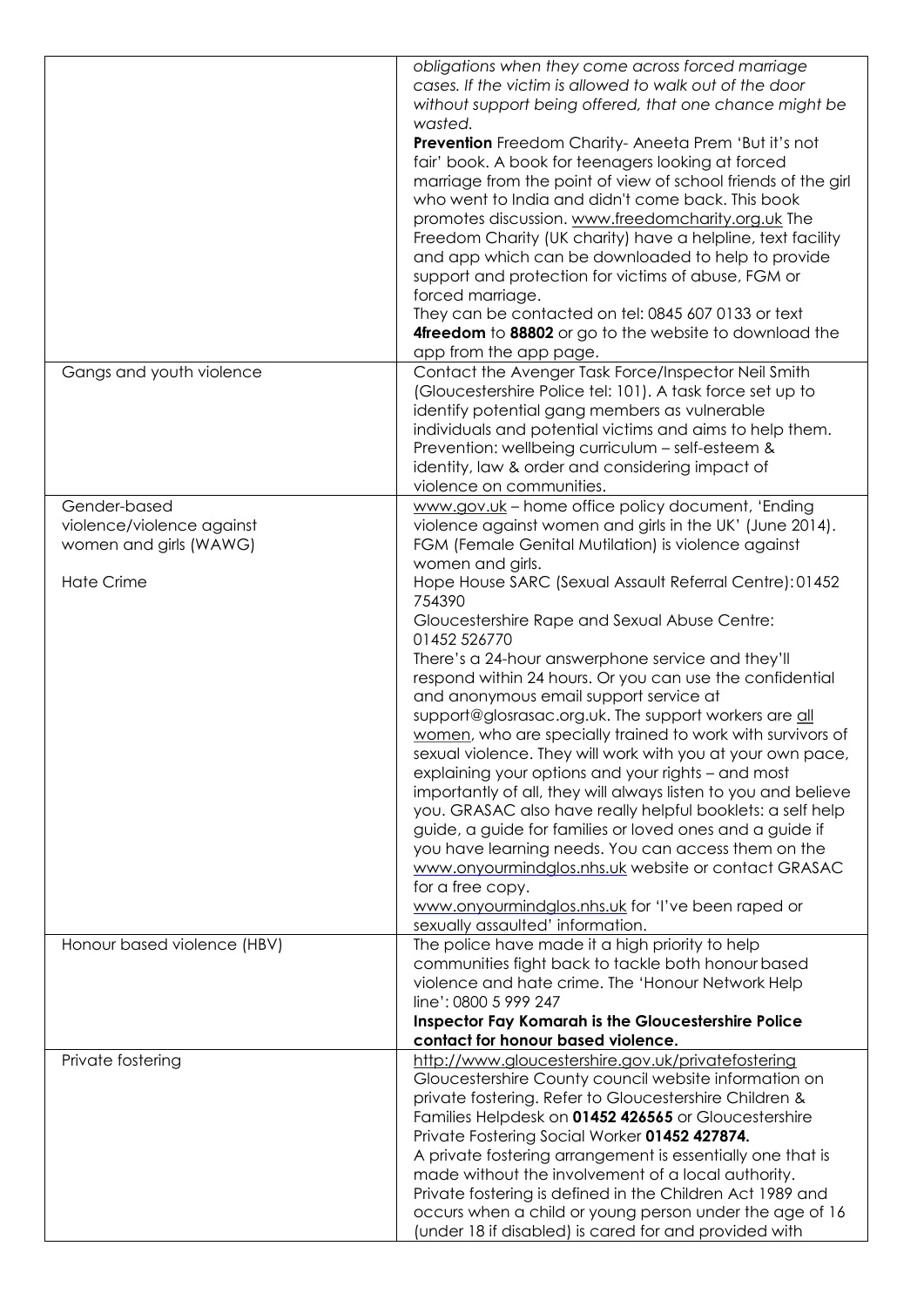| | |
|---|---|
| | *obligations when they come across forced marriage cases. If the victim is allowed to walk out of the door without support being offered, that one chance might be wasted.*<br>**Prevention** Freedom Charity- Aneeta Prem 'But it's not fair' book. A book for teenagers looking at forced marriage from the point of view of school friends of the girl who went to India and didn't come back. This book promotes discussion. www.freedomcharity.org.uk The Freedom Charity (UK charity) have a helpline, text facility and app which can be downloaded to help to provide support and protection for victims of abuse, FGM or forced marriage.<br>They can be contacted on tel: 0845 607 0133 or text **4freedom** to **88802** or go to the website to download the app from the app page. |
| Gangs and youth violence | Contact the Avenger Task Force/Inspector Neil Smith (Gloucestershire Police tel: 101). A task force set up to identify potential gang members as vulnerable individuals and potential victims and aims to help them. Prevention: wellbeing curriculum – self-esteem & identity, law & order and considering impact of violence on communities. |
| Gender-based violence/violence against women and girls (WAWG)<br><br>Hate Crime | www.gov.uk – home office policy document, 'Ending violence against women and girls in the UK' (June 2014). FGM (Female Genital Mutilation) is violence against women and girls.<br>Hope House SARC (Sexual Assault Referral Centre): 01452 754390<br>Gloucestershire Rape and Sexual Abuse Centre: 01452 526770<br>There's a 24-hour answerphone service and they'll respond within 24 hours. Or you can use the confidential and anonymous email support service at support@glosrasac.org.uk. The support workers are all women, who are specially trained to work with survivors of sexual violence. They will work with you at your own pace, explaining your options and your rights – and most importantly of all, they will always listen to you and believe you. GRASAC also have really helpful booklets: a self help guide, a guide for families or loved ones and a guide if you have learning needs. You can access them on the www.onyourmindglos.nhs.uk website or contact GRASAC for a free copy.<br>www.onyourmindglos.nhs.uk for 'I've been raped or sexually assaulted' information. |
| Honour based violence (HBV) | The police have made it a high priority to help communities fight back to tackle both honour based violence and hate crime. The 'Honour Network Help line': 0800 5 999 247<br>**Inspector Fay Komarah is the Gloucestershire Police contact for honour based violence.** |
| Private fostering | http://www.gloucestershire.gov.uk/privatefostering<br>Gloucestershire County council website information on private fostering. Refer to Gloucestershire Children & Families Helpdesk on **01452 426565** or Gloucestershire Private Fostering Social Worker **01452 427874.**<br>A private fostering arrangement is essentially one that is made without the involvement of a local authority. Private fostering is defined in the Children Act 1989 and occurs when a child or young person under the age of 16 (under 18 if disabled) is cared for and provided with |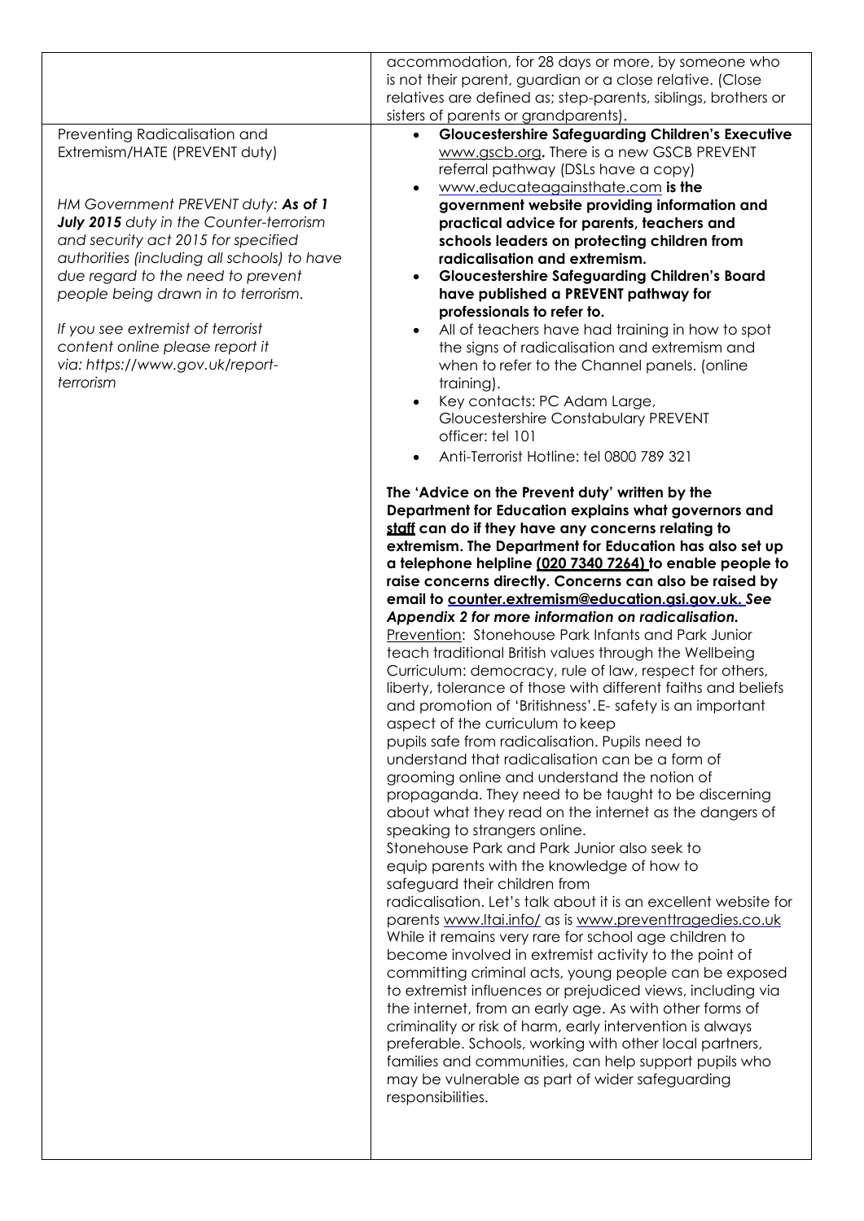| | |
|---|---|
| | accommodation, for 28 days or more, by someone who is not their parent, guardian or a close relative. (Close relatives are defined as; step-parents, siblings, brothers or sisters of parents or grandparents). |
| Preventing Radicalisation and Extremism/HATE (PREVENT duty)<br><br>*HM Government PREVENT duty: **As of 1 July 2015** duty in the Counter-terrorism and security act 2015 for specified authorities (including all schools) to have due regard to the need to prevent people being drawn in to terrorism.*<br><br>*If you see extremist of terrorist content online please report it via: https://www.gov.uk/report-terrorism* | • **Gloucestershire Safeguarding Children's Executive** www.gscb.org**.** There is a new GSCB PREVENT referral pathway (DSLs have a copy)<br>• www.educateagainsthate.com **is the government website providing information and practical advice for parents, teachers and schools leaders on protecting children from radicalisation and extremism.**<br>• **Gloucestershire Safeguarding Children's Board have published a PREVENT pathway for professionals to refer to.**<br>• All of teachers have had training in how to spot the signs of radicalisation and extremism and when to refer to the Channel panels. (online training).<br>• Key contacts: PC Adam Large, Gloucestershire Constabulary PREVENT officer: tel 101<br>• Anti-Terrorist Hotline: tel 0800 789 321<br><br>**The 'Advice on the Prevent duty' written by the Department for Education explains what governors and staff can do if they have any concerns relating to extremism. The Department for Education has also set up a telephone helpline (020 7340 7264) to enable people to raise concerns directly. Concerns can also be raised by email to counter.extremism@education.gsi.gov.uk.** ***See Appendix 2 for more information on radicalisation.***<br>Prevention: Stonehouse Park Infants and Park Junior teach traditional British values through the Wellbeing Curriculum: democracy, rule of law, respect for others, liberty, tolerance of those with different faiths and beliefs and promotion of 'Britishness'. E- safety is an important aspect of the curriculum to keep pupils safe from radicalisation. Pupils need to understand that radicalisation can be a form of grooming online and understand the notion of propaganda. They need to be taught to be discerning about what they read on the internet as the dangers of speaking to strangers online.<br>Stonehouse Park and Park Junior also seek to equip parents with the knowledge of how to safeguard their children from radicalisation. Let's talk about it is an excellent website for parents www.ltai.info/ as is www.preventtragedies.co.uk<br>While it remains very rare for school age children to become involved in extremist activity to the point of committing criminal acts, young people can be exposed to extremist influences or prejudiced views, including via the internet, from an early age. As with other forms of criminality or risk of harm, early intervention is always preferable. Schools, working with other local partners, families and communities, can help support pupils who may be vulnerable as part of wider safeguarding responsibilities. |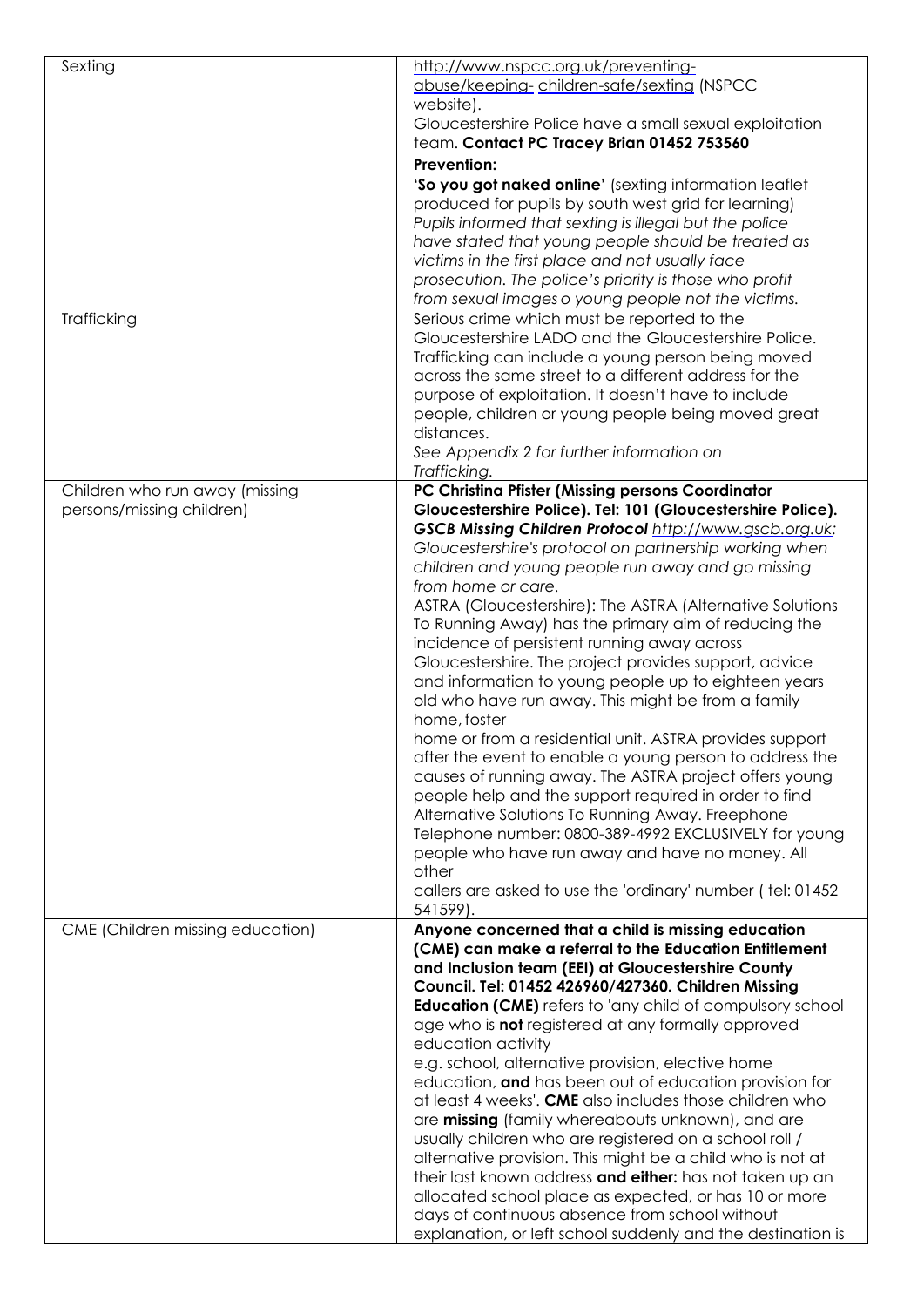| | |
|---|---|
| Sexting | [http://www.nspcc.org.uk/preventing-abuse/keeping- children-safe/sexting](http://www.nspcc.org.uk/preventing-abuse/keeping-children-safe/sexting) (NSPCC website).<br>Gloucestershire Police have a small sexual exploitation team. **Contact PC Tracey Brian 01452 753560**<br>**Prevention:**<br>**'So you got naked online'** (sexting information leaflet produced for pupils by south west grid for learning)<br>*Pupils informed that sexting is illegal but the police have stated that young people should be treated as victims in the first place and not usually face prosecution. The police's priority is those who profit from sexual images o young people not the victims.* |
| Trafficking | Serious crime which must be reported to the Gloucestershire LADO and the Gloucestershire Police. Trafficking can include a young person being moved across the same street to a different address for the purpose of exploitation. It doesn't have to include people, children or young people being moved great distances.<br>*See Appendix 2 for further information on Trafficking.* |
| Children who run away (missing persons/missing children) | **PC Christina Pfister (Missing persons Coordinator Gloucestershire Police). Tel: 101 (Gloucestershire Police).**<br>***GSCB Missing Children Protocol*** *[http://www.gscb.org.uk:](http://www.gscb.org.uk) Gloucestershire's protocol on partnership working when children and young people run away and go missing from home or care.*<br>ASTRA (Gloucestershire): The ASTRA (Alternative Solutions To Running Away) has the primary aim of reducing the incidence of persistent running away across Gloucestershire. The project provides support, advice and information to young people up to eighteen years old who have run away. This might be from a family home, foster<br>home or from a residential unit. ASTRA provides support after the event to enable a young person to address the causes of running away. The ASTRA project offers young people help and the support required in order to find Alternative Solutions To Running Away. Freephone Telephone number: 0800-389-4992 EXCLUSIVELY for young people who have run away and have no money. All other<br>callers are asked to use the 'ordinary' number ( tel: 01452 541599). |
| CME (Children missing education) | **Anyone concerned that a child is missing education (CME) can make a referral to the Education Entitlement and Inclusion team (EEI) at Gloucestershire County Council. Tel: 01452 426960/427360. Children Missing Education (CME)** refers to 'any child of compulsory school age who is **not** registered at any formally approved education activity<br>e.g. school, alternative provision, elective home education, **and** has been out of education provision for at least 4 weeks'. **CME** also includes those children who are **missing** (family whereabouts unknown), and are usually children who are registered on a school roll / alternative provision. This might be a child who is not at their last known address **and either:** has not taken up an allocated school place as expected, or has 10 or more days of continuous absence from school without explanation, or left school suddenly and the destination is |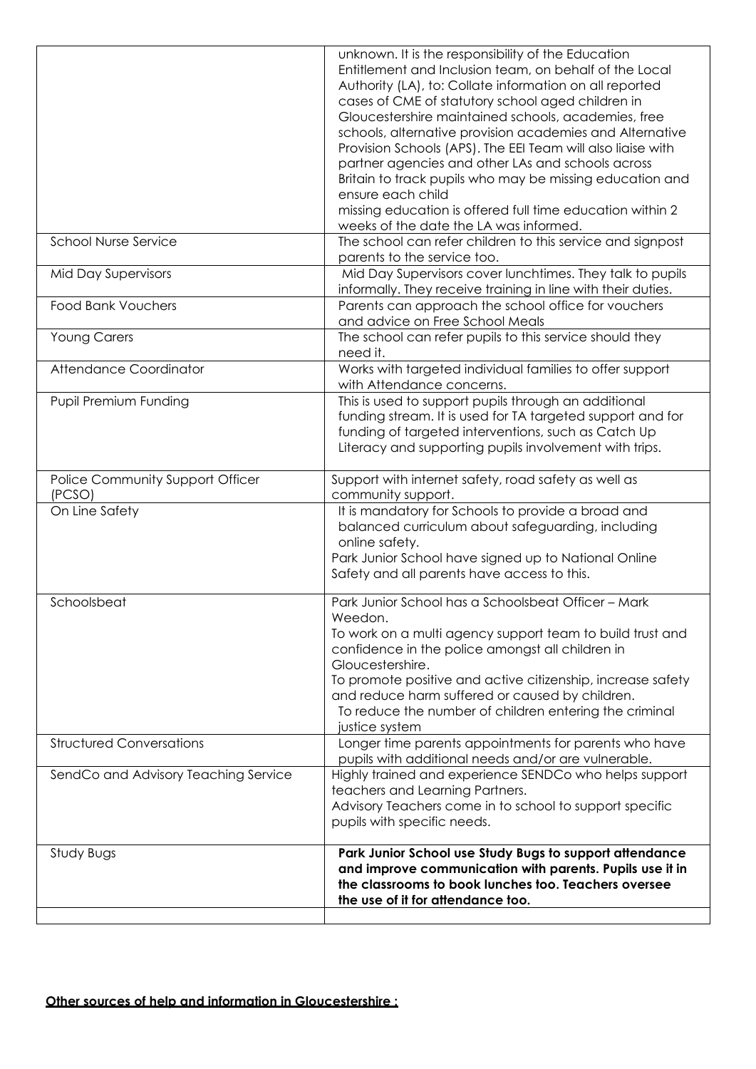| | |
|---|---|
| | unknown. It is the responsibility of the Education Entitlement and Inclusion team, on behalf of the Local Authority (LA), to: Collate information on all reported cases of CME of statutory school aged children in Gloucestershire maintained schools, academies, free schools, alternative provision academies and Alternative Provision Schools (APS). The EEI Team will also liaise with partner agencies and other LAs and schools across Britain to track pupils who may be missing education and ensure each child missing education is offered full time education within 2 weeks of the date the LA was informed. |
| School Nurse Service | The school can refer children to this service and signpost parents to the service too. |
| Mid Day Supervisors | Mid Day Supervisors cover lunchtimes. They talk to pupils informally. They receive training in line with their duties. |
| Food Bank Vouchers | Parents can approach the school office for vouchers and advice on Free School Meals |
| Young Carers | The school can refer pupils to this service should they need it. |
| Attendance Coordinator | Works with targeted individual families to offer support with Attendance concerns. |
| Pupil Premium Funding | This is used to support pupils through an additional funding stream. It is used for TA targeted support and for funding of targeted interventions, such as Catch Up Literacy and supporting pupils involvement with trips. |
| Police Community Support Officer (PCSO) | Support with internet safety, road safety as well as community support. |
| On Line Safety | It is mandatory for Schools to provide a broad and balanced curriculum about safeguarding, including online safety.<br>Park Junior School have signed up to National Online Safety and all parents have access to this. |
| Schoolsbeat | Park Junior School has a Schoolsbeat Officer – Mark Weedon.<br>To work on a multi agency support team to build trust and confidence in the police amongst all children in Gloucestershire.<br>To promote positive and active citizenship, increase safety and reduce harm suffered or caused by children.<br>To reduce the number of children entering the criminal justice system |
| Structured Conversations | Longer time parents appointments for parents who have pupils with additional needs and/or are vulnerable. |
| SendCo and Advisory Teaching Service | Highly trained and experience SENDCo who helps support teachers and Learning Partners.<br>Advisory Teachers come in to school to support specific pupils with specific needs. |
| Study Bugs | **Park Junior School use Study Bugs to support attendance and improve communication with parents. Pupils use it in the classrooms to book lunches too. Teachers oversee the use of it for attendance too.** |
| | |

**Other sources of help and information in Gloucestershire :**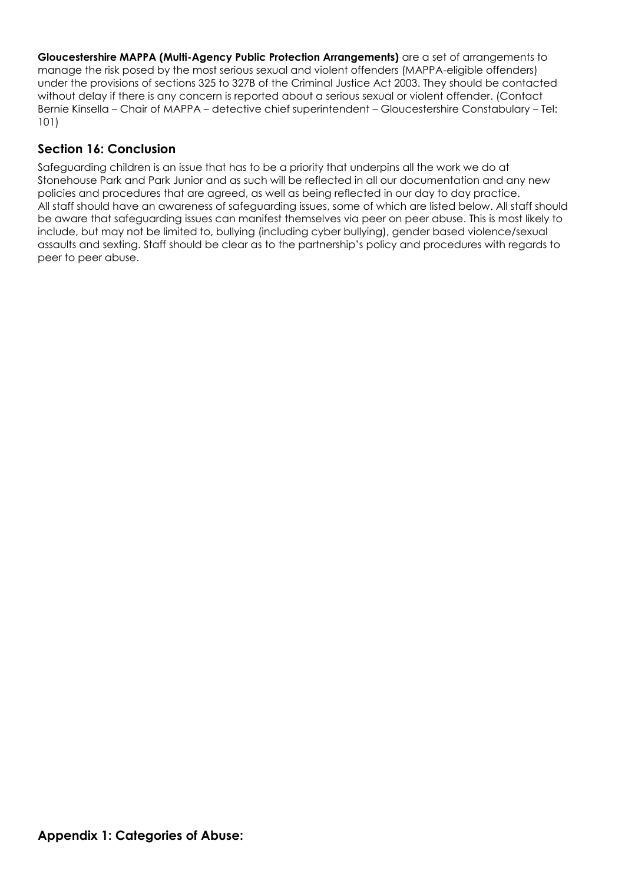**Gloucestershire MAPPA (Multi-Agency Public Protection Arrangements)** are a set of arrangements to manage the risk posed by the most serious sexual and violent offenders (MAPPA-eligible offenders) under the provisions of sections 325 to 327B of the Criminal Justice Act 2003. They should be contacted without delay if there is any concern is reported about a serious sexual or violent offender. (Contact Bernie Kinsella – Chair of MAPPA – detective chief superintendent – Gloucestershire Constabulary – Tel: 101)

## Section 16: Conclusion

Safeguarding children is an issue that has to be a priority that underpins all the work we do at Stonehouse Park and Park Junior and as such will be reflected in all our documentation and any new policies and procedures that are agreed, as well as being reflected in our day to day practice.
All staff should have an awareness of safeguarding issues, some of which are listed below. All staff should be aware that safeguarding issues can manifest themselves via peer on peer abuse. This is most likely to include, but may not be limited to, bullying (including cyber bullying), gender based violence/sexual assaults and sexting. Staff should be clear as to the partnership's policy and procedures with regards to peer to peer abuse.

## Appendix 1: Categories of Abuse: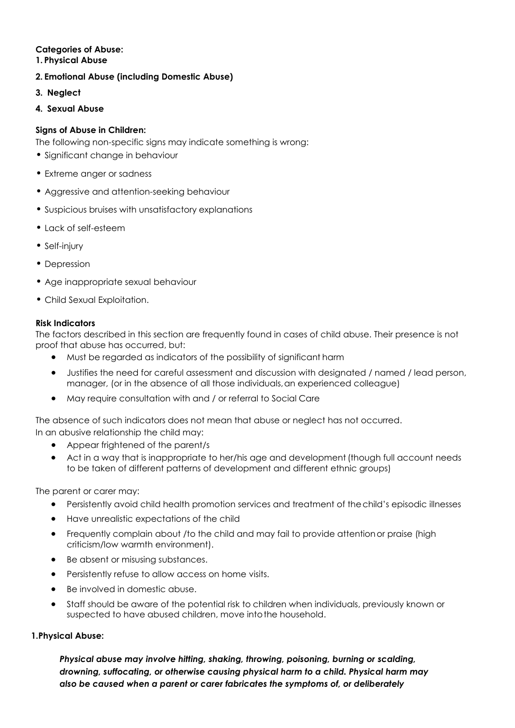**Categories of Abuse:**

**1. Physical Abuse**

**2. Emotional Abuse (including Domestic Abuse)**

**3. Neglect**

**4. Sexual Abuse**

**Signs of Abuse in Children:**

The following non-specific signs may indicate something is wrong:

- Significant change in behaviour
- Extreme anger or sadness
- Aggressive and attention-seeking behaviour
- Suspicious bruises with unsatisfactory explanations
- Lack of self-esteem
- Self-injury
- Depression
- Age inappropriate sexual behaviour
- Child Sexual Exploitation.

**Risk Indicators**

The factors described in this section are frequently found in cases of child abuse. Their presence is not proof that abuse has occurred, but:

- Must be regarded as indicators of the possibility of significant harm
- Justifies the need for careful assessment and discussion with designated / named / lead person, manager, (or in the absence of all those individuals, an experienced colleague)
- May require consultation with and / or referral to Social Care

The absence of such indicators does not mean that abuse or neglect has not occurred.

In an abusive relationship the child may:

- Appear frightened of the parent/s
- Act in a way that is inappropriate to her/his age and development (though full account needs to be taken of different patterns of development and different ethnic groups)

The parent or carer may:

- Persistently avoid child health promotion services and treatment of the child's episodic illnesses
- Have unrealistic expectations of the child
- Frequently complain about /to the child and may fail to provide attention or praise (high criticism/low warmth environment).
- Be absent or misusing substances.
- Persistently refuse to allow access on home visits.
- Be involved in domestic abuse.
- Staff should be aware of the potential risk to children when individuals, previously known or suspected to have abused children, move into the household.

**1.Physical Abuse:**

***Physical abuse may involve hitting, shaking, throwing, poisoning, burning or scalding, drowning, suffocating, or otherwise causing physical harm to a child. Physical harm may also be caused when a parent or carer fabricates the symptoms of, or deliberately***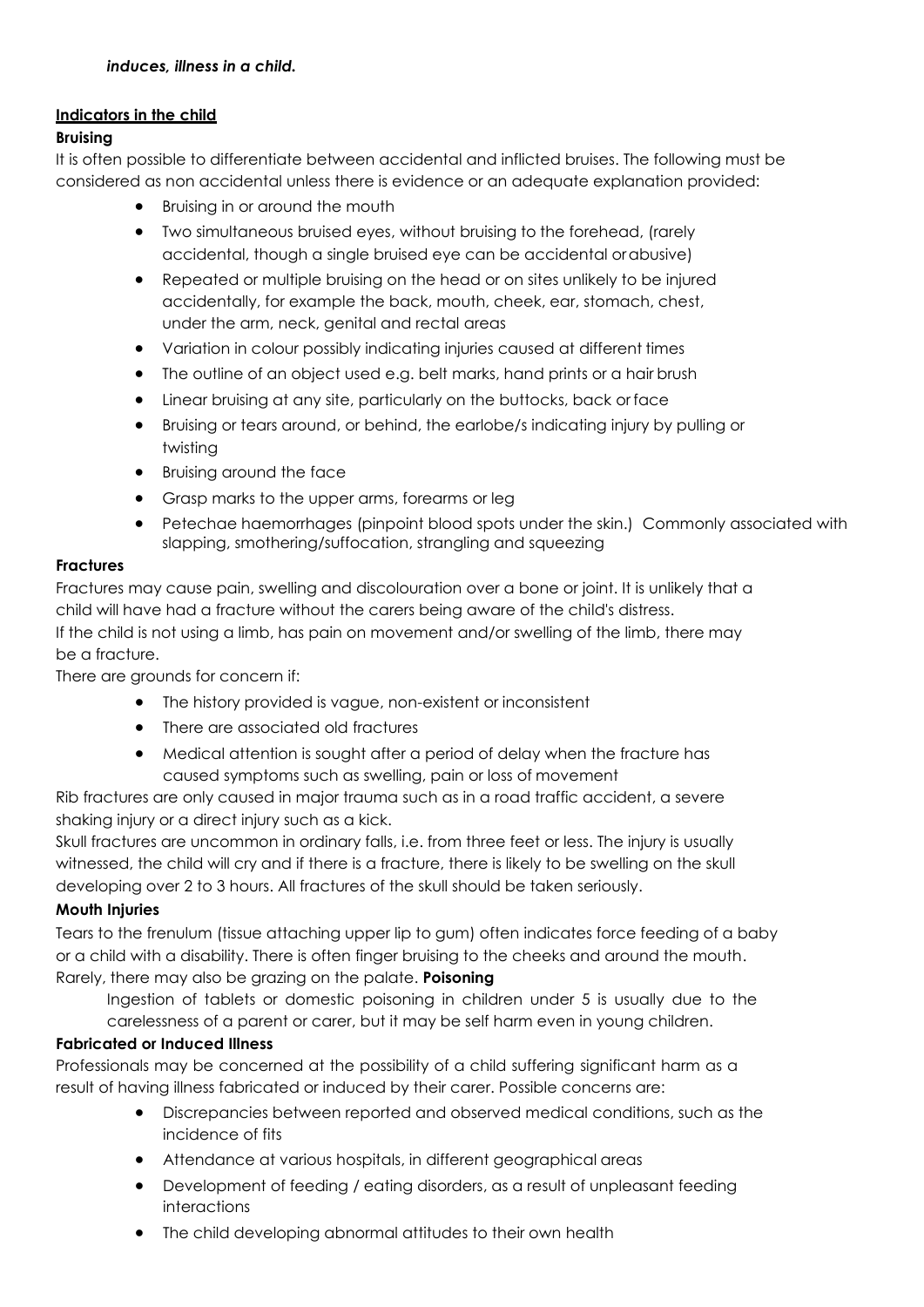***induces, illness in a child.***

**Indicators in the child**

**Bruising**

It is often possible to differentiate between accidental and inflicted bruises. The following must be considered as non accidental unless there is evidence or an adequate explanation provided:

- Bruising in or around the mouth
- Two simultaneous bruised eyes, without bruising to the forehead, (rarely accidental, though a single bruised eye can be accidental or abusive)
- Repeated or multiple bruising on the head or on sites unlikely to be injured accidentally, for example the back, mouth, cheek, ear, stomach, chest, under the arm, neck, genital and rectal areas
- Variation in colour possibly indicating injuries caused at different times
- The outline of an object used e.g. belt marks, hand prints or a hair brush
- Linear bruising at any site, particularly on the buttocks, back or face
- Bruising or tears around, or behind, the earlobe/s indicating injury by pulling or twisting
- Bruising around the face
- Grasp marks to the upper arms, forearms or leg
- Petechae haemorrhages (pinpoint blood spots under the skin.) Commonly associated with slapping, smothering/suffocation, strangling and squeezing

**Fractures**

Fractures may cause pain, swelling and discolouration over a bone or joint. It is unlikely that a child will have had a fracture without the carers being aware of the child's distress.

If the child is not using a limb, has pain on movement and/or swelling of the limb, there may be a fracture.

There are grounds for concern if:

- The history provided is vague, non-existent or inconsistent
- There are associated old fractures
- Medical attention is sought after a period of delay when the fracture has caused symptoms such as swelling, pain or loss of movement

Rib fractures are only caused in major trauma such as in a road traffic accident, a severe shaking injury or a direct injury such as a kick.

Skull fractures are uncommon in ordinary falls, i.e. from three feet or less. The injury is usually witnessed, the child will cry and if there is a fracture, there is likely to be swelling on the skull developing over 2 to 3 hours. All fractures of the skull should be taken seriously.

**Mouth Injuries**

Tears to the frenulum (tissue attaching upper lip to gum) often indicates force feeding of a baby or a child with a disability. There is often finger bruising to the cheeks and around the mouth. Rarely, there may also be grazing on the palate.

**Poisoning**

Ingestion of tablets or domestic poisoning in children under 5 is usually due to the carelessness of a parent or carer, but it may be self harm even in young children.

**Fabricated or Induced Illness**

Professionals may be concerned at the possibility of a child suffering significant harm as a result of having illness fabricated or induced by their carer. Possible concerns are:

- Discrepancies between reported and observed medical conditions, such as the incidence of fits
- Attendance at various hospitals, in different geographical areas
- Development of feeding / eating disorders, as a result of unpleasant feeding interactions
- The child developing abnormal attitudes to their own health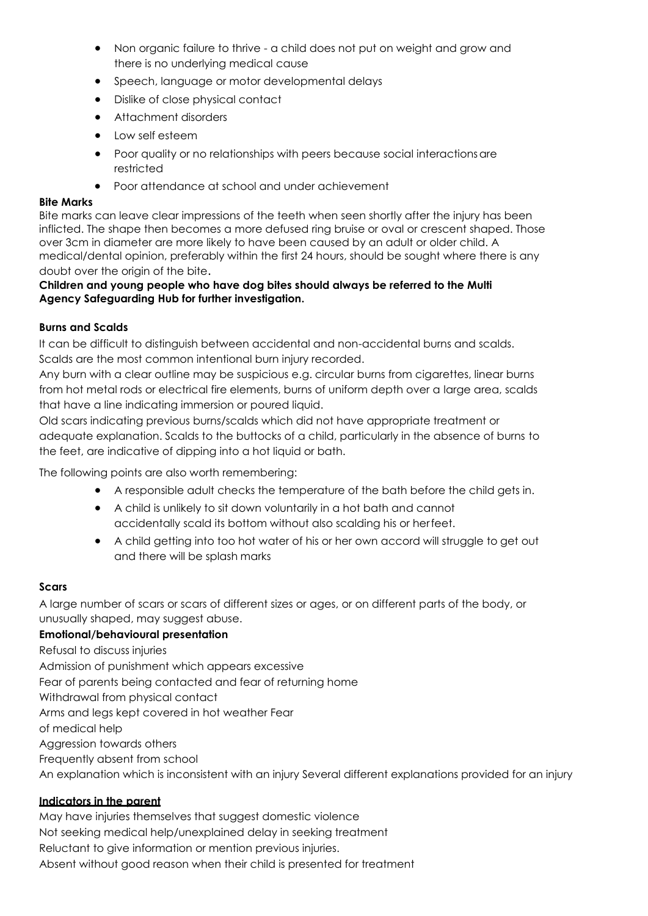- Non organic failure to thrive - a child does not put on weight and grow and there is no underlying medical cause
- Speech, language or motor developmental delays
- Dislike of close physical contact
- Attachment disorders
- Low self esteem
- Poor quality or no relationships with peers because social interactions are restricted
- Poor attendance at school and under achievement

**Bite Marks**

Bite marks can leave clear impressions of the teeth when seen shortly after the injury has been inflicted. The shape then becomes a more defused ring bruise or oval or crescent shaped. Those over 3cm in diameter are more likely to have been caused by an adult or older child. A medical/dental opinion, preferably within the first 24 hours, should be sought where there is any doubt over the origin of the bite.

**Children and young people who have dog bites should always be referred to the Multi Agency Safeguarding Hub for further investigation.**

**Burns and Scalds**

It can be difficult to distinguish between accidental and non-accidental burns and scalds. Scalds are the most common intentional burn injury recorded.

Any burn with a clear outline may be suspicious e.g. circular burns from cigarettes, linear burns from hot metal rods or electrical fire elements, burns of uniform depth over a large area, scalds that have a line indicating immersion or poured liquid.

Old scars indicating previous burns/scalds which did not have appropriate treatment or adequate explanation. Scalds to the buttocks of a child, particularly in the absence of burns to the feet, are indicative of dipping into a hot liquid or bath.

The following points are also worth remembering:

- A responsible adult checks the temperature of the bath before the child gets in.
- A child is unlikely to sit down voluntarily in a hot bath and cannot accidentally scald its bottom without also scalding his or her feet.
- A child getting into too hot water of his or her own accord will struggle to get out and there will be splash marks

**Scars**

A large number of scars or scars of different sizes or ages, or on different parts of the body, or unusually shaped, may suggest abuse.

**Emotional/behavioural presentation**

Refusal to discuss injuries
Admission of punishment which appears excessive
Fear of parents being contacted and fear of returning home
Withdrawal from physical contact
Arms and legs kept covered in hot weather
Fear of medical help
Aggression towards others
Frequently absent from school
An explanation which is inconsistent with an injury
Several different explanations provided for an injury

**Indicators in the parent**

May have injuries themselves that suggest domestic violence
Not seeking medical help/unexplained delay in seeking treatment
Reluctant to give information or mention previous injuries.
Absent without good reason when their child is presented for treatment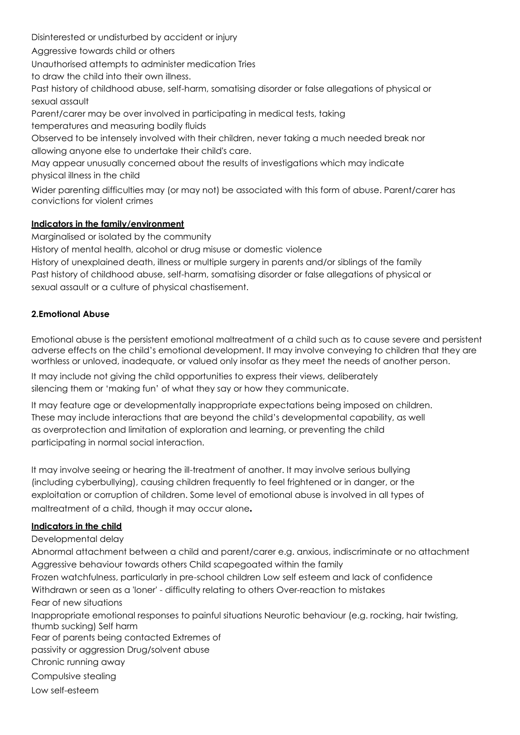Disinterested or undisturbed by accident or injury

Aggressive towards child or others

Unauthorised attempts to administer medication Tries to draw the child into their own illness.

Past history of childhood abuse, self-harm, somatising disorder or false allegations of physical or sexual assault

Parent/carer may be over involved in participating in medical tests, taking temperatures and measuring bodily fluids

Observed to be intensely involved with their children, never taking a much needed break nor allowing anyone else to undertake their child's care.

May appear unusually concerned about the results of investigations which may indicate physical illness in the child

Wider parenting difficulties may (or may not) be associated with this form of abuse. Parent/carer has convictions for violent crimes

**Indicators in the family/environment**

Marginalised or isolated by the community

History of mental health, alcohol or drug misuse or domestic violence

History of unexplained death, illness or multiple surgery in parents and/or siblings of the family

Past history of childhood abuse, self-harm, somatising disorder or false allegations of physical or sexual assault or a culture of physical chastisement.

**2.Emotional Abuse**

Emotional abuse is the persistent emotional maltreatment of a child such as to cause severe and persistent adverse effects on the child's emotional development. It may involve conveying to children that they are worthless or unloved, inadequate, or valued only insofar as they meet the needs of another person.

It may include not giving the child opportunities to express their views, deliberately silencing them or 'making fun' of what they say or how they communicate.

It may feature age or developmentally inappropriate expectations being imposed on children. These may include interactions that are beyond the child's developmental capability, as well as overprotection and limitation of exploration and learning, or preventing the child participating in normal social interaction.

It may involve seeing or hearing the ill-treatment of another. It may involve serious bullying (including cyberbullying), causing children frequently to feel frightened or in danger, or the exploitation or corruption of children. Some level of emotional abuse is involved in all types of maltreatment of a child, though it may occur alone**.**

**Indicators in the child**

Developmental delay

Abnormal attachment between a child and parent/carer e.g. anxious, indiscriminate or no attachment

Aggressive behaviour towards others Child scapegoated within the family

Frozen watchfulness, particularly in pre-school children Low self esteem and lack of confidence

Withdrawn or seen as a 'loner' - difficulty relating to others Over-reaction to mistakes

Fear of new situations

Inappropriate emotional responses to painful situations Neurotic behaviour (e.g. rocking, hair twisting, thumb sucking) Self harm

Fear of parents being contacted Extremes of passivity or aggression Drug/solvent abuse

Chronic running away

Compulsive stealing

Low self-esteem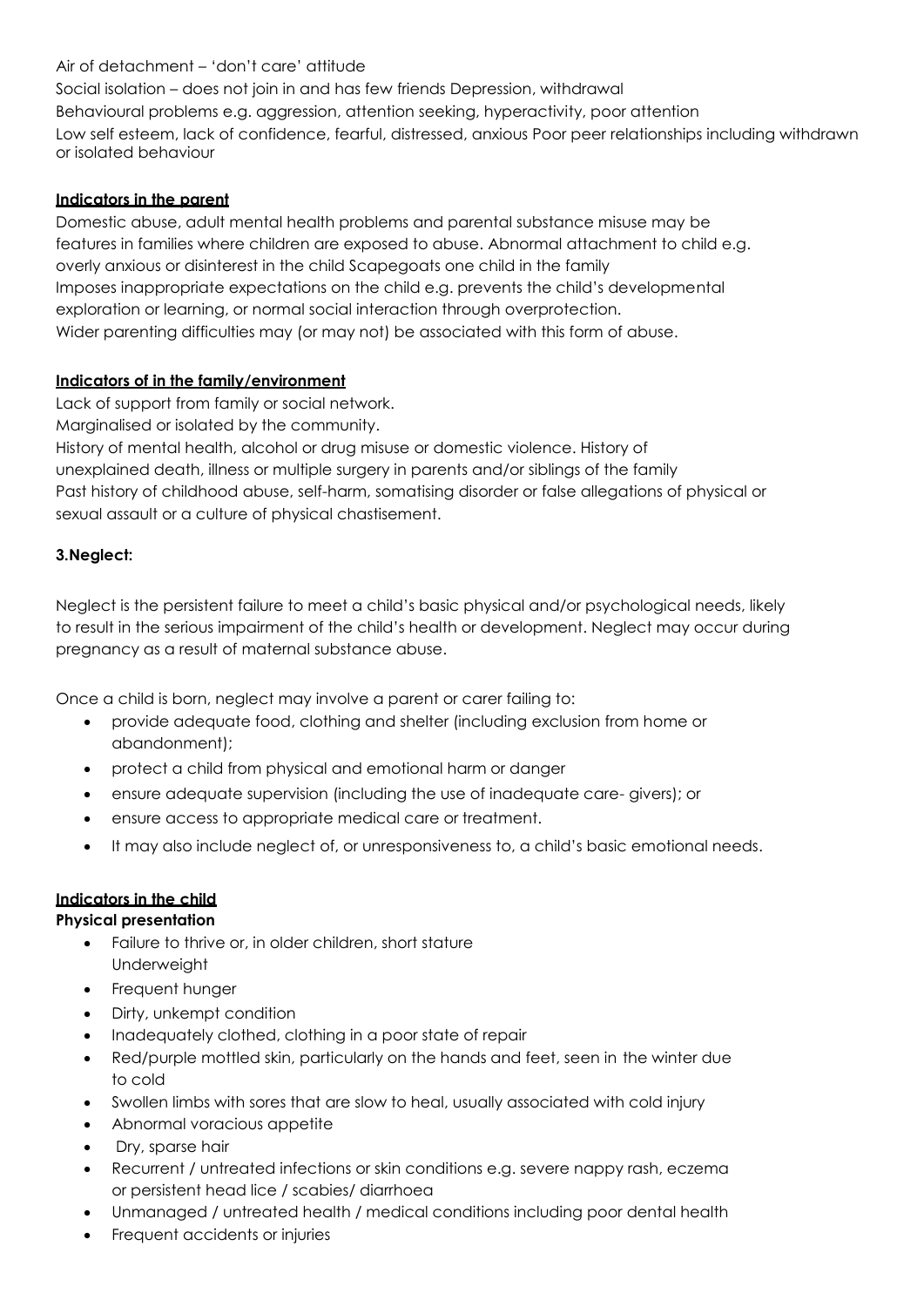Air of detachment – 'don't care' attitude

Social isolation – does not join in and has few friends Depression, withdrawal

Behavioural problems e.g. aggression, attention seeking, hyperactivity, poor attention

Low self esteem, lack of confidence, fearful, distressed, anxious Poor peer relationships including withdrawn or isolated behaviour

**Indicators in the parent**

Domestic abuse, adult mental health problems and parental substance misuse may be features in families where children are exposed to abuse. Abnormal attachment to child e.g. overly anxious or disinterest in the child Scapegoats one child in the family

Imposes inappropriate expectations on the child e.g. prevents the child's developmental exploration or learning, or normal social interaction through overprotection.

Wider parenting difficulties may (or may not) be associated with this form of abuse.

**Indicators of in the family/environment**

Lack of support from family or social network.

Marginalised or isolated by the community.

History of mental health, alcohol or drug misuse or domestic violence. History of unexplained death, illness or multiple surgery in parents and/or siblings of the family

Past history of childhood abuse, self-harm, somatising disorder or false allegations of physical or sexual assault or a culture of physical chastisement.

**3.Neglect:**

Neglect is the persistent failure to meet a child's basic physical and/or psychological needs, likely to result in the serious impairment of the child's health or development. Neglect may occur during pregnancy as a result of maternal substance abuse.

Once a child is born, neglect may involve a parent or carer failing to:

- provide adequate food, clothing and shelter (including exclusion from home or abandonment);
- protect a child from physical and emotional harm or danger
- ensure adequate supervision (including the use of inadequate care- givers); or
- ensure access to appropriate medical care or treatment.
- It may also include neglect of, or unresponsiveness to, a child's basic emotional needs.

**Indicators in the child**

**Physical presentation**

- Failure to thrive or, in older children, short stature Underweight
- Frequent hunger
- Dirty, unkempt condition
- Inadequately clothed, clothing in a poor state of repair
- Red/purple mottled skin, particularly on the hands and feet, seen in the winter due to cold
- Swollen limbs with sores that are slow to heal, usually associated with cold injury
- Abnormal voracious appetite
- Dry, sparse hair
- Recurrent / untreated infections or skin conditions e.g. severe nappy rash, eczema or persistent head lice / scabies/ diarrhoea
- Unmanaged / untreated health / medical conditions including poor dental health
- Frequent accidents or injuries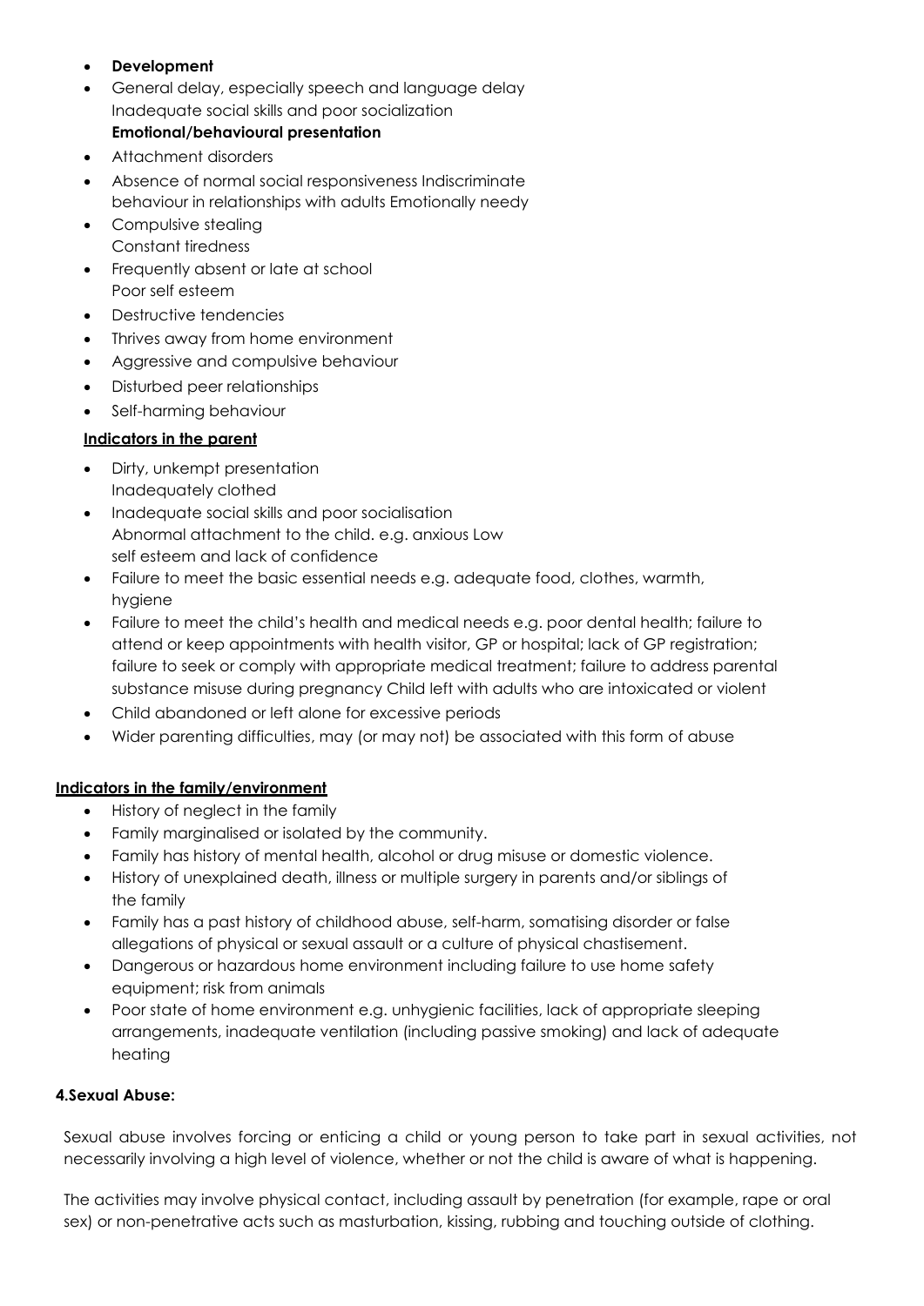- **Development**
- General delay, especially speech and language delay
  Inadequate social skills and poor socialization
  **Emotional/behavioural presentation**
- Attachment disorders
- Absence of normal social responsiveness Indiscriminate behaviour in relationships with adults Emotionally needy
- Compulsive stealing
  Constant tiredness
- Frequently absent or late at school
  Poor self esteem
- Destructive tendencies
- Thrives away from home environment
- Aggressive and compulsive behaviour
- Disturbed peer relationships
- Self-harming behaviour

**Indicators in the parent**

- Dirty, unkempt presentation
  Inadequately clothed
- Inadequate social skills and poor socialisation
  Abnormal attachment to the child. e.g. anxious Low self esteem and lack of confidence
- Failure to meet the basic essential needs e.g. adequate food, clothes, warmth, hygiene
- Failure to meet the child's health and medical needs e.g. poor dental health; failure to attend or keep appointments with health visitor, GP or hospital; lack of GP registration; failure to seek or comply with appropriate medical treatment; failure to address parental substance misuse during pregnancy Child left with adults who are intoxicated or violent
- Child abandoned or left alone for excessive periods
- Wider parenting difficulties, may (or may not) be associated with this form of abuse

**Indicators in the family/environment**

- History of neglect in the family
- Family marginalised or isolated by the community.
- Family has history of mental health, alcohol or drug misuse or domestic violence.
- History of unexplained death, illness or multiple surgery in parents and/or siblings of the family
- Family has a past history of childhood abuse, self-harm, somatising disorder or false allegations of physical or sexual assault or a culture of physical chastisement.
- Dangerous or hazardous home environment including failure to use home safety equipment; risk from animals
- Poor state of home environment e.g. unhygienic facilities, lack of appropriate sleeping arrangements, inadequate ventilation (including passive smoking) and lack of adequate heating

**4.Sexual Abuse:**

Sexual abuse involves forcing or enticing a child or young person to take part in sexual activities, not necessarily involving a high level of violence, whether or not the child is aware of what is happening.

The activities may involve physical contact, including assault by penetration (for example, rape or oral sex) or non-penetrative acts such as masturbation, kissing, rubbing and touching outside of clothing.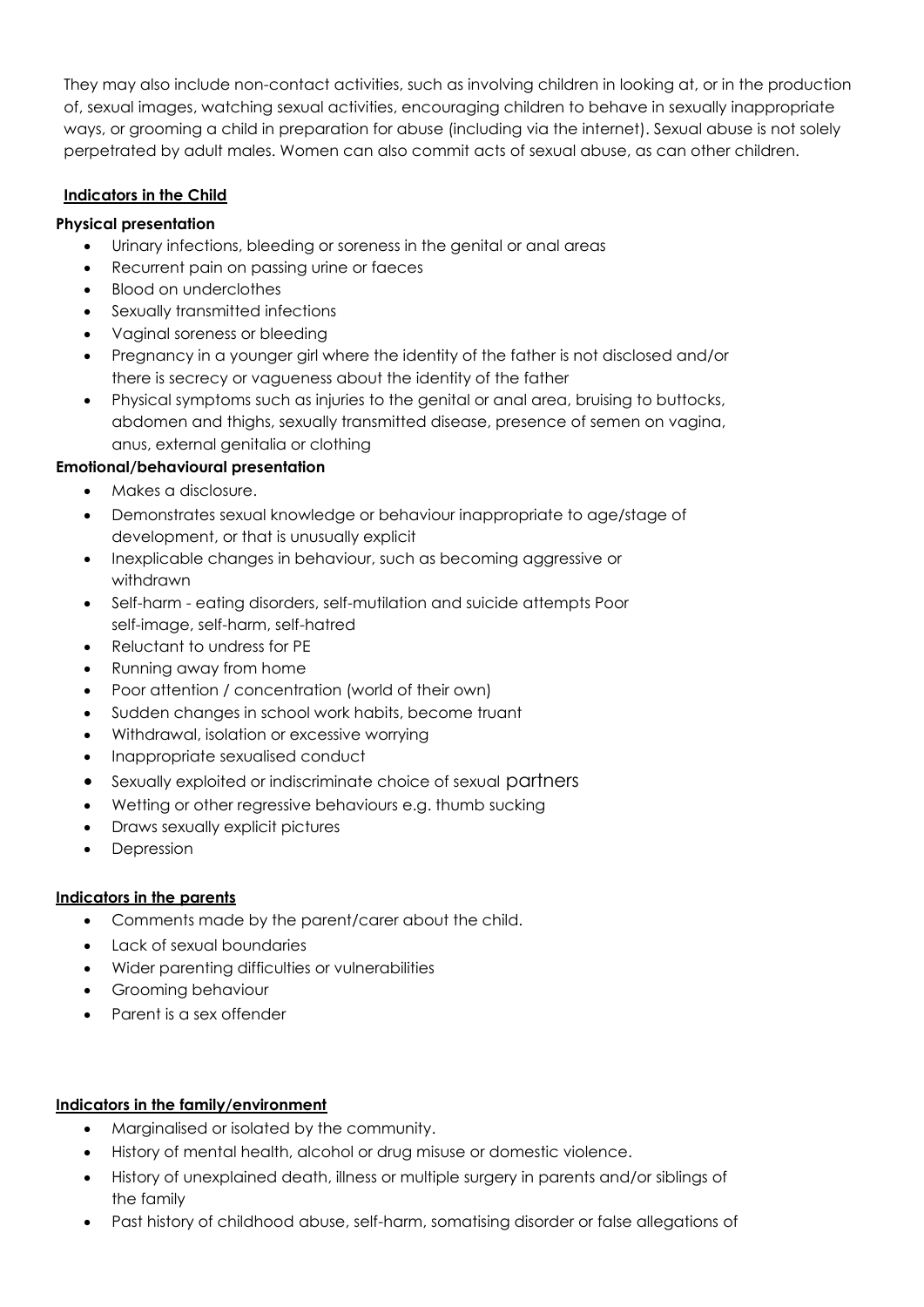They may also include non-contact activities, such as involving children in looking at, or in the production of, sexual images, watching sexual activities, encouraging children to behave in sexually inappropriate ways, or grooming a child in preparation for abuse (including via the internet). Sexual abuse is not solely perpetrated by adult males. Women can also commit acts of sexual abuse, as can other children.

**Indicators in the Child**

**Physical presentation**

- Urinary infections, bleeding or soreness in the genital or anal areas
- Recurrent pain on passing urine or faeces
- Blood on underclothes
- Sexually transmitted infections
- Vaginal soreness or bleeding
- Pregnancy in a younger girl where the identity of the father is not disclosed and/or there is secrecy or vagueness about the identity of the father
- Physical symptoms such as injuries to the genital or anal area, bruising to buttocks, abdomen and thighs, sexually transmitted disease, presence of semen on vagina, anus, external genitalia or clothing

**Emotional/behavioural presentation**

- Makes a disclosure.
- Demonstrates sexual knowledge or behaviour inappropriate to age/stage of development, or that is unusually explicit
- Inexplicable changes in behaviour, such as becoming aggressive or withdrawn
- Self-harm - eating disorders, self-mutilation and suicide attempts Poor self-image, self-harm, self-hatred
- Reluctant to undress for PE
- Running away from home
- Poor attention / concentration (world of their own)
- Sudden changes in school work habits, become truant
- Withdrawal, isolation or excessive worrying
- Inappropriate sexualised conduct
- Sexually exploited or indiscriminate choice of sexual partners
- Wetting or other regressive behaviours e.g. thumb sucking
- Draws sexually explicit pictures
- Depression

**Indicators in the parents**

- Comments made by the parent/carer about the child.
- Lack of sexual boundaries
- Wider parenting difficulties or vulnerabilities
- Grooming behaviour
- Parent is a sex offender

**Indicators in the family/environment**

- Marginalised or isolated by the community.
- History of mental health, alcohol or drug misuse or domestic violence.
- History of unexplained death, illness or multiple surgery in parents and/or siblings of the family
- Past history of childhood abuse, self-harm, somatising disorder or false allegations of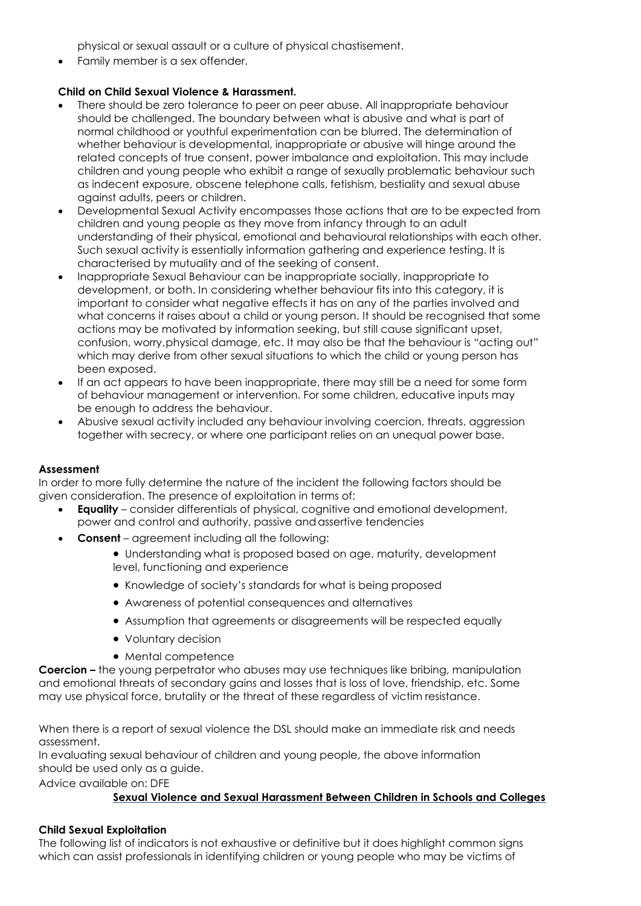physical or sexual assault or a culture of physical chastisement.

- Family member is a sex offender.

**Child on Child Sexual Violence & Harassment.**

- There should be zero tolerance to peer on peer abuse. All inappropriate behaviour should be challenged. The boundary between what is abusive and what is part of normal childhood or youthful experimentation can be blurred. The determination of whether behaviour is developmental, inappropriate or abusive will hinge around the related concepts of true consent, power imbalance and exploitation. This may include children and young people who exhibit a range of sexually problematic behaviour such as indecent exposure, obscene telephone calls, fetishism, bestiality and sexual abuse against adults, peers or children.
- Developmental Sexual Activity encompasses those actions that are to be expected from children and young people as they move from infancy through to an adult understanding of their physical, emotional and behavioural relationships with each other. Such sexual activity is essentially information gathering and experience testing. It is characterised by mutuality and of the seeking of consent.
- Inappropriate Sexual Behaviour can be inappropriate socially, inappropriate to development, or both. In considering whether behaviour fits into this category, it is important to consider what negative effects it has on any of the parties involved and what concerns it raises about a child or young person. It should be recognised that some actions may be motivated by information seeking, but still cause significant upset, confusion, worry,physical damage, etc. It may also be that the behaviour is "acting out" which may derive from other sexual situations to which the child or young person has been exposed.
- If an act appears to have been inappropriate, there may still be a need for some form of behaviour management or intervention. For some children, educative inputs may be enough to address the behaviour.
- Abusive sexual activity included any behaviour involving coercion, threats, aggression together with secrecy, or where one participant relies on an unequal power base.

**Assessment**

In order to more fully determine the nature of the incident the following factors should be given consideration. The presence of exploitation in terms of:

- **Equality** – consider differentials of physical, cognitive and emotional development, power and control and authority, passive and assertive tendencies
- **Consent** – agreement including all the following:
  - Understanding what is proposed based on age, maturity, development level, functioning and experience
  - Knowledge of society's standards for what is being proposed
  - Awareness of potential consequences and alternatives
  - Assumption that agreements or disagreements will be respected equally
  - Voluntary decision
  - Mental competence

**Coercion –** the young perpetrator who abuses may use techniques like bribing, manipulation and emotional threats of secondary gains and losses that is loss of love, friendship, etc. Some may use physical force, brutality or the threat of these regardless of victim resistance.

When there is a report of sexual violence the DSL should make an immediate risk and needs assessment.

In evaluating sexual behaviour of children and young people, the above information should be used only as a guide.

Advice available on: DFE

**Sexual Violence and Sexual Harassment Between Children in Schools and Colleges**

**Child Sexual Exploitation**

The following list of indicators is not exhaustive or definitive but it does highlight common signs which can assist professionals in identifying children or young people who may be victims of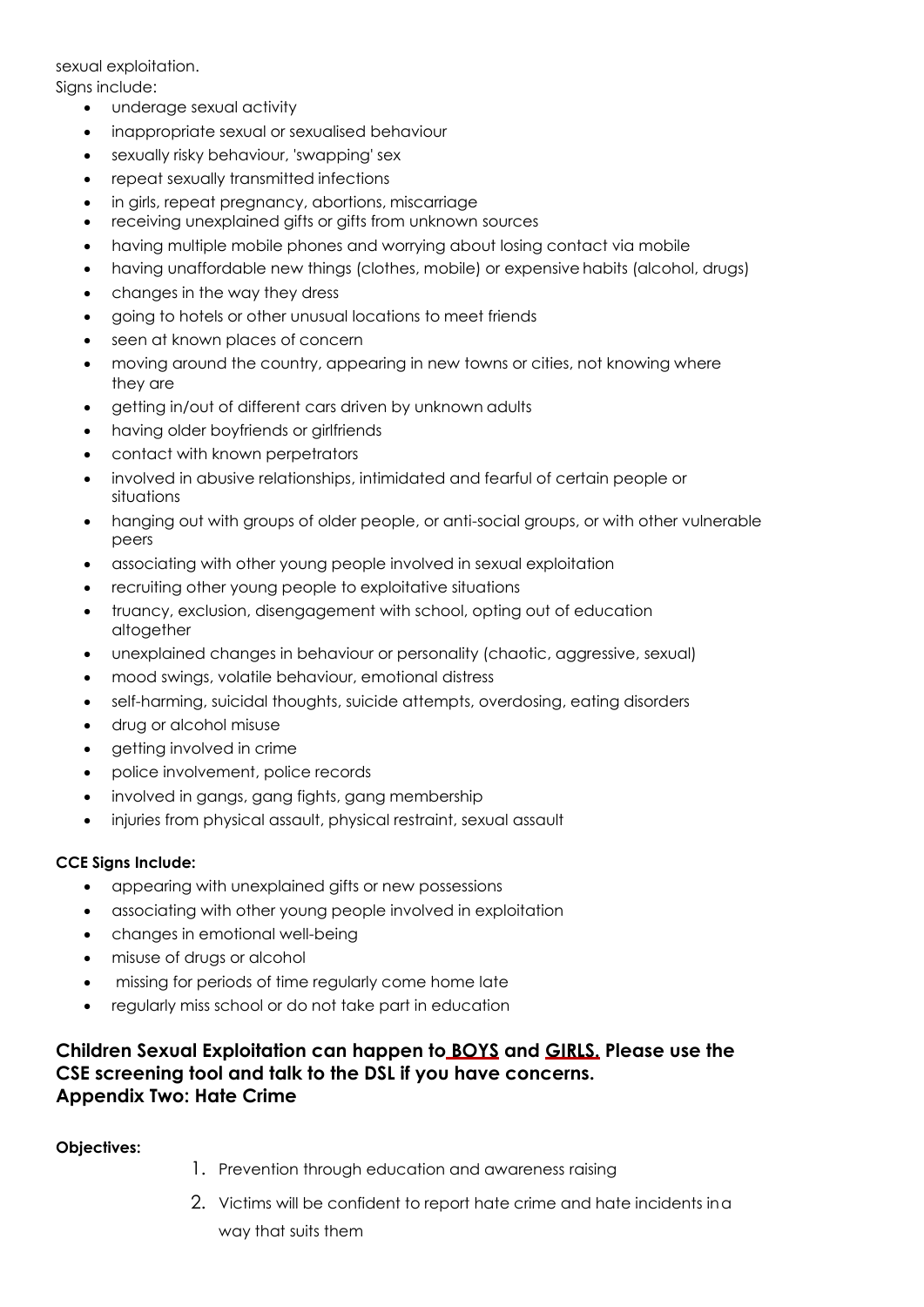sexual exploitation.

Signs include:

- underage sexual activity
- inappropriate sexual or sexualised behaviour
- sexually risky behaviour, 'swapping' sex
- repeat sexually transmitted infections
- in girls, repeat pregnancy, abortions, miscarriage
- receiving unexplained gifts or gifts from unknown sources
- having multiple mobile phones and worrying about losing contact via mobile
- having unaffordable new things (clothes, mobile) or expensive habits (alcohol, drugs)
- changes in the way they dress
- going to hotels or other unusual locations to meet friends
- seen at known places of concern
- moving around the country, appearing in new towns or cities, not knowing where they are
- getting in/out of different cars driven by unknown adults
- having older boyfriends or girlfriends
- contact with known perpetrators
- involved in abusive relationships, intimidated and fearful of certain people or situations
- hanging out with groups of older people, or anti-social groups, or with other vulnerable peers
- associating with other young people involved in sexual exploitation
- recruiting other young people to exploitative situations
- truancy, exclusion, disengagement with school, opting out of education altogether
- unexplained changes in behaviour or personality (chaotic, aggressive, sexual)
- mood swings, volatile behaviour, emotional distress
- self-harming, suicidal thoughts, suicide attempts, overdosing, eating disorders
- drug or alcohol misuse
- getting involved in crime
- police involvement, police records
- involved in gangs, gang fights, gang membership
- injuries from physical assault, physical restraint, sexual assault

**CCE Signs Include:**

- appearing with unexplained gifts or new possessions
- associating with other young people involved in exploitation
- changes in emotional well-being
- misuse of drugs or alcohol
- missing for periods of time regularly come home late
- regularly miss school or do not take part in education

**Children Sexual Exploitation can happen to BOYS and GIRLS. Please use the CSE screening tool and talk to the DSL if you have concerns.**

## Appendix Two: Hate Crime

**Objectives:**

1. Prevention through education and awareness raising
2. Victims will be confident to report hate crime and hate incidents in a way that suits them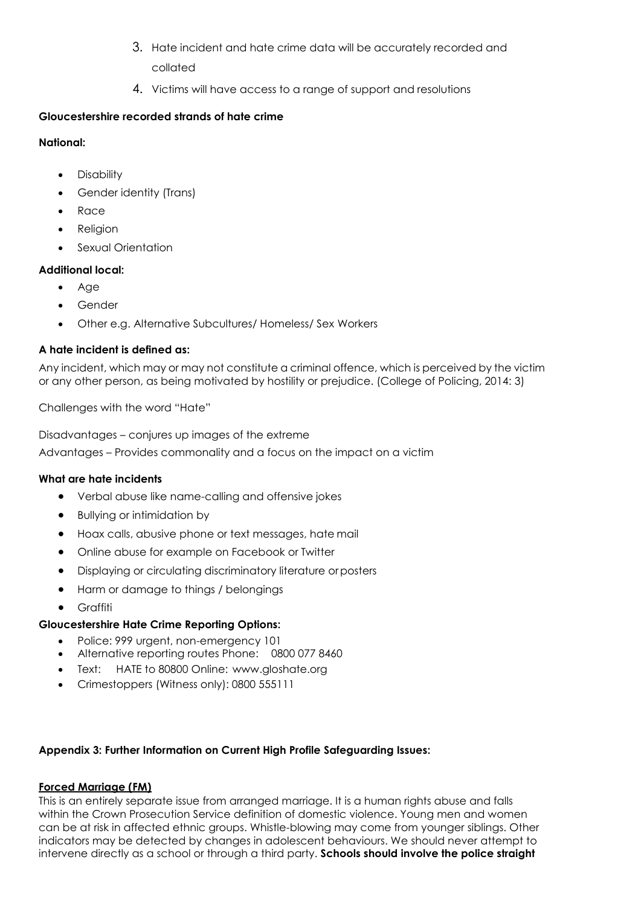3. Hate incident and hate crime data will be accurately recorded and collated
4. Victims will have access to a range of support and resolutions

**Gloucestershire recorded strands of hate crime**

**National:**

- Disability
- Gender identity (Trans)
- Race
- Religion
- Sexual Orientation

**Additional local:**

- Age
- Gender
- Other e.g. Alternative Subcultures/ Homeless/ Sex Workers

**A hate incident is defined as:**

Any incident, which may or may not constitute a criminal offence, which is perceived by the victim or any other person, as being motivated by hostility or prejudice. (College of Policing, 2014: 3)

Challenges with the word "Hate"

Disadvantages – conjures up images of the extreme

Advantages – Provides commonality and a focus on the impact on a victim

**What are hate incidents**

- Verbal abuse like name-calling and offensive jokes
- Bullying or intimidation by
- Hoax calls, abusive phone or text messages, hate mail
- Online abuse for example on Facebook or Twitter
- Displaying or circulating discriminatory literature or posters
- Harm or damage to things / belongings
- Graffiti

**Gloucestershire Hate Crime Reporting Options:**

- Police: 999 urgent, non-emergency 101
- Alternative reporting routes Phone: 0800 077 8460
- Text: HATE to 80800 Online: www.gloshate.org
- Crimestoppers (Witness only): 0800 555111

**Appendix 3: Further Information on Current High Profile Safeguarding Issues:**

**Forced Marriage (FM)**

This is an entirely separate issue from arranged marriage. It is a human rights abuse and falls within the Crown Prosecution Service definition of domestic violence. Young men and women can be at risk in affected ethnic groups. Whistle-blowing may come from younger siblings. Other indicators may be detected by changes in adolescent behaviours. We should never attempt to intervene directly as a school or through a third party. **Schools should involve the police straight**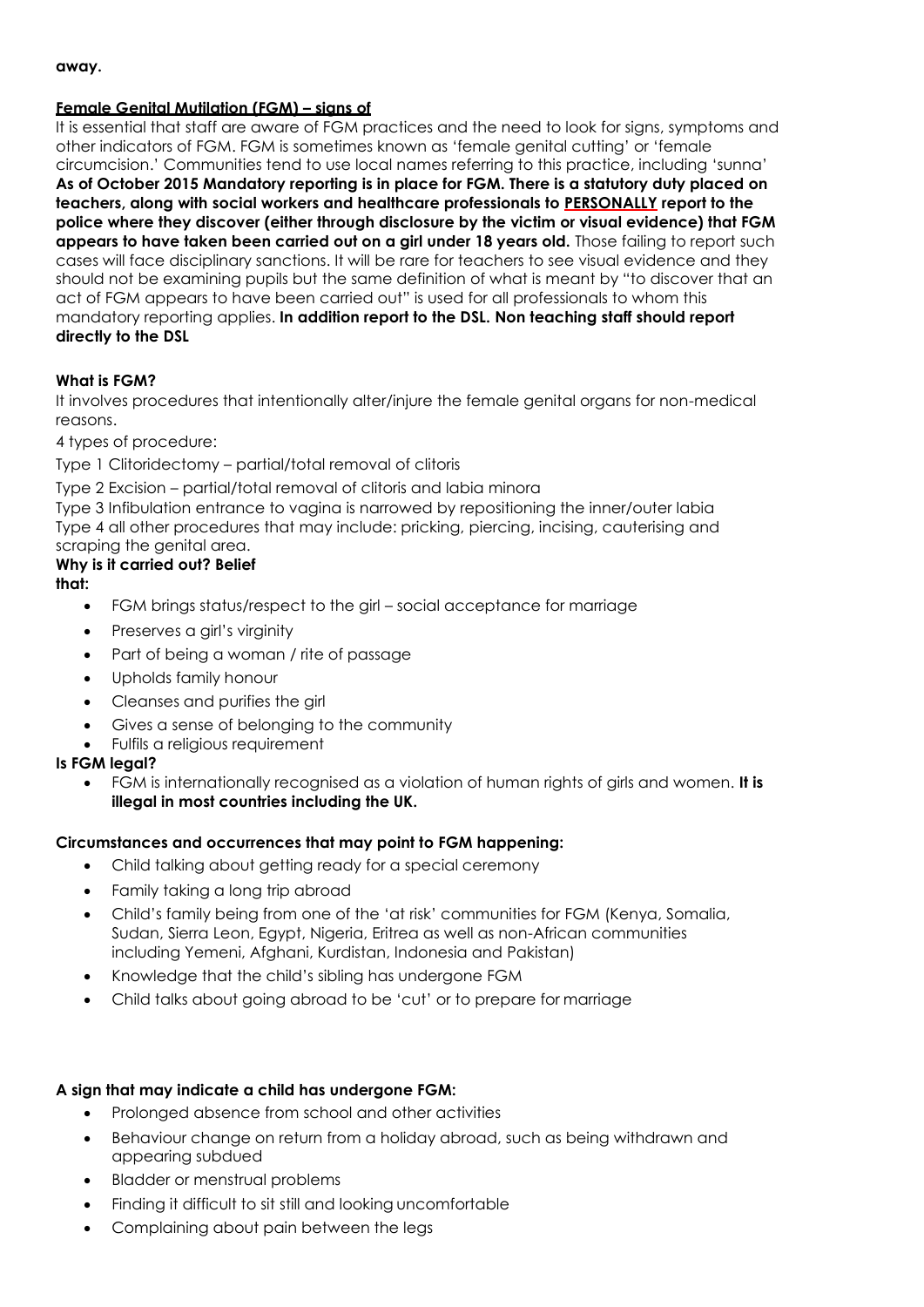**away.**

**Female Genital Mutilation (FGM) – signs of**

It is essential that staff are aware of FGM practices and the need to look for signs, symptoms and other indicators of FGM. FGM is sometimes known as 'female genital cutting' or 'female circumcision.' Communities tend to use local names referring to this practice, including 'sunna' **As of October 2015 Mandatory reporting is in place for FGM. There is a statutory duty placed on teachers, along with social workers and healthcare professionals to PERSONALLY report to the police where they discover (either through disclosure by the victim or visual evidence) that FGM appears to have taken been carried out on a girl under 18 years old.** Those failing to report such cases will face disciplinary sanctions. It will be rare for teachers to see visual evidence and they should not be examining pupils but the same definition of what is meant by "to discover that an act of FGM appears to have been carried out" is used for all professionals to whom this mandatory reporting applies. **In addition report to the DSL. Non teaching staff should report directly to the DSL**

**What is FGM?**

It involves procedures that intentionally alter/injure the female genital organs for non-medical reasons.

4 types of procedure:

Type 1 Clitoridectomy – partial/total removal of clitoris

Type 2 Excision – partial/total removal of clitoris and labia minora

Type 3 Infibulation entrance to vagina is narrowed by repositioning the inner/outer labia

Type 4 all other procedures that may include: pricking, piercing, incising, cauterising and scraping the genital area.

**Why is it carried out? Belief that:**

- FGM brings status/respect to the girl – social acceptance for marriage
- Preserves a girl's virginity
- Part of being a woman / rite of passage
- Upholds family honour
- Cleanses and purifies the girl
- Gives a sense of belonging to the community
- Fulfils a religious requirement

**Is FGM legal?**

- FGM is internationally recognised as a violation of human rights of girls and women. **It is illegal in most countries including the UK.**

**Circumstances and occurrences that may point to FGM happening:**

- Child talking about getting ready for a special ceremony
- Family taking a long trip abroad
- Child's family being from one of the 'at risk' communities for FGM (Kenya, Somalia, Sudan, Sierra Leon, Egypt, Nigeria, Eritrea as well as non-African communities including Yemeni, Afghani, Kurdistan, Indonesia and Pakistan)
- Knowledge that the child's sibling has undergone FGM
- Child talks about going abroad to be 'cut' or to prepare for marriage

**A sign that may indicate a child has undergone FGM:**

- Prolonged absence from school and other activities
- Behaviour change on return from a holiday abroad, such as being withdrawn and appearing subdued
- Bladder or menstrual problems
- Finding it difficult to sit still and looking uncomfortable
- Complaining about pain between the legs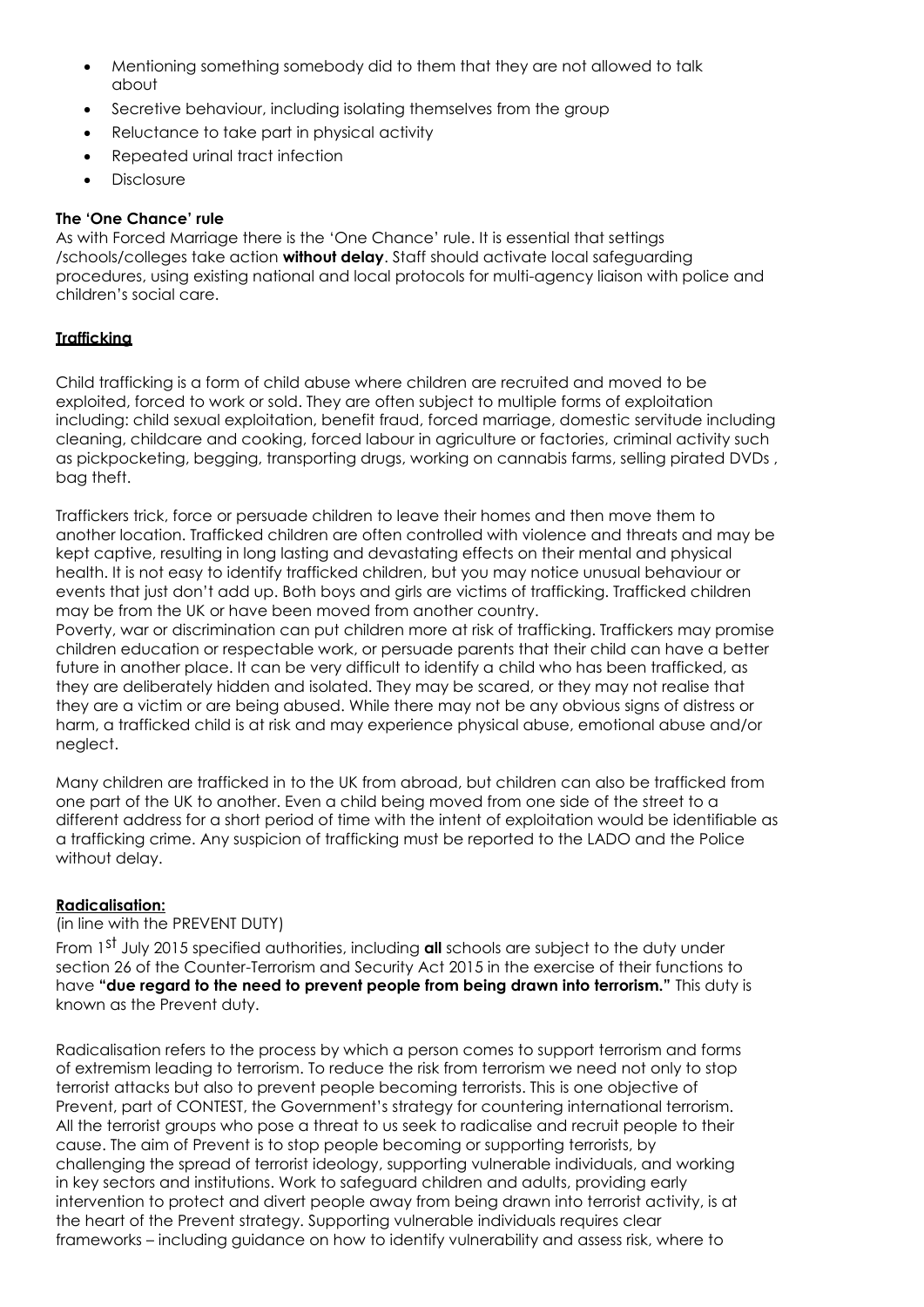- Mentioning something somebody did to them that they are not allowed to talk about
- Secretive behaviour, including isolating themselves from the group
- Reluctance to take part in physical activity
- Repeated urinal tract infection
- Disclosure

**The 'One Chance' rule**

As with Forced Marriage there is the 'One Chance' rule. It is essential that settings /schools/colleges take action **without delay**. Staff should activate local safeguarding procedures, using existing national and local protocols for multi-agency liaison with police and children's social care.

**Trafficking**

Child trafficking is a form of child abuse where children are recruited and moved to be exploited, forced to work or sold. They are often subject to multiple forms of exploitation including: child sexual exploitation, benefit fraud, forced marriage, domestic servitude including cleaning, childcare and cooking, forced labour in agriculture or factories, criminal activity such as pickpocketing, begging, transporting drugs, working on cannabis farms, selling pirated DVDs , bag theft.

Traffickers trick, force or persuade children to leave their homes and then move them to another location. Trafficked children are often controlled with violence and threats and may be kept captive, resulting in long lasting and devastating effects on their mental and physical health. It is not easy to identify trafficked children, but you may notice unusual behaviour or events that just don't add up. Both boys and girls are victims of trafficking. Trafficked children may be from the UK or have been moved from another country.
Poverty, war or discrimination can put children more at risk of trafficking. Traffickers may promise children education or respectable work, or persuade parents that their child can have a better future in another place. It can be very difficult to identify a child who has been trafficked, as they are deliberately hidden and isolated. They may be scared, or they may not realise that they are a victim or are being abused. While there may not be any obvious signs of distress or harm, a trafficked child is at risk and may experience physical abuse, emotional abuse and/or neglect.

Many children are trafficked in to the UK from abroad, but children can also be trafficked from one part of the UK to another. Even a child being moved from one side of the street to a different address for a short period of time with the intent of exploitation would be identifiable as a trafficking crime. Any suspicion of trafficking must be reported to the LADO and the Police without delay.

**Radicalisation:**

(in line with the PREVENT DUTY)

From 1st July 2015 specified authorities, including **all** schools are subject to the duty under section 26 of the Counter-Terrorism and Security Act 2015 in the exercise of their functions to have **"due regard to the need to prevent people from being drawn into terrorism."** This duty is known as the Prevent duty.

Radicalisation refers to the process by which a person comes to support terrorism and forms of extremism leading to terrorism. To reduce the risk from terrorism we need not only to stop terrorist attacks but also to prevent people becoming terrorists. This is one objective of Prevent, part of CONTEST, the Government's strategy for countering international terrorism. All the terrorist groups who pose a threat to us seek to radicalise and recruit people to their cause. The aim of Prevent is to stop people becoming or supporting terrorists, by challenging the spread of terrorist ideology, supporting vulnerable individuals, and working in key sectors and institutions. Work to safeguard children and adults, providing early intervention to protect and divert people away from being drawn into terrorist activity, is at the heart of the Prevent strategy. Supporting vulnerable individuals requires clear frameworks – including guidance on how to identify vulnerability and assess risk, where to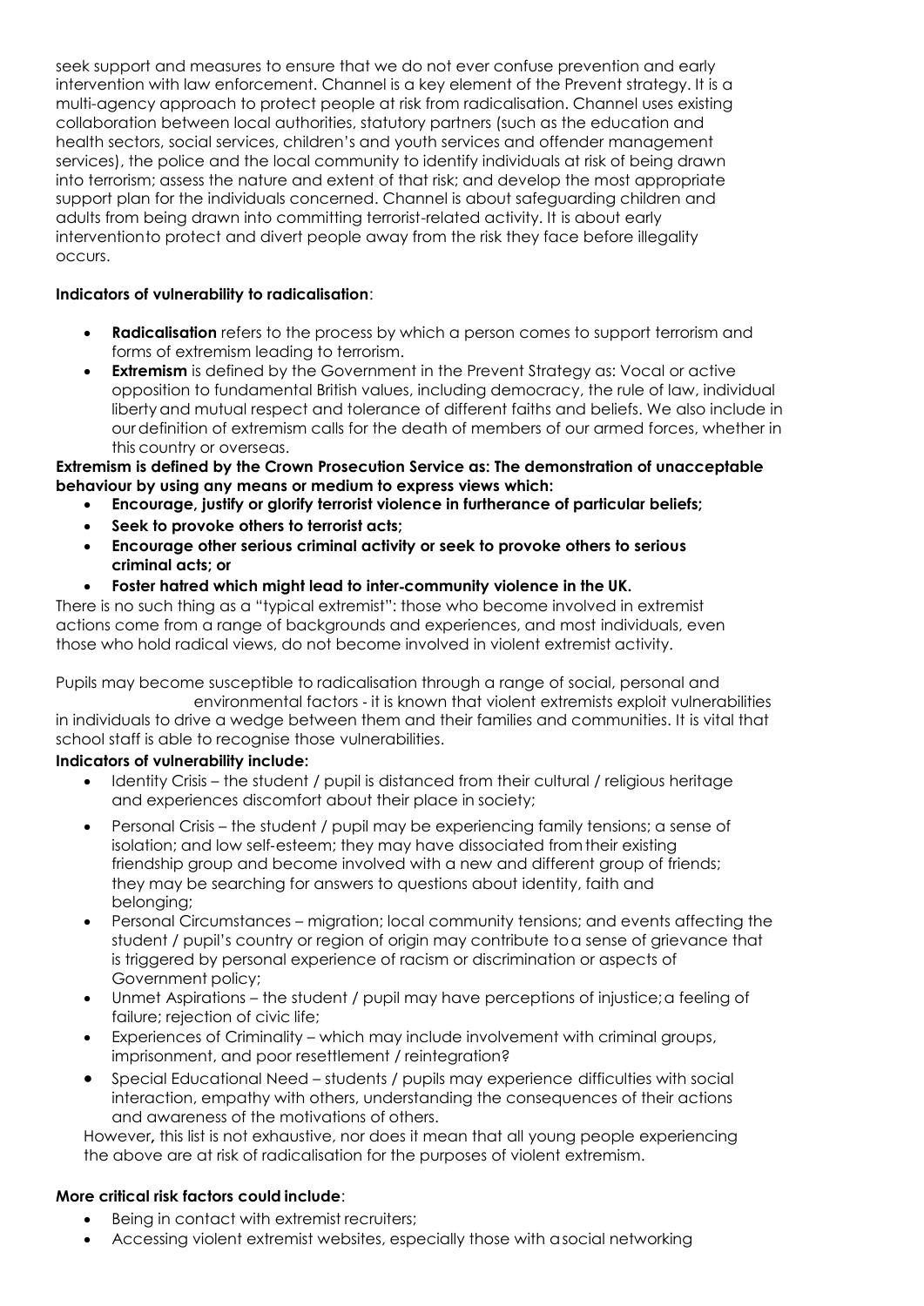seek support and measures to ensure that we do not ever confuse prevention and early intervention with law enforcement. Channel is a key element of the Prevent strategy. It is a multi-agency approach to protect people at risk from radicalisation. Channel uses existing collaboration between local authorities, statutory partners (such as the education and health sectors, social services, children's and youth services and offender management services), the police and the local community to identify individuals at risk of being drawn into terrorism; assess the nature and extent of that risk; and develop the most appropriate support plan for the individuals concerned. Channel is about safeguarding children and adults from being drawn into committing terrorist-related activity. It is about early interventionto protect and divert people away from the risk they face before illegality occurs.

**Indicators of vulnerability to radicalisation**:

- **Radicalisation** refers to the process by which a person comes to support terrorism and forms of extremism leading to terrorism.
- **Extremism** is defined by the Government in the Prevent Strategy as: Vocal or active opposition to fundamental British values, including democracy, the rule of law, individual liberty and mutual respect and tolerance of different faiths and beliefs. We also include in our definition of extremism calls for the death of members of our armed forces, whether in this country or overseas.

**Extremism is defined by the Crown Prosecution Service as: The demonstration of unacceptable behaviour by using any means or medium to express views which:**

- **Encourage, justify or glorify terrorist violence in furtherance of particular beliefs;**
- **Seek to provoke others to terrorist acts;**
- **Encourage other serious criminal activity or seek to provoke others to serious criminal acts; or**
- **Foster hatred which might lead to inter-community violence in the UK.**

There is no such thing as a "typical extremist": those who become involved in extremist actions come from a range of backgrounds and experiences, and most individuals, even those who hold radical views, do not become involved in violent extremist activity.

Pupils may become susceptible to radicalisation through a range of social, personal and environmental factors - it is known that violent extremists exploit vulnerabilities in individuals to drive a wedge between them and their families and communities. It is vital that school staff is able to recognise those vulnerabilities.

**Indicators of vulnerability include:**

- Identity Crisis – the student / pupil is distanced from their cultural / religious heritage and experiences discomfort about their place in society;
- Personal Crisis – the student / pupil may be experiencing family tensions; a sense of isolation; and low self-esteem; they may have dissociated from their existing friendship group and become involved with a new and different group of friends; they may be searching for answers to questions about identity, faith and belonging;
- Personal Circumstances – migration; local community tensions; and events affecting the student / pupil's country or region of origin may contribute to a sense of grievance that is triggered by personal experience of racism or discrimination or aspects of Government policy;
- Unmet Aspirations – the student / pupil may have perceptions of injustice; a feeling of failure; rejection of civic life;
- Experiences of Criminality – which may include involvement with criminal groups, imprisonment, and poor resettlement / reintegration?
- Special Educational Need – students / pupils may experience difficulties with social interaction, empathy with others, understanding the consequences of their actions and awareness of the motivations of others.

However**,** this list is not exhaustive, nor does it mean that all young people experiencing the above are at risk of radicalisation for the purposes of violent extremism.

**More critical risk factors could include**:

- Being in contact with extremist recruiters;
- Accessing violent extremist websites, especially those with a social networking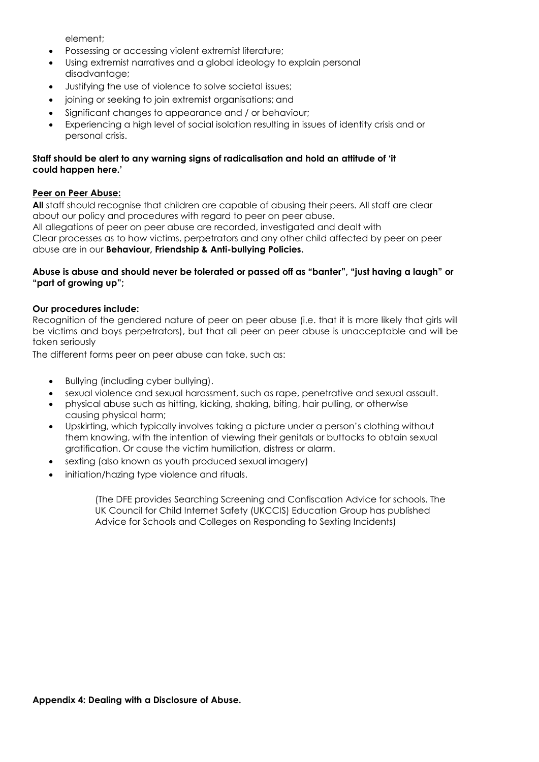element;

- Possessing or accessing violent extremist literature;
- Using extremist narratives and a global ideology to explain personal disadvantage;
- Justifying the use of violence to solve societal issues;
- joining or seeking to join extremist organisations; and
- Significant changes to appearance and / or behaviour;
- Experiencing a high level of social isolation resulting in issues of identity crisis and or personal crisis.

**Staff should be alert to any warning signs of radicalisation and hold an attitude of 'it could happen here.'**

**Peer on Peer Abuse:**

**All** staff should recognise that children are capable of abusing their peers. All staff are clear about our policy and procedures with regard to peer on peer abuse.
All allegations of peer on peer abuse are recorded, investigated and dealt with
Clear processes as to how victims, perpetrators and any other child affected by peer on peer abuse are in our **Behaviour, Friendship & Anti-bullying Policies.**

**Abuse is abuse and should never be tolerated or passed off as "banter", "just having a laugh" or "part of growing up";**

**Our procedures include:**

Recognition of the gendered nature of peer on peer abuse (i.e. that it is more likely that girls will be victims and boys perpetrators), but that all peer on peer abuse is unacceptable and will be taken seriously

The different forms peer on peer abuse can take, such as:

- Bullying (including cyber bullying).
- sexual violence and sexual harassment, such as rape, penetrative and sexual assault.
- physical abuse such as hitting, kicking, shaking, biting, hair pulling, or otherwise causing physical harm;
- Upskirting, which typically involves taking a picture under a person's clothing without them knowing, with the intention of viewing their genitals or buttocks to obtain sexual gratification. Or cause the victim humiliation, distress or alarm.
- sexting (also known as youth produced sexual imagery)
- initiation/hazing type violence and rituals.

(The DFE provides Searching Screening and Confiscation Advice for schools. The UK Council for Child Internet Safety (UKCCIS) Education Group has published Advice for Schools and Colleges on Responding to Sexting Incidents)

**Appendix 4: Dealing with a Disclosure of Abuse.**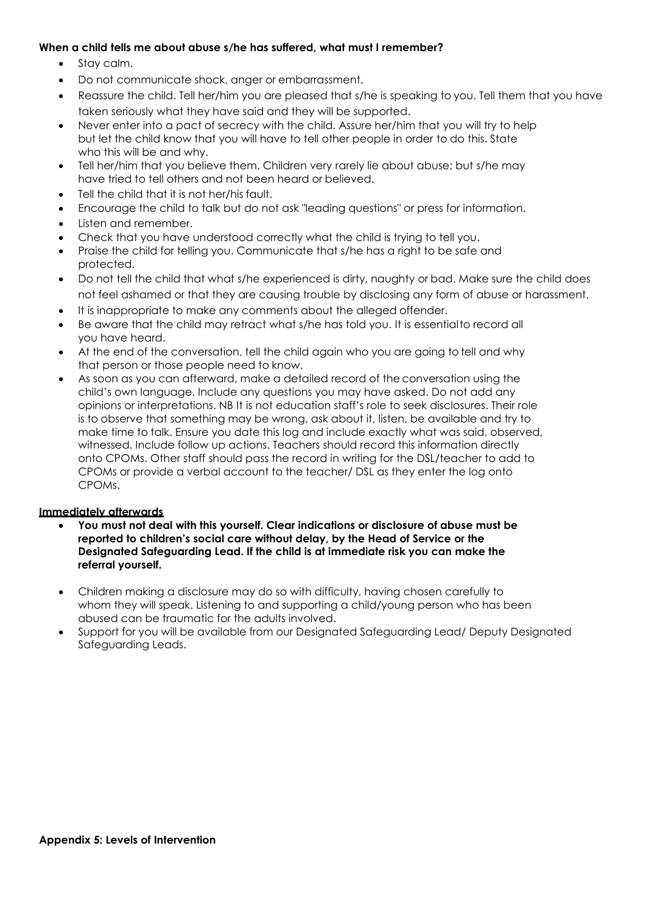**When a child tells me about abuse s/he has suffered, what must I remember?**

- Stay calm.
- Do not communicate shock, anger or embarrassment.
- Reassure the child. Tell her/him you are pleased that s/he is speaking to you. Tell them that you have taken seriously what they have said and they will be supported.
- Never enter into a pact of secrecy with the child. Assure her/him that you will try to help but let the child know that you will have to tell other people in order to do this. State who this will be and why.
- Tell her/him that you believe them. Children very rarely lie about abuse; but s/he may have tried to tell others and not been heard or believed.
- Tell the child that it is not her/his fault.
- Encourage the child to talk but do not ask "leading questions" or press for information.
- Listen and remember.
- Check that you have understood correctly what the child is trying to tell you.
- Praise the child for telling you. Communicate that s/he has a right to be safe and protected.
- Do not tell the child that what s/he experienced is dirty, naughty or bad. Make sure the child does not feel ashamed or that they are causing trouble by disclosing any form of abuse or harassment.
- It is inappropriate to make any comments about the alleged offender.
- Be aware that the child may retract what s/he has told you. It is essentialto record all you have heard.
- At the end of the conversation, tell the child again who you are going to tell and why that person or those people need to know.
- As soon as you can afterward, make a detailed record of the conversation using the child's own language. Include any questions you may have asked. Do not add any opinions or interpretations. NB It is not education staff's role to seek disclosures. Their role is to observe that something may be wrong, ask about it, listen, be available and try to make time to talk. Ensure you date this log and include exactly what was said, observed, witnessed. Include follow up actions. Teachers should record this information directly onto CPOMs. Other staff should pass the record in writing for the DSL/teacher to add to CPOMs or provide a verbal account to the teacher/ DSL as they enter the log onto CPOMs.

**Immediately afterwards**

- **You must not deal with this yourself. Clear indications or disclosure of abuse must be reported to children's social care without delay, by the Head of Service or the Designated Safeguarding Lead. If the child is at immediate risk you can make the referral yourself.**
- Children making a disclosure may do so with difficulty, having chosen carefully to whom they will speak. Listening to and supporting a child/young person who has been abused can be traumatic for the adults involved.
- Support for you will be available from our Designated Safeguarding Lead/ Deputy Designated Safeguarding Leads.

**Appendix 5: Levels of Intervention**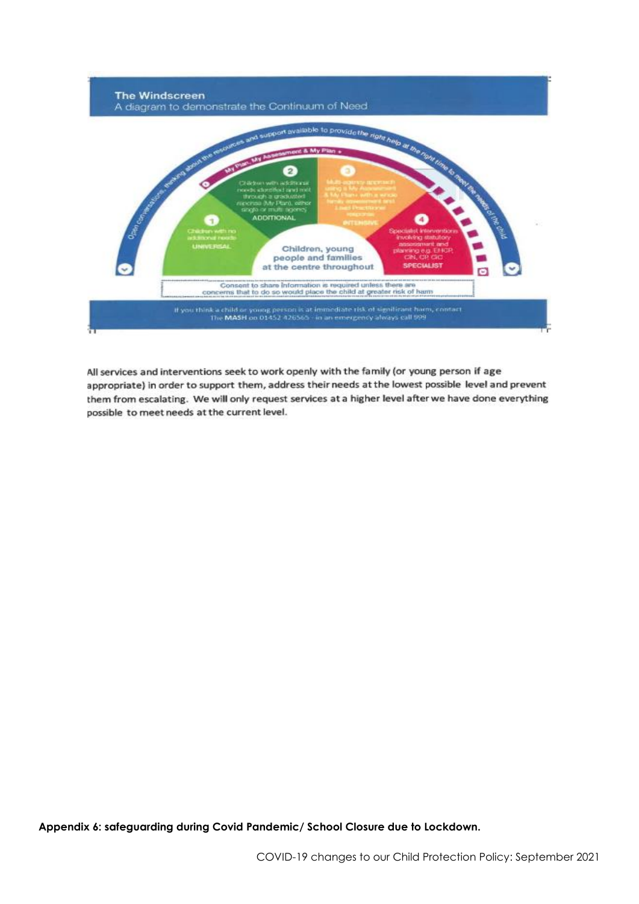## The Windscreen

A diagram to demonstrate the Continuum of Need

Open conversations, thinking about the resources and support available to provide the right help at the right time to meet the needs of the child

My Plan, My Assessment & My Plan +

**1** Children with no additional needs
UNIVERSAL

**2** Children with additional needs identified and met through a graduated response (My Plan), either single or multi agency
ADDITIONAL

**3** Multi-agency approach using a My Assessment & My Plan+ with a whole family assessment and Lead Practitioner response
INTENSIVE

**4** Specialist interventions involving statutory assessment and planning e.g. EHCP, CIN, CP, CiC
SPECIALIST

Children, young people and families at the centre throughout

Consent to share information is required unless there are concerns that to do so would place the child at greater risk of harm

If you think a child or young person is at immediate risk of significant harm, contact The **MASH** on 01452 426565 - in an emergency always call 999

All services and interventions seek to work openly with the family (or young person if age appropriate) in order to support them, address their needs at the lowest possible level and prevent them from escalating. We will only request services at a higher level after we have done everything possible to meet needs at the current level.

**Appendix 6: safeguarding during Covid Pandemic/ School Closure due to Lockdown.**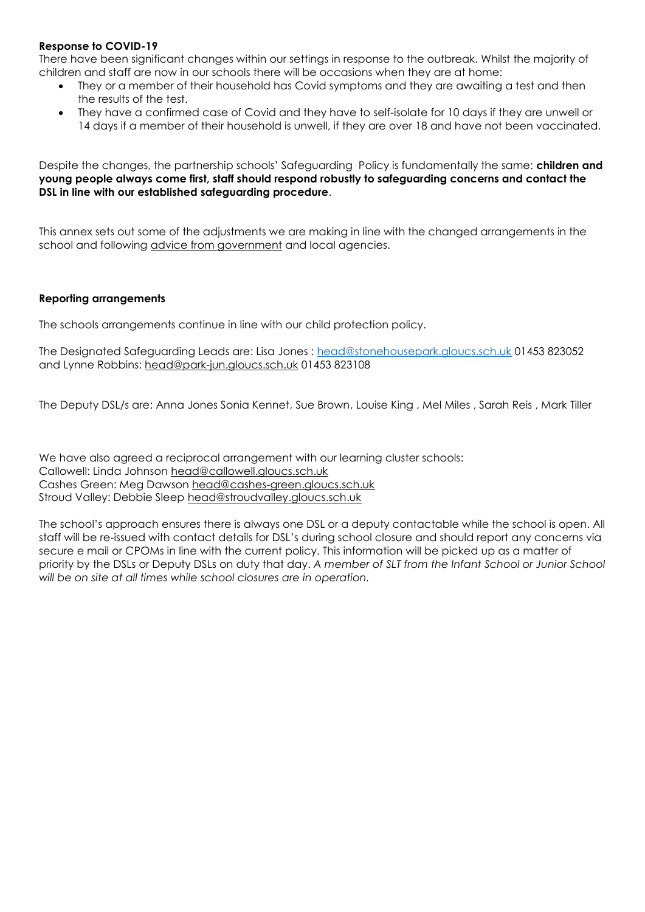**Response to COVID-19**

There have been significant changes within our settings in response to the outbreak. Whilst the majority of children and staff are now in our schools there will be occasions when they are at home:

- They or a member of their household has Covid symptoms and they are awaiting a test and then the results of the test.
- They have a confirmed case of Covid and they have to self-isolate for 10 days if they are unwell or 14 days if a member of their household is unwell, if they are over 18 and have not been vaccinated.

Despite the changes, the partnership schools' Safeguarding Policy is fundamentally the same: **children and young people always come first, staff should respond robustly to safeguarding concerns and contact the DSL in line with our established safeguarding procedure**.

This annex sets out some of the adjustments we are making in line with the changed arrangements in the school and following advice from government and local agencies.

**Reporting arrangements**

The schools arrangements continue in line with our child protection policy.

The Designated Safeguarding Leads are: Lisa Jones : head@stonehousepark.gloucs.sch.uk 01453 823052 and Lynne Robbins: head@park-jun.gloucs.sch.uk 01453 823108

The Deputy DSL/s are: Anna Jones Sonia Kennet, Sue Brown, Louise King , Mel Miles , Sarah Reis , Mark Tiller

We have also agreed a reciprocal arrangement with our learning cluster schools:
Callowell: Linda Johnson head@callowell.gloucs.sch.uk
Cashes Green: Meg Dawson head@cashes-green.gloucs.sch.uk
Stroud Valley: Debbie Sleep head@stroudvalley.gloucs.sch.uk

The school's approach ensures there is always one DSL or a deputy contactable while the school is open. All staff will be re-issued with contact details for DSL's during school closure and should report any concerns via secure e mail or CPOMs in line with the current policy. This information will be picked up as a matter of priority by the DSLs or Deputy DSLs on duty that day. *A member of SLT from the Infant School or Junior School will be on site at all times while school closures are in operation.*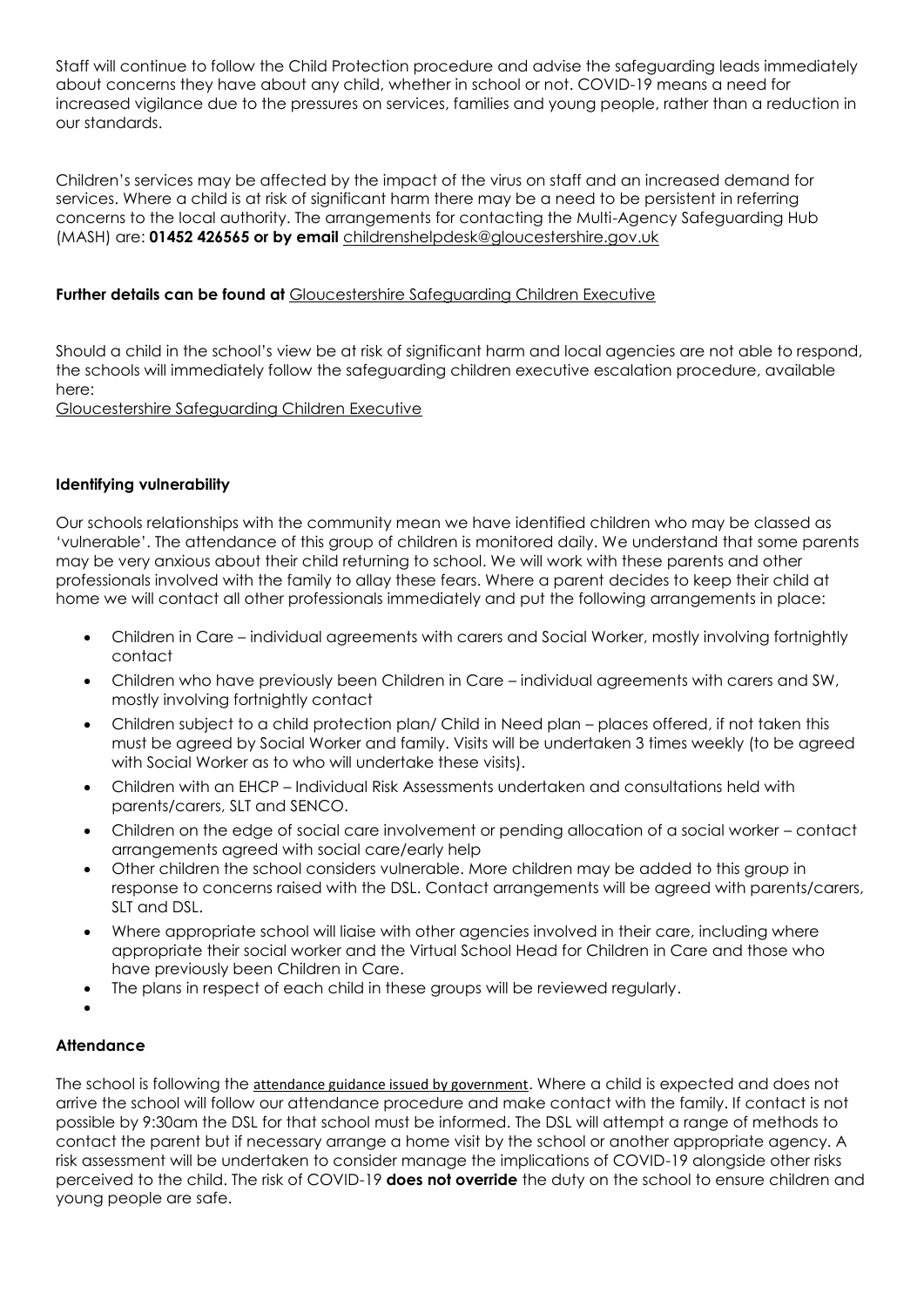Staff will continue to follow the Child Protection procedure and advise the safeguarding leads immediately about concerns they have about any child, whether in school or not. COVID-19 means a need for increased vigilance due to the pressures on services, families and young people, rather than a reduction in our standards.

Children's services may be affected by the impact of the virus on staff and an increased demand for services. Where a child is at risk of significant harm there may be a need to be persistent in referring concerns to the local authority. The arrangements for contacting the Multi-Agency Safeguarding Hub (MASH) are: **01452 426565 or by email** childrenshelpdesk@gloucestershire.gov.uk

**Further details can be found at** Gloucestershire Safeguarding Children Executive

Should a child in the school's view be at risk of significant harm and local agencies are not able to respond, the schools will immediately follow the safeguarding children executive escalation procedure, available here:
Gloucestershire Safeguarding Children Executive

**Identifying vulnerability**

Our schools relationships with the community mean we have identified children who may be classed as 'vulnerable'. The attendance of this group of children is monitored daily. We understand that some parents may be very anxious about their child returning to school. We will work with these parents and other professionals involved with the family to allay these fears. Where a parent decides to keep their child at home we will contact all other professionals immediately and put the following arrangements in place:

- Children in Care – individual agreements with carers and Social Worker, mostly involving fortnightly contact
- Children who have previously been Children in Care – individual agreements with carers and SW, mostly involving fortnightly contact
- Children subject to a child protection plan/ Child in Need plan – places offered, if not taken this must be agreed by Social Worker and family. Visits will be undertaken 3 times weekly (to be agreed with Social Worker as to who will undertake these visits).
- Children with an EHCP – Individual Risk Assessments undertaken and consultations held with parents/carers, SLT and SENCO.
- Children on the edge of social care involvement or pending allocation of a social worker – contact arrangements agreed with social care/early help
- Other children the school considers vulnerable. More children may be added to this group in response to concerns raised with the DSL. Contact arrangements will be agreed with parents/carers, SLT and DSL.
- Where appropriate school will liaise with other agencies involved in their care, including where appropriate their social worker and the Virtual School Head for Children in Care and those who have previously been Children in Care.
- The plans in respect of each child in these groups will be reviewed regularly.

**Attendance**

The school is following the attendance guidance issued by government. Where a child is expected and does not arrive the school will follow our attendance procedure and make contact with the family. If contact is not possible by 9:30am the DSL for that school must be informed. The DSL will attempt a range of methods to contact the parent but if necessary arrange a home visit by the school or another appropriate agency. A risk assessment will be undertaken to consider manage the implications of COVID-19 alongside other risks perceived to the child. The risk of COVID-19 **does not override** the duty on the school to ensure children and young people are safe.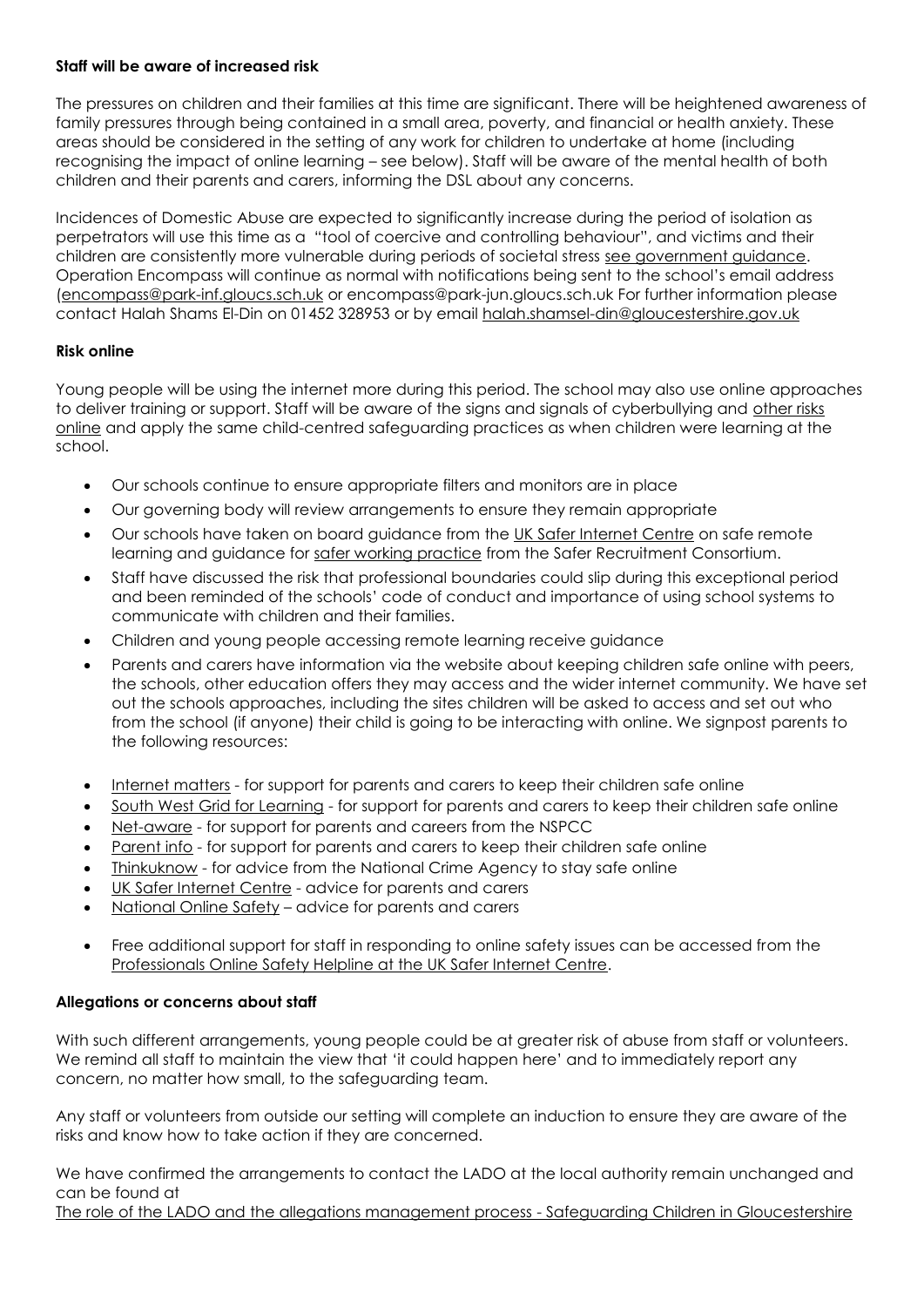**Staff will be aware of increased risk**

The pressures on children and their families at this time are significant. There will be heightened awareness of family pressures through being contained in a small area, poverty, and financial or health anxiety. These areas should be considered in the setting of any work for children to undertake at home (including recognising the impact of online learning – see below). Staff will be aware of the mental health of both children and their parents and carers, informing the DSL about any concerns.

Incidences of Domestic Abuse are expected to significantly increase during the period of isolation as perpetrators will use this time as a "tool of coercive and controlling behaviour", and victims and their children are consistently more vulnerable during periods of societal stress see government guidance. Operation Encompass will continue as normal with notifications being sent to the school's email address (encompass@park-inf.gloucs.sch.uk or encompass@park-jun.gloucs.sch.uk For further information please contact Halah Shams El-Din on 01452 328953 or by email halah.shamsel-din@gloucestershire.gov.uk

**Risk online**

Young people will be using the internet more during this period. The school may also use online approaches to deliver training or support. Staff will be aware of the signs and signals of cyberbullying and other risks online and apply the same child-centred safeguarding practices as when children were learning at the school.

- Our schools continue to ensure appropriate filters and monitors are in place
- Our governing body will review arrangements to ensure they remain appropriate
- Our schools have taken on board guidance from the UK Safer Internet Centre on safe remote learning and guidance for safer working practice from the Safer Recruitment Consortium.
- Staff have discussed the risk that professional boundaries could slip during this exceptional period and been reminded of the schools' code of conduct and importance of using school systems to communicate with children and their families.
- Children and young people accessing remote learning receive guidance
- Parents and carers have information via the website about keeping children safe online with peers, the schools, other education offers they may access and the wider internet community. We have set out the schools approaches, including the sites children will be asked to access and set out who from the school (if anyone) their child is going to be interacting with online. We signpost parents to the following resources:

- Internet matters - for support for parents and carers to keep their children safe online
- South West Grid for Learning - for support for parents and carers to keep their children safe online
- Net-aware - for support for parents and careers from the NSPCC
- Parent info - for support for parents and carers to keep their children safe online
- Thinkuknow - for advice from the National Crime Agency to stay safe online
- UK Safer Internet Centre - advice for parents and carers
- National Online Safety – advice for parents and carers

- Free additional support for staff in responding to online safety issues can be accessed from the Professionals Online Safety Helpline at the UK Safer Internet Centre.

**Allegations or concerns about staff**

With such different arrangements, young people could be at greater risk of abuse from staff or volunteers. We remind all staff to maintain the view that 'it could happen here' and to immediately report any concern, no matter how small, to the safeguarding team.

Any staff or volunteers from outside our setting will complete an induction to ensure they are aware of the risks and know how to take action if they are concerned.

We have confirmed the arrangements to contact the LADO at the local authority remain unchanged and can be found at
The role of the LADO and the allegations management process - Safeguarding Children in Gloucestershire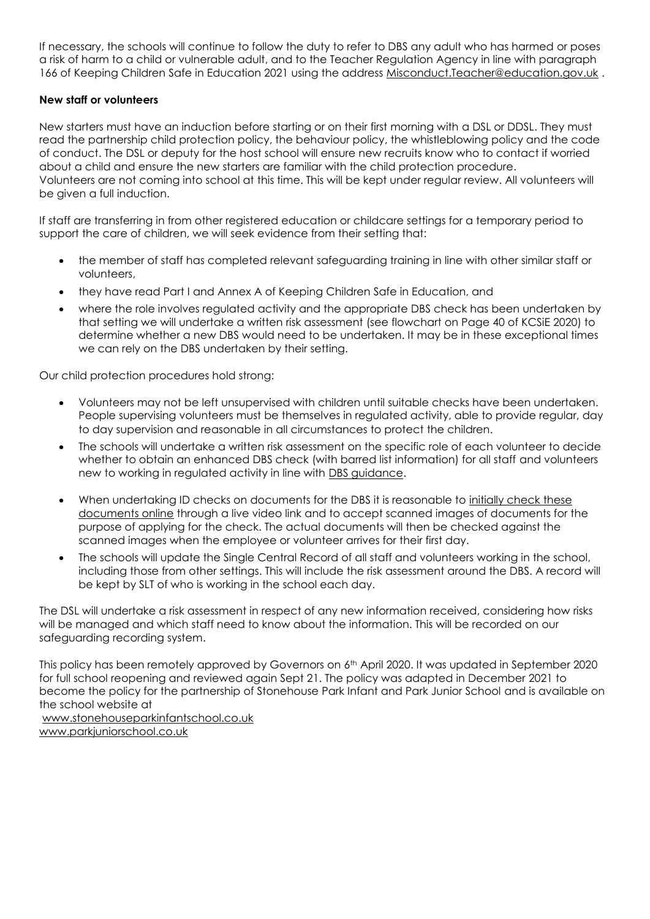If necessary, the schools will continue to follow the duty to refer to DBS any adult who has harmed or poses a risk of harm to a child or vulnerable adult, and to the Teacher Regulation Agency in line with paragraph 166 of Keeping Children Safe in Education 2021 using the address Misconduct.Teacher@education.gov.uk .

**New staff or volunteers**

New starters must have an induction before starting or on their first morning with a DSL or DDSL. They must read the partnership child protection policy, the behaviour policy, the whistleblowing policy and the code of conduct. The DSL or deputy for the host school will ensure new recruits know who to contact if worried about a child and ensure the new starters are familiar with the child protection procedure.
Volunteers are not coming into school at this time. This will be kept under regular review. All volunteers will be given a full induction.

If staff are transferring in from other registered education or childcare settings for a temporary period to support the care of children, we will seek evidence from their setting that:

- the member of staff has completed relevant safeguarding training in line with other similar staff or volunteers,
- they have read Part I and Annex A of Keeping Children Safe in Education, and
- where the role involves regulated activity and the appropriate DBS check has been undertaken by that setting we will undertake a written risk assessment (see flowchart on Page 40 of KCSiE 2020) to determine whether a new DBS would need to be undertaken. It may be in these exceptional times we can rely on the DBS undertaken by their setting.

Our child protection procedures hold strong:

- Volunteers may not be left unsupervised with children until suitable checks have been undertaken. People supervising volunteers must be themselves in regulated activity, able to provide regular, day to day supervision and reasonable in all circumstances to protect the children.
- The schools will undertake a written risk assessment on the specific role of each volunteer to decide whether to obtain an enhanced DBS check (with barred list information) for all staff and volunteers new to working in regulated activity in line with DBS guidance.
- When undertaking ID checks on documents for the DBS it is reasonable to initially check these documents online through a live video link and to accept scanned images of documents for the purpose of applying for the check. The actual documents will then be checked against the scanned images when the employee or volunteer arrives for their first day.
- The schools will update the Single Central Record of all staff and volunteers working in the school, including those from other settings. This will include the risk assessment around the DBS. A record will be kept by SLT of who is working in the school each day.

The DSL will undertake a risk assessment in respect of any new information received, considering how risks will be managed and which staff need to know about the information. This will be recorded on our safeguarding recording system.

This policy has been remotely approved by Governors on 6th April 2020. It was updated in September 2020 for full school reopening and reviewed again Sept 21. The policy was adapted in December 2021 to become the policy for the partnership of Stonehouse Park Infant and Park Junior School and is available on the school website at

www.stonehouseparkinfantschool.co.uk
www.parkjuniorschool.co.uk